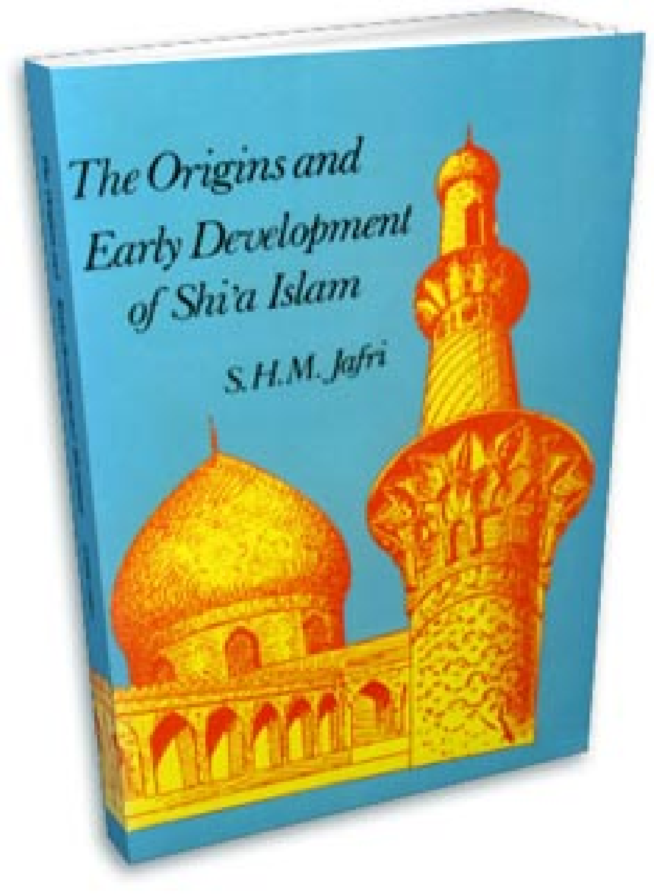# The Origins and Early Development of Shi'a Islam

S. H. M. Jafri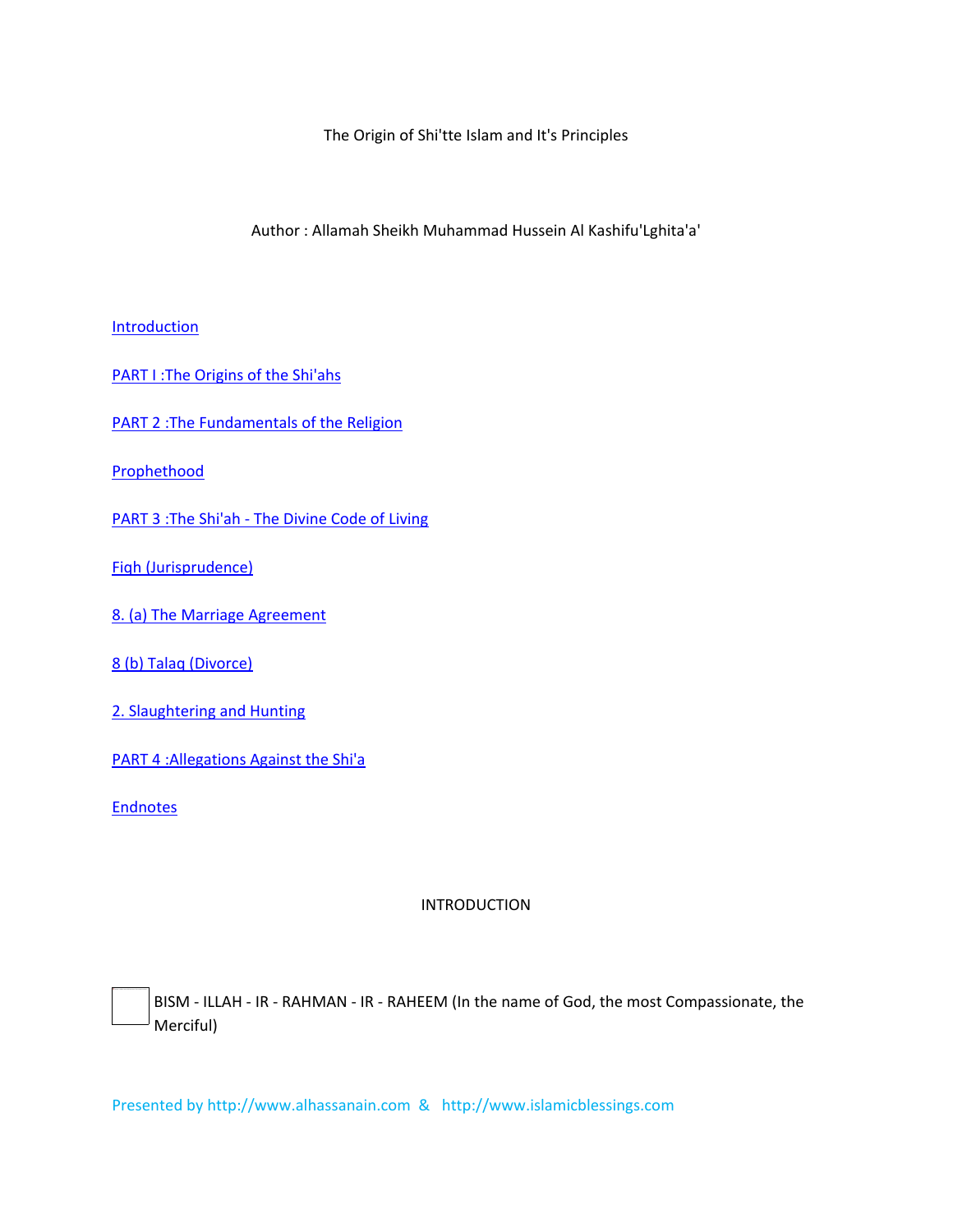The Origin of Shi'tte Islam and It's Principles

Author : Allamah Sheikh Muhammad Hussein Al Kashifu'Lghita'a'

Introduction

PART I :The Origins of the Shi'ahs

PART 2 :The Fundamentals of the Religion

Prophethood

PART 3 :The Shi'ah - The Divine Code of Living

Fiqh (Jurisprudence)

8. (a) The Marriage Agreement

8 (b) Talaq (Divorce)

2. Slaughtering and Hunting

PART 4 :Allegations Against the Shi'a

Endnotes

# INTRODUCTION

BISM - ILLAH - IR - RAHMAN - IR - RAHEEM (In the name of God, the most Compassionate, the Merciful)

Presented by http://www.alhassanain.com & http://www.islamicblessings.com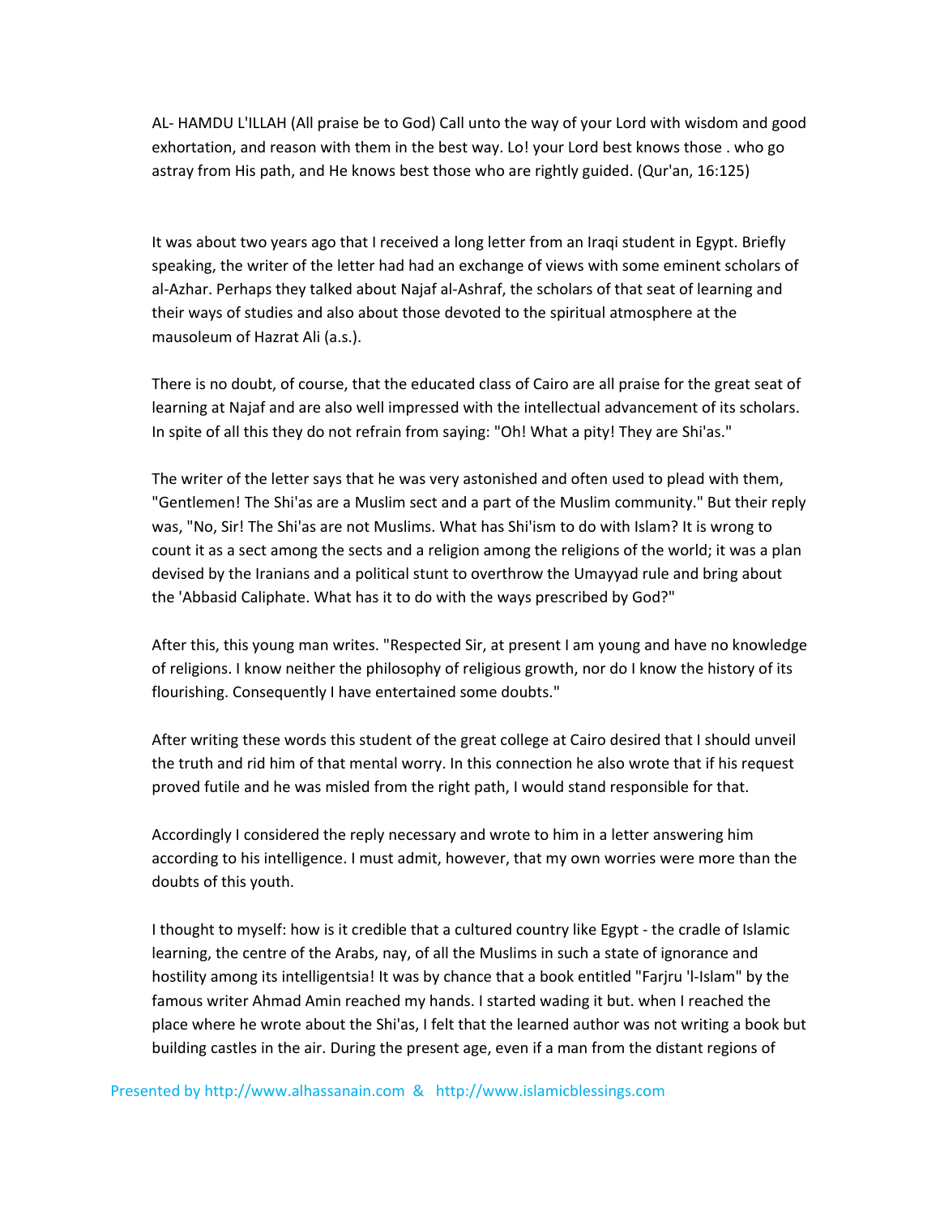AL- HAMDU L'ILLAH (All praise be to God) Call unto the way of your Lord with wisdom and good exhortation, and reason with them in the best way. Lo! your Lord best knows those . who go astray from His path, and He knows best those who are rightly guided. (Qur'an, 16:125)

It was about two years ago that I received a long letter from an Iraqi student in Egypt. Briefly speaking, the writer of the letter had had an exchange of views with some eminent scholars of al-Azhar. Perhaps they talked about Najaf al-Ashraf, the scholars of that seat of learning and their ways of studies and also about those devoted to the spiritual atmosphere at the mausoleum of Hazrat Ali (a.s.).

There is no doubt, of course, that the educated class of Cairo are all praise for the great seat of learning at Najaf and are also well impressed with the intellectual advancement of its scholars. In spite of all this they do not refrain from saying: "Oh! What a pity! They are Shi'as."

The writer of the letter says that he was very astonished and often used to plead with them, "Gentlemen! The Shi'as are a Muslim sect and a part of the Muslim community." But their reply was, "No, Sir! The Shi'as are not Muslims. What has Shi'ism to do with Islam? It is wrong to count it as a sect among the sects and a religion among the religions of the world; it was a plan devised by the Iranians and a political stunt to overthrow the Umayyad rule and bring about the 'Abbasid Caliphate. What has it to do with the ways prescribed by God?"

After this, this young man writes. "Respected Sir, at present I am young and have no knowledge of religions. I know neither the philosophy of religious growth, nor do I know the history of its flourishing. Consequently I have entertained some doubts."

After writing these words this student of the great college at Cairo desired that I should unveil the truth and rid him of that mental worry. In this connection he also wrote that if his request proved futile and he was misled from the right path, I would stand responsible for that.

Accordingly I considered the reply necessary and wrote to him in a letter answering him according to his intelligence. I must admit, however, that my own worries were more than the doubts of this youth.

I thought to myself: how is it credible that a cultured country like Egypt - the cradle of Islamic learning, the centre of the Arabs, nay, of all the Muslims in such a state of ignorance and hostility among its intelligentsia! It was by chance that a book entitled "Farjru 'l-Islam" by the famous writer Ahmad Amin reached my hands. I started wading it but. when I reached the place where he wrote about the Shi'as, I felt that the learned author was not writing a book but building castles in the air. During the present age, even if a man from the distant regions of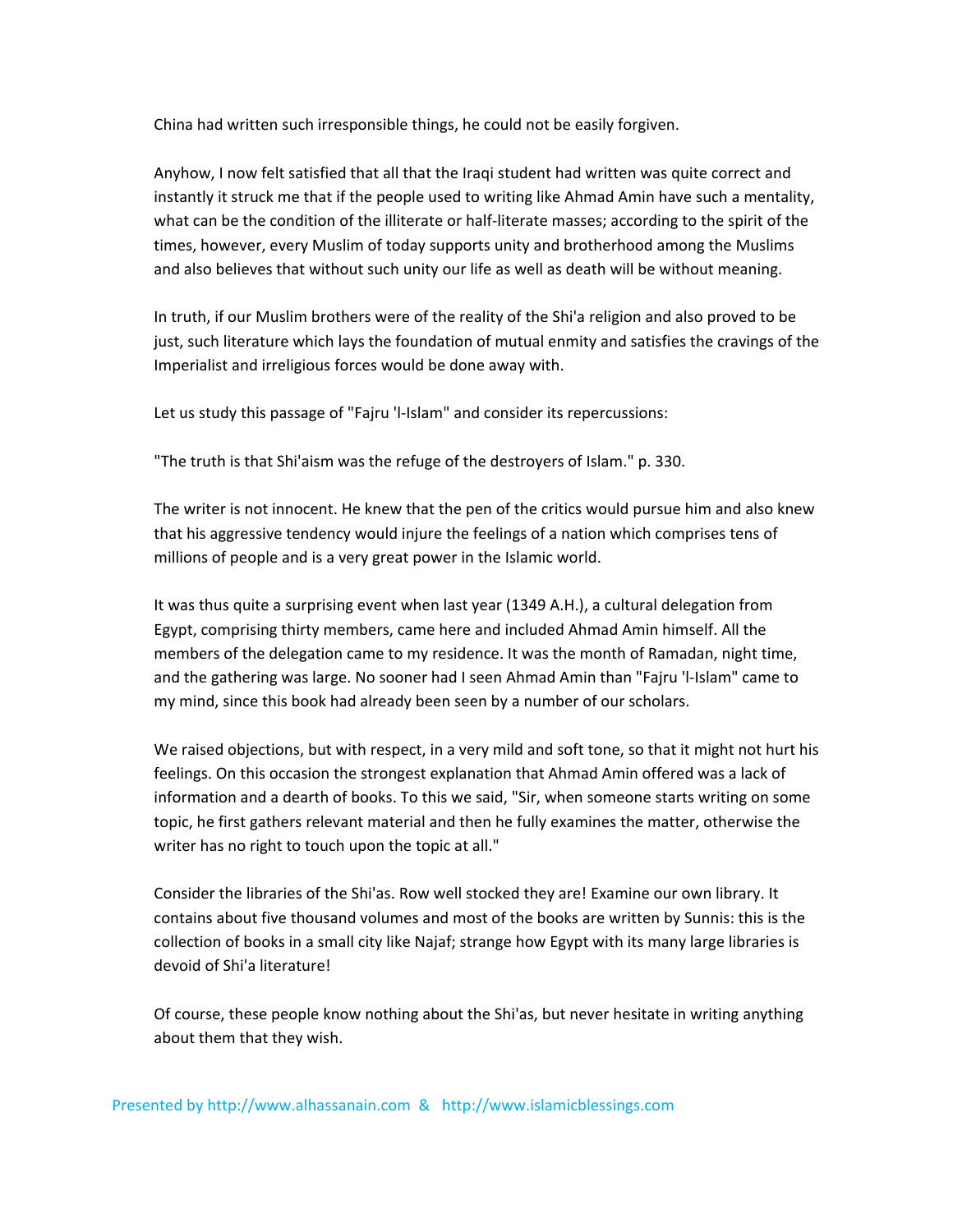China had written such irresponsible things, he could not be easily forgiven.

Anyhow, I now felt satisfied that all that the Iraqi student had written was quite correct and instantly it struck me that if the people used to writing like Ahmad Amin have such a mentality, what can be the condition of the illiterate or half-literate masses; according to the spirit of the times, however, every Muslim of today supports unity and brotherhood among the Muslims and also believes that without such unity our life as well as death will be without meaning.

In truth, if our Muslim brothers were of the reality of the Shi'a religion and also proved to be just, such literature which lays the foundation of mutual enmity and satisfies the cravings of the Imperialist and irreligious forces would be done away with.

Let us study this passage of "Fajru 'l-Islam" and consider its repercussions:

"The truth is that Shi'aism was the refuge of the destroyers of Islam." p. 330.

The writer is not innocent. He knew that the pen of the critics would pursue him and also knew that his aggressive tendency would injure the feelings of a nation which comprises tens of millions of people and is a very great power in the Islamic world.

It was thus quite a surprising event when last year (1349 A.H.), a cultural delegation from Egypt, comprising thirty members, came here and included Ahmad Amin himself. All the members of the delegation came to my residence. It was the month of Ramadan, night time, and the gathering was large. No sooner had I seen Ahmad Amin than "Fajru 'l-Islam" came to my mind, since this book had already been seen by a number of our scholars.

We raised objections, but with respect, in a very mild and soft tone, so that it might not hurt his feelings. On this occasion the strongest explanation that Ahmad Amin offered was a lack of information and a dearth of books. To this we said, "Sir, when someone starts writing on some topic, he first gathers relevant material and then he fully examines the matter, otherwise the writer has no right to touch upon the topic at all."

Consider the libraries of the Shi'as. Row well stocked they are! Examine our own library. It contains about five thousand volumes and most of the books are written by Sunnis: this is the collection of books in a small city like Najaf; strange how Egypt with its many large libraries is devoid of Shi'a literature!

Of course, these people know nothing about the Shi'as, but never hesitate in writing anything about them that they wish.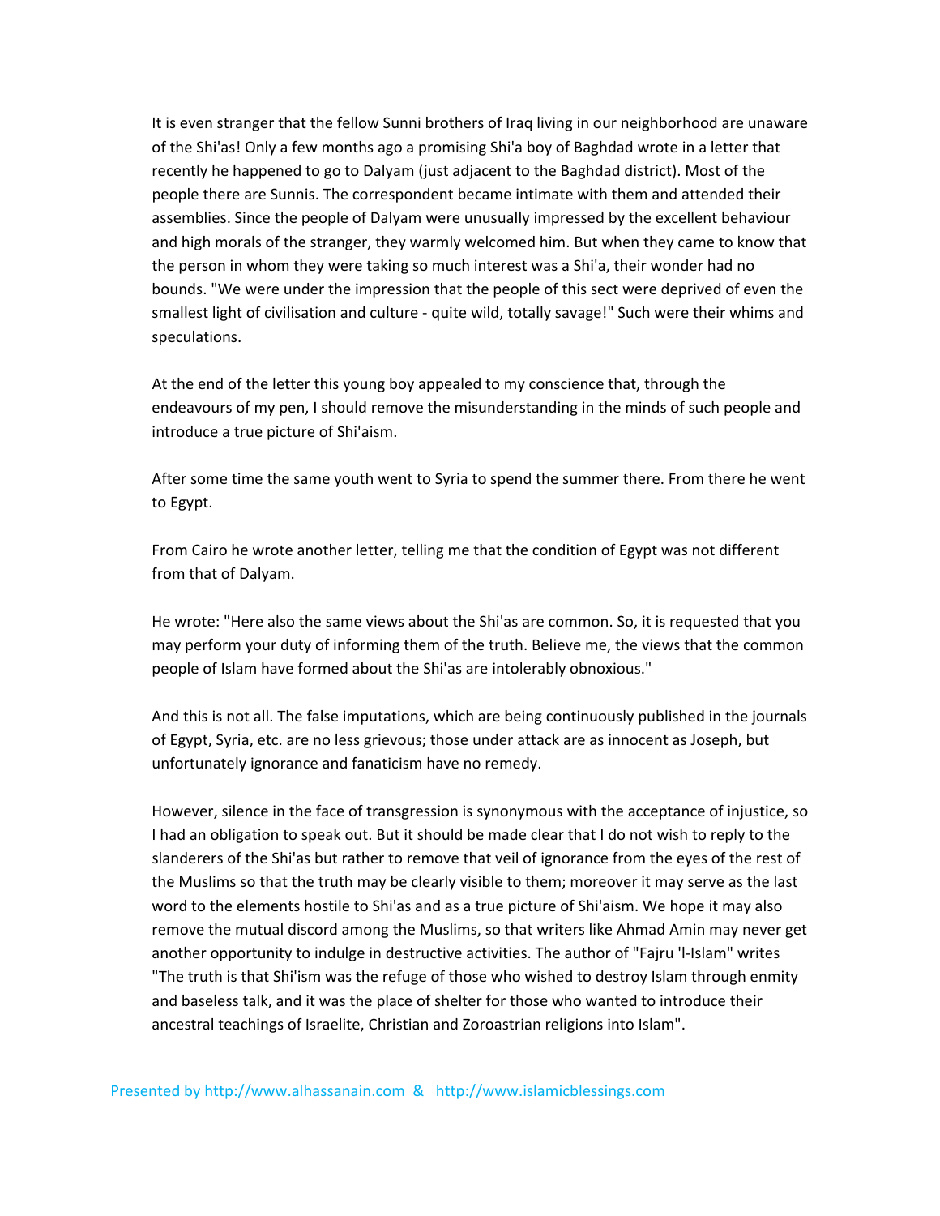It is even stranger that the fellow Sunni brothers of Iraq living in our neighborhood are unaware of the Shi'as! Only a few months ago a promising Shi'a boy of Baghdad wrote in a letter that recently he happened to go to Dalyam (just adjacent to the Baghdad district). Most of the people there are Sunnis. The correspondent became intimate with them and attended their assemblies. Since the people of Dalyam were unusually impressed by the excellent behaviour and high morals of the stranger, they warmly welcomed him. But when they came to know that the person in whom they were taking so much interest was a Shi'a, their wonder had no bounds. "We were under the impression that the people of this sect were deprived of even the smallest light of civilisation and culture - quite wild, totally savage!" Such were their whims and speculations.

At the end of the letter this young boy appealed to my conscience that, through the endeavours of my pen, I should remove the misunderstanding in the minds of such people and introduce a true picture of Shi'aism.

After some time the same youth went to Syria to spend the summer there. From there he went to Egypt.

From Cairo he wrote another letter, telling me that the condition of Egypt was not different from that of Dalyam.

He wrote: "Here also the same views about the Shi'as are common. So, it is requested that you may perform your duty of informing them of the truth. Believe me, the views that the common people of Islam have formed about the Shi'as are intolerably obnoxious."

And this is not all. The false imputations, which are being continuously published in the journals of Egypt, Syria, etc. are no less grievous; those under attack are as innocent as Joseph, but unfortunately ignorance and fanaticism have no remedy.

However, silence in the face of transgression is synonymous with the acceptance of injustice, so I had an obligation to speak out. But it should be made clear that I do not wish to reply to the slanderers of the Shi'as but rather to remove that veil of ignorance from the eyes of the rest of the Muslims so that the truth may be clearly visible to them; moreover it may serve as the last word to the elements hostile to Shi'as and as a true picture of Shi'aism. We hope it may also remove the mutual discord among the Muslims, so that writers like Ahmad Amin may never get another opportunity to indulge in destructive activities. The author of "Fajru 'l-Islam" writes "The truth is that Shi'ism was the refuge of those who wished to destroy Islam through enmity and baseless talk, and it was the place of shelter for those who wanted to introduce their ancestral teachings of Israelite, Christian and Zoroastrian religions into Islam".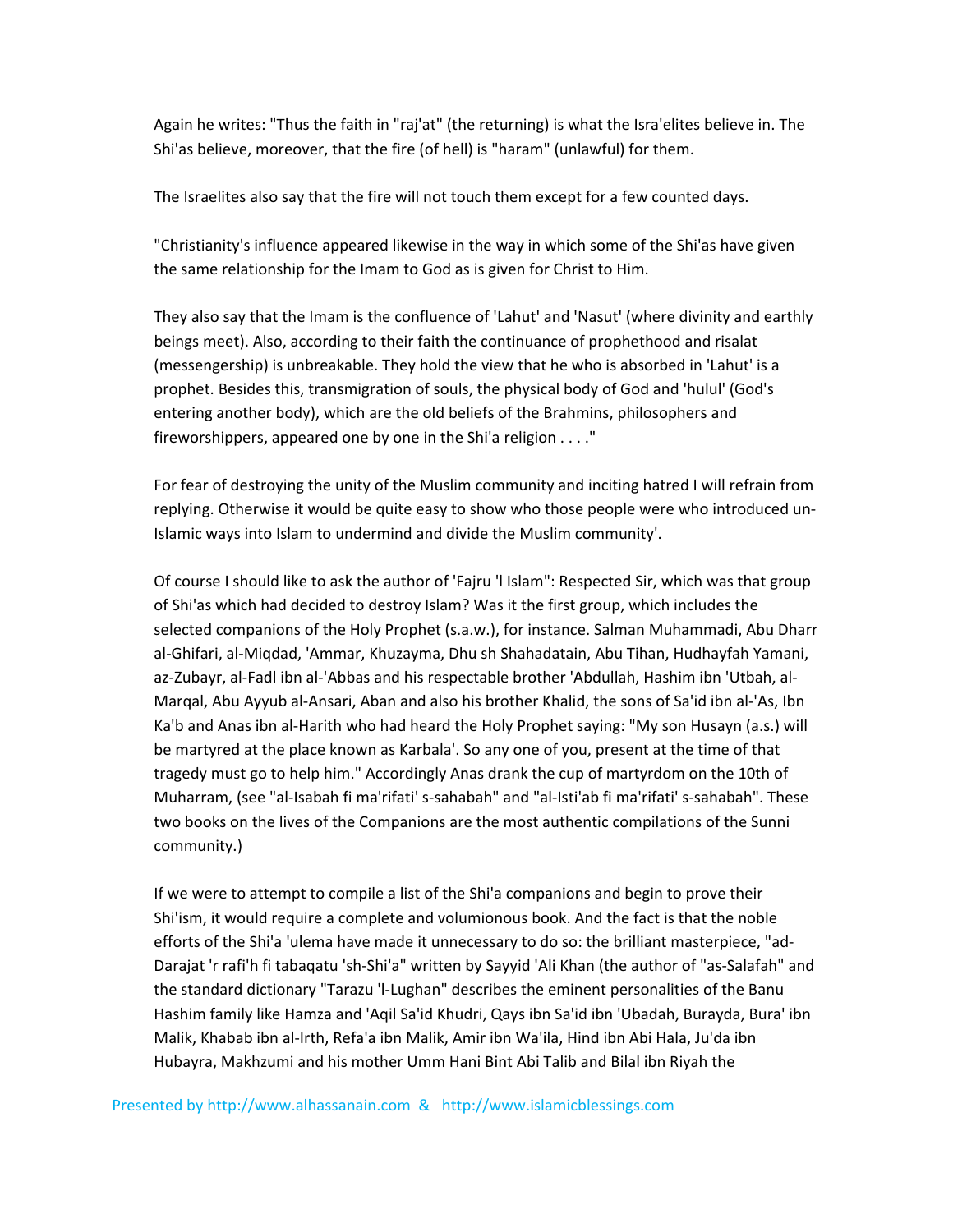Again he writes: "Thus the faith in "raj'at" (the returning) is what the Isra'elites believe in. The Shi'as believe, moreover, that the fire (of hell) is "haram" (unlawful) for them.

The Israelites also say that the fire will not touch them except for a few counted days.

"Christianity's influence appeared likewise in the way in which some of the Shi'as have given the same relationship for the Imam to God as is given for Christ to Him.

They also say that the Imam is the confluence of 'Lahut' and 'Nasut' (where divinity and earthly beings meet). Also, according to their faith the continuance of prophethood and risalat (messengership) is unbreakable. They hold the view that he who is absorbed in 'Lahut' is a prophet. Besides this, transmigration of souls, the physical body of God and 'hulul' (God's entering another body), which are the old beliefs of the Brahmins, philosophers and fireworshippers, appeared one by one in the Shi'a religion . . . ."

For fear of destroying the unity of the Muslim community and inciting hatred I will refrain from replying. Otherwise it would be quite easy to show who those people were who introduced un-Islamic ways into Islam to undermind and divide the Muslim community'.

Of course I should like to ask the author of 'Fajru 'l Islam": Respected Sir, which was that group of Shi'as which had decided to destroy Islam? Was it the first group, which includes the selected companions of the Holy Prophet (s.a.w.), for instance. Salman Muhammadi, Abu Dharr al-Ghifari, al-Miqdad, 'Ammar, Khuzayma, Dhu sh Shahadatain, Abu Tihan, Hudhayfah Yamani, az-Zubayr, al-Fadl ibn al-'Abbas and his respectable brother 'Abdullah, Hashim ibn 'Utbah, al-Marqal, Abu Ayyub al-Ansari, Aban and also his brother Khalid, the sons of Sa'id ibn al-'As, Ibn Ka'b and Anas ibn al-Harith who had heard the Holy Prophet saying: "My son Husayn (a.s.) will be martyred at the place known as Karbala'. So any one of you, present at the time of that tragedy must go to help him." Accordingly Anas drank the cup of martyrdom on the 10th of Muharram, (see "al-Isabah fi ma'rifati' s-sahabah" and "al-Isti'ab fi ma'rifati' s-sahabah". These two books on the lives of the Companions are the most authentic compilations of the Sunni community.)

If we were to attempt to compile a list of the Shi'a companions and begin to prove their Shi'ism, it would require a complete and volumionous book. And the fact is that the noble efforts of the Shi'a 'ulema have made it unnecessary to do so: the brilliant masterpiece, "ad-Darajat 'r rafi'h fi tabaqatu 'sh-Shi'a" written by Sayyid 'Ali Khan (the author of "as-Salafah" and the standard dictionary "Tarazu 'l-Lughan" describes the eminent personalities of the Banu Hashim family like Hamza and 'Aqil Sa'id Khudri, Qays ibn Sa'id ibn 'Ubadah, Burayda, Bura' ibn Malik, Khabab ibn al-Irth, Refa'a ibn Malik, Amir ibn Wa'ila, Hind ibn Abi Hala, Ju'da ibn Hubayra, Makhzumi and his mother Umm Hani Bint Abi Talib and Bilal ibn Riyah the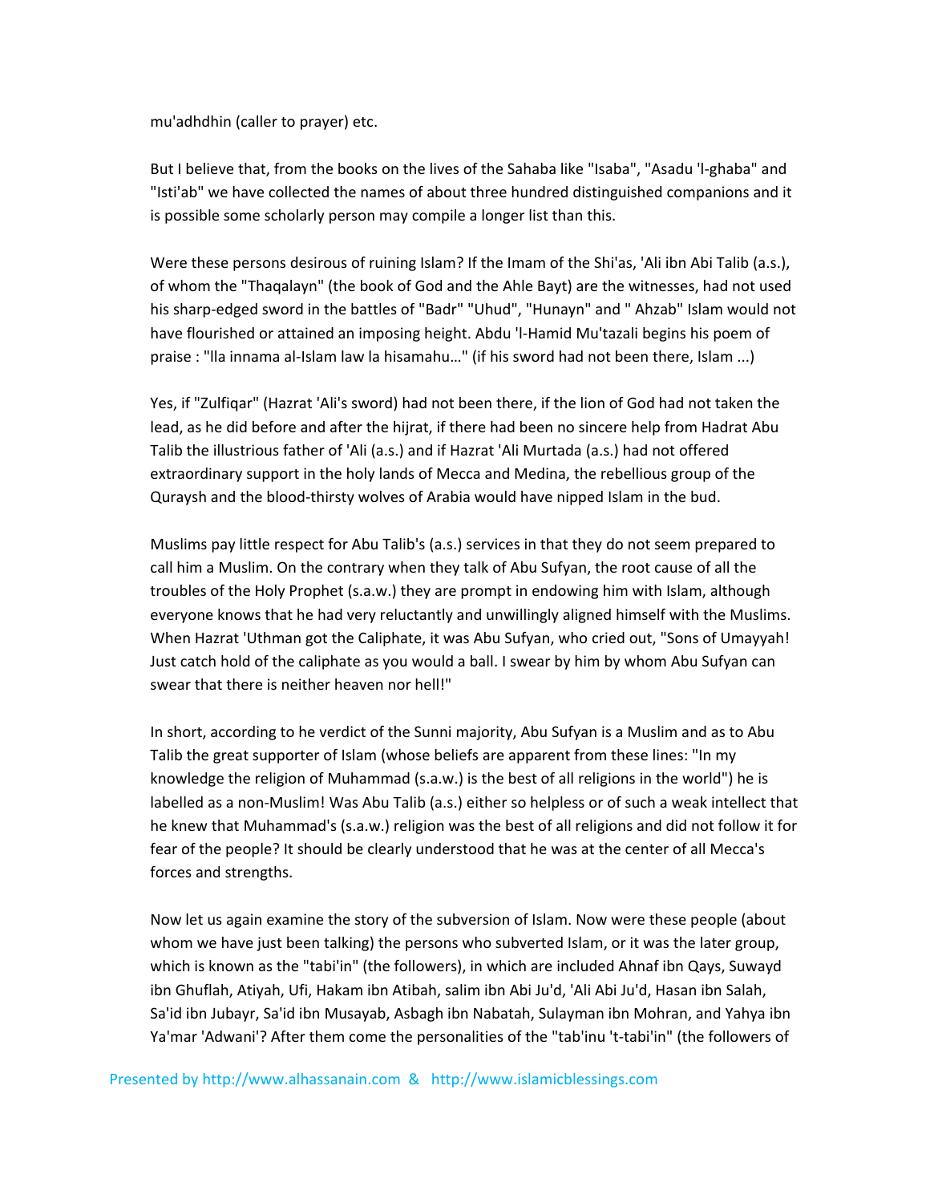mu'adhdhin (caller to prayer) etc.

But I believe that, from the books on the lives of the Sahaba like "Isaba", "Asadu 'l-ghaba" and "Isti'ab" we have collected the names of about three hundred distinguished companions and it is possible some scholarly person may compile a longer list than this.

Were these persons desirous of ruining Islam? If the Imam of the Shi'as, 'Ali ibn Abi Talib (a.s.), of whom the "Thaqalayn" (the book of God and the Ahle Bayt) are the witnesses, had not used his sharp-edged sword in the battles of "Badr" "Uhud", "Hunayn" and " Ahzab" Islam would not have flourished or attained an imposing height. Abdu 'l-Hamid Mu'tazali begins his poem of praise : "lla innama al-Islam law la hisamahu…" (if his sword had not been there, Islam ...)

Yes, if "Zulfiqar" (Hazrat 'Ali's sword) had not been there, if the lion of God had not taken the lead, as he did before and after the hijrat, if there had been no sincere help from Hadrat Abu Talib the illustrious father of 'Ali (a.s.) and if Hazrat 'Ali Murtada (a.s.) had not offered extraordinary support in the holy lands of Mecca and Medina, the rebellious group of the Quraysh and the blood-thirsty wolves of Arabia would have nipped Islam in the bud.

Muslims pay little respect for Abu Talib's (a.s.) services in that they do not seem prepared to call him a Muslim. On the contrary when they talk of Abu Sufyan, the root cause of all the troubles of the Holy Prophet (s.a.w.) they are prompt in endowing him with Islam, although everyone knows that he had very reluctantly and unwillingly aligned himself with the Muslims. When Hazrat 'Uthman got the Caliphate, it was Abu Sufyan, who cried out, "Sons of Umayyah! Just catch hold of the caliphate as you would a ball. I swear by him by whom Abu Sufyan can swear that there is neither heaven nor hell!"

In short, according to he verdict of the Sunni majority, Abu Sufyan is a Muslim and as to Abu Talib the great supporter of Islam (whose beliefs are apparent from these lines: "In my knowledge the religion of Muhammad (s.a.w.) is the best of all religions in the world") he is labelled as a non-Muslim! Was Abu Talib (a.s.) either so helpless or of such a weak intellect that he knew that Muhammad's (s.a.w.) religion was the best of all religions and did not follow it for fear of the people? It should be clearly understood that he was at the center of all Mecca's forces and strengths.

Now let us again examine the story of the subversion of Islam. Now were these people (about whom we have just been talking) the persons who subverted Islam, or it was the later group, which is known as the "tabi'in" (the followers), in which are included Ahnaf ibn Qays, Suwayd ibn Ghuflah, Atiyah, Ufi, Hakam ibn Atibah, salim ibn Abi Ju'd, 'Ali Abi Ju'd, Hasan ibn Salah, Sa'id ibn Jubayr, Sa'id ibn Musayab, Asbagh ibn Nabatah, Sulayman ibn Mohran, and Yahya ibn Ya'mar 'Adwani'? After them come the personalities of the "tab'inu 't-tabi'in" (the followers of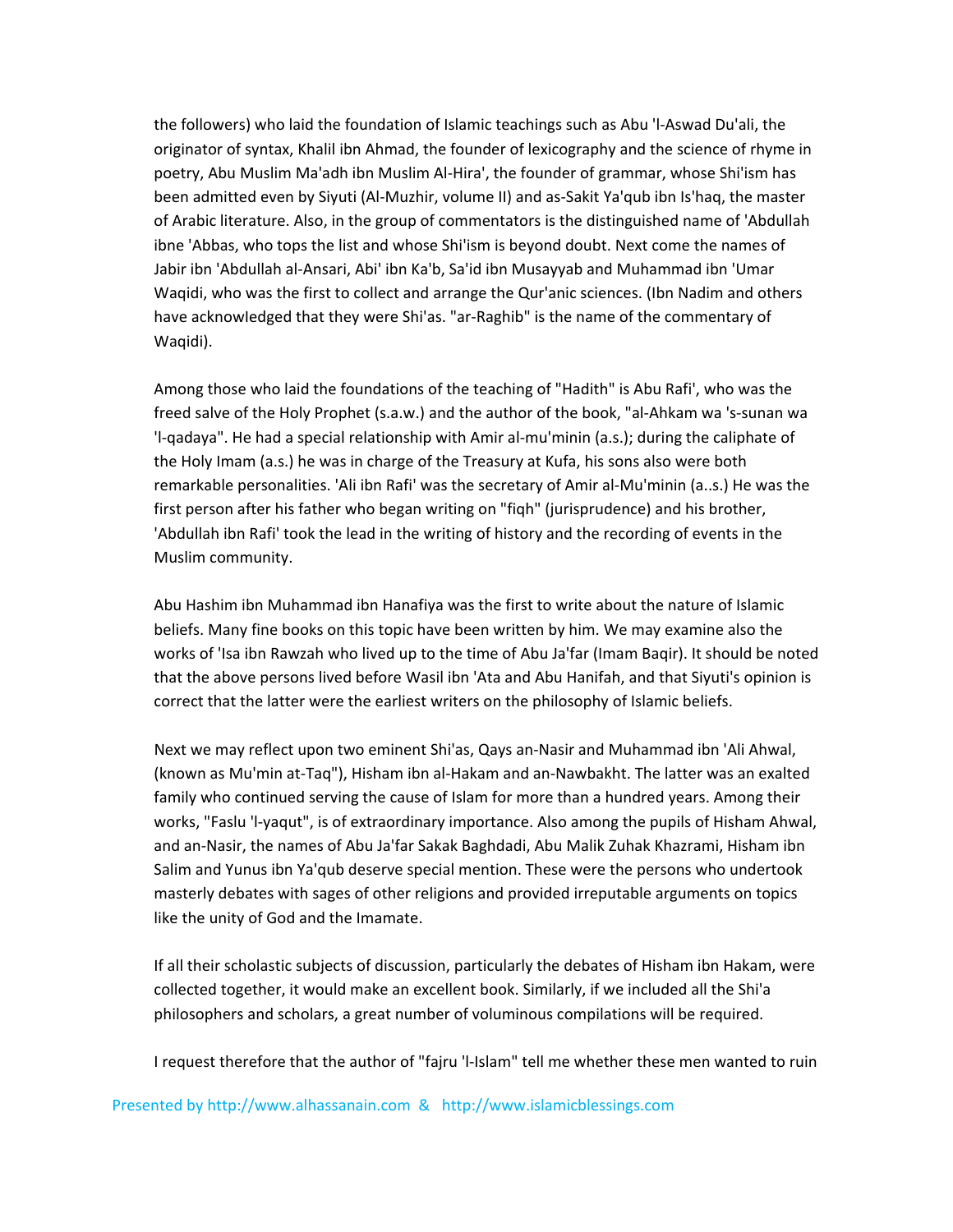the followers) who laid the foundation of Islamic teachings such as Abu 'l-Aswad Du'ali, the originator of syntax, Khalil ibn Ahmad, the founder of lexicography and the science of rhyme in poetry, Abu Muslim Ma'adh ibn Muslim Al-Hira', the founder of grammar, whose Shi'ism has been admitted even by Siyuti (Al-Muzhir, volume II) and as-Sakit Ya'qub ibn Is'haq, the master of Arabic literature. Also, in the group of commentators is the distinguished name of 'Abdullah ibne 'Abbas, who tops the list and whose Shi'ism is beyond doubt. Next come the names of Jabir ibn 'Abdullah al-Ansari, Abi' ibn Ka'b, Sa'id ibn Musayyab and Muhammad ibn 'Umar Waqidi, who was the first to collect and arrange the Qur'anic sciences. (Ibn Nadim and others have acknowledged that they were Shi'as. "ar-Raghib" is the name of the commentary of Waqidi).

Among those who laid the foundations of the teaching of "Hadith" is Abu Rafi', who was the freed salve of the Holy Prophet (s.a.w.) and the author of the book, "al-Ahkam wa 's-sunan wa 'l-qadaya". He had a special relationship with Amir al-mu'minin (a.s.); during the caliphate of the Holy Imam (a.s.) he was in charge of the Treasury at Kufa, his sons also were both remarkable personalities. 'Ali ibn Rafi' was the secretary of Amir al-Mu'minin (a..s.) He was the first person after his father who began writing on "fiqh" (jurisprudence) and his brother, 'Abdullah ibn Rafi' took the lead in the writing of history and the recording of events in the Muslim community.

Abu Hashim ibn Muhammad ibn Hanafiya was the first to write about the nature of Islamic beliefs. Many fine books on this topic have been written by him. We may examine also the works of 'Isa ibn Rawzah who lived up to the time of Abu Ja'far (Imam Baqir). It should be noted that the above persons lived before Wasil ibn 'Ata and Abu Hanifah, and that Siyuti's opinion is correct that the latter were the earliest writers on the philosophy of Islamic beliefs.

Next we may reflect upon two eminent Shi'as, Qays an-Nasir and Muhammad ibn 'Ali Ahwal, (known as Mu'min at-Taq"), Hisham ibn al-Hakam and an-Nawbakht. The latter was an exalted family who continued serving the cause of Islam for more than a hundred years. Among their works, "Faslu 'l-yaqut", is of extraordinary importance. Also among the pupils of Hisham Ahwal, and an-Nasir, the names of Abu Ja'far Sakak Baghdadi, Abu Malik Zuhak Khazrami, Hisham ibn Salim and Yunus ibn Ya'qub deserve special mention. These were the persons who undertook masterly debates with sages of other religions and provided irreputable arguments on topics like the unity of God and the Imamate.

If all their scholastic subjects of discussion, particularly the debates of Hisham ibn Hakam, were collected together, it would make an excellent book. Similarly, if we included all the Shi'a philosophers and scholars, a great number of voluminous compilations will be required.

I request therefore that the author of "fajru 'l-Islam" tell me whether these men wanted to ruin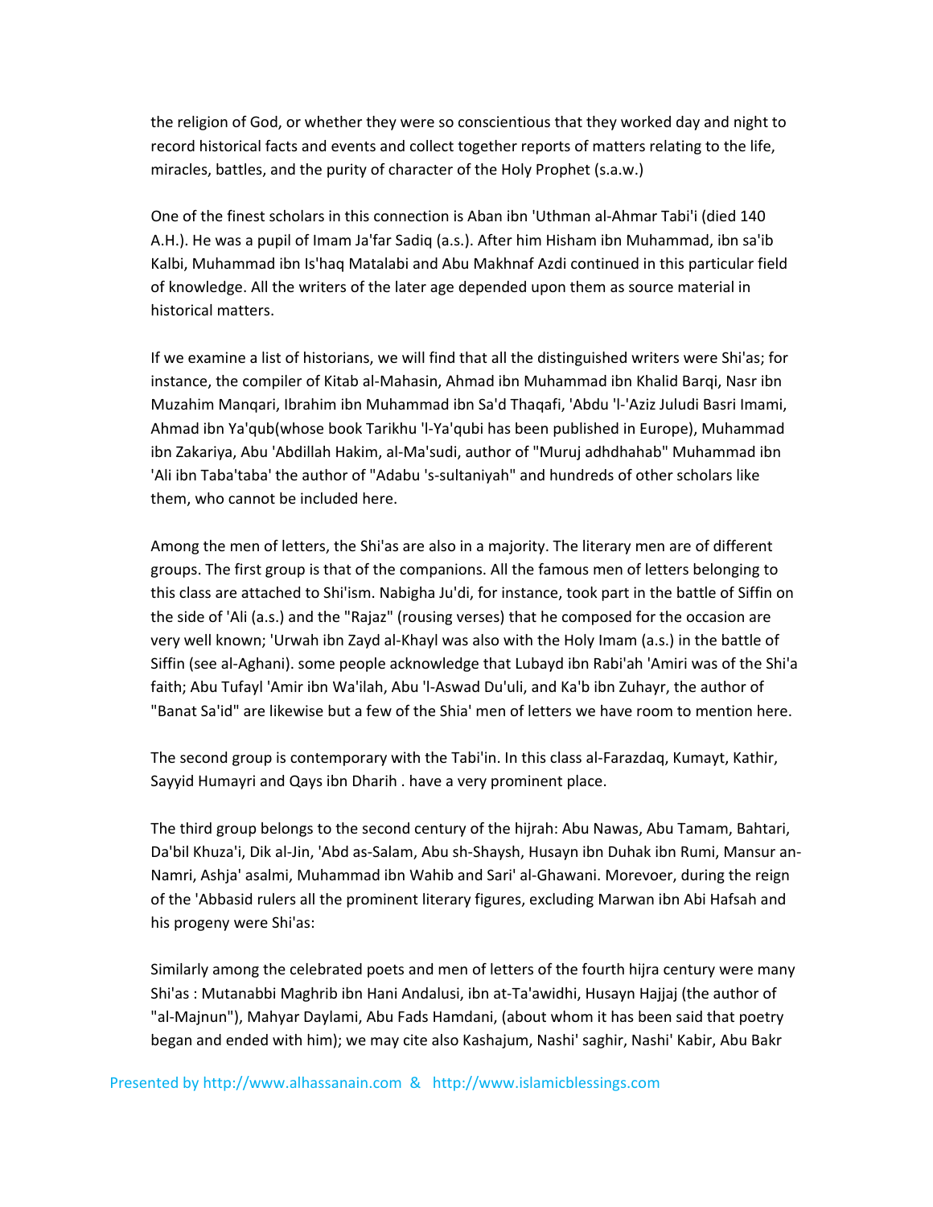the religion of God, or whether they were so conscientious that they worked day and night to record historical facts and events and collect together reports of matters relating to the life, miracles, battles, and the purity of character of the Holy Prophet (s.a.w.)

One of the finest scholars in this connection is Aban ibn 'Uthman al-Ahmar Tabi'i (died 140 A.H.). He was a pupil of Imam Ja'far Sadiq (a.s.). After him Hisham ibn Muhammad, ibn sa'ib Kalbi, Muhammad ibn Is'haq Matalabi and Abu Makhnaf Azdi continued in this particular field of knowledge. All the writers of the later age depended upon them as source material in historical matters.

If we examine a list of historians, we will find that all the distinguished writers were Shi'as; for instance, the compiler of Kitab al-Mahasin, Ahmad ibn Muhammad ibn Khalid Barqi, Nasr ibn Muzahim Manqari, Ibrahim ibn Muhammad ibn Sa'd Thaqafi, 'Abdu 'l-'Aziz Juludi Basri Imami, Ahmad ibn Ya'qub(whose book Tarikhu 'l-Ya'qubi has been published in Europe), Muhammad ibn Zakariya, Abu 'Abdillah Hakim, al-Ma'sudi, author of "Muruj adhdhahab" Muhammad ibn 'Ali ibn Taba'taba' the author of "Adabu 's-sultaniyah" and hundreds of other scholars like them, who cannot be included here.

Among the men of letters, the Shi'as are also in a majority. The literary men are of different groups. The first group is that of the companions. All the famous men of letters belonging to this class are attached to Shi'ism. Nabigha Ju'di, for instance, took part in the battle of Siffin on the side of 'Ali (a.s.) and the "Rajaz" (rousing verses) that he composed for the occasion are very well known; 'Urwah ibn Zayd al-Khayl was also with the Holy Imam (a.s.) in the battle of Siffin (see al-Aghani). some people acknowledge that Lubayd ibn Rabi'ah 'Amiri was of the Shi'a faith; Abu Tufayl 'Amir ibn Wa'ilah, Abu 'l-Aswad Du'uli, and Ka'b ibn Zuhayr, the author of "Banat Sa'id" are likewise but a few of the Shia' men of letters we have room to mention here.

The second group is contemporary with the Tabi'in. In this class al-Farazdaq, Kumayt, Kathir, Sayyid Humayri and Qays ibn Dharih . have a very prominent place.

The third group belongs to the second century of the hijrah: Abu Nawas, Abu Tamam, Bahtari, Da'bil Khuza'i, Dik al-Jin, 'Abd as-Salam, Abu sh-Shaysh, Husayn ibn Duhak ibn Rumi, Mansur an-Namri, Ashja' asalmi, Muhammad ibn Wahib and Sari' al-Ghawani. Morevoer, during the reign of the 'Abbasid rulers all the prominent literary figures, excluding Marwan ibn Abi Hafsah and his progeny were Shi'as:

Similarly among the celebrated poets and men of letters of the fourth hijra century were many Shi'as : Mutanabbi Maghrib ibn Hani Andalusi, ibn at-Ta'awidhi, Husayn Hajjaj (the author of "al-Majnun"), Mahyar Daylami, Abu Fads Hamdani, (about whom it has been said that poetry began and ended with him); we may cite also Kashajum, Nashi' saghir, Nashi' Kabir, Abu Bakr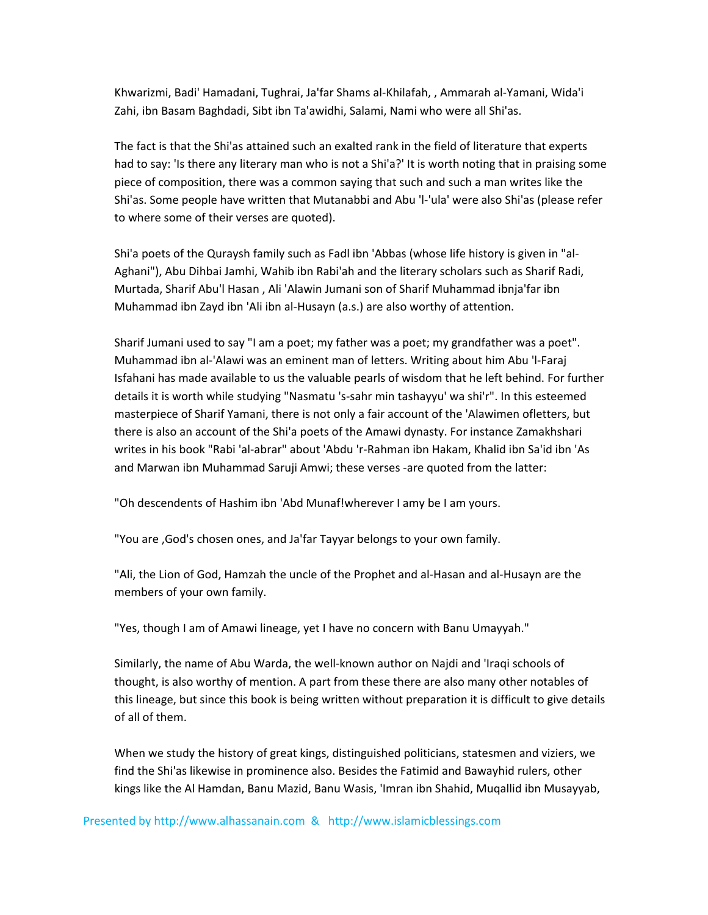Khwarizmi, Badi' Hamadani, Tughrai, Ja'far Shams al-Khilafah, , Ammarah al-Yamani, Wida'i Zahi, ibn Basam Baghdadi, Sibt ibn Ta'awidhi, Salami, Nami who were all Shi'as.

The fact is that the Shi'as attained such an exalted rank in the field of literature that experts had to say: 'Is there any literary man who is not a Shi'a?' It is worth noting that in praising some piece of composition, there was a common saying that such and such a man writes like the Shi'as. Some people have written that Mutanabbi and Abu 'l-'ula' were also Shi'as (please refer to where some of their verses are quoted).

Shi'a poets of the Quraysh family such as Fadl ibn 'Abbas (whose life history is given in "al-Aghani"), Abu Dihbai Jamhi, Wahib ibn Rabi'ah and the literary scholars such as Sharif Radi, Murtada, Sharif Abu'l Hasan , Ali 'Alawin Jumani son of Sharif Muhammad ibnja'far ibn Muhammad ibn Zayd ibn 'Ali ibn al-Husayn (a.s.) are also worthy of attention.

Sharif Jumani used to say "I am a poet; my father was a poet; my grandfather was a poet". Muhammad ibn al-'Alawi was an eminent man of letters. Writing about him Abu 'l-Faraj Isfahani has made available to us the valuable pearls of wisdom that he left behind. For further details it is worth while studying "Nasmatu 's-sahr min tashayyu' wa shi'r". In this esteemed masterpiece of Sharif Yamani, there is not only a fair account of the 'Alawimen ofletters, but there is also an account of the Shi'a poets of the Amawi dynasty. For instance Zamakhshari writes in his book "Rabi 'al-abrar" about 'Abdu 'r-Rahman ibn Hakam, Khalid ibn Sa'id ibn 'As and Marwan ibn Muhammad Saruji Amwi; these verses -are quoted from the latter:

"Oh descendents of Hashim ibn 'Abd Munaf!wherever I amy be I am yours.

"You are ,God's chosen ones, and Ja'far Tayyar belongs to your own family.

"Ali, the Lion of God, Hamzah the uncle of the Prophet and al-Hasan and al-Husayn are the members of your own family.

"Yes, though I am of Amawi lineage, yet I have no concern with Banu Umayyah."

Similarly, the name of Abu Warda, the well-known author on Najdi and 'Iraqi schools of thought, is also worthy of mention. A part from these there are also many other notables of this lineage, but since this book is being written without preparation it is difficult to give details of all of them.

When we study the history of great kings, distinguished politicians, statesmen and viziers, we find the Shi'as likewise in prominence also. Besides the Fatimid and Bawayhid rulers, other kings like the Al Hamdan, Banu Mazid, Banu Wasis, 'Imran ibn Shahid, Muqallid ibn Musayyab,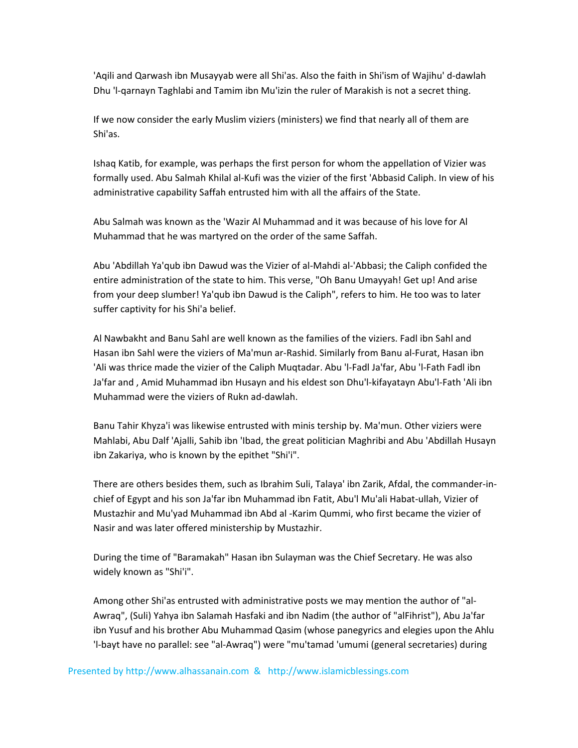'Aqili and Qarwash ibn Musayyab were all Shi'as. Also the faith in Shi'ism of Wajihu' d-dawlah Dhu 'l-qarnayn Taghlabi and Tamim ibn Mu'izin the ruler of Marakish is not a secret thing.

If we now consider the early Muslim viziers (ministers) we find that nearly all of them are Shi'as.

Ishaq Katib, for example, was perhaps the first person for whom the appellation of Vizier was formally used. Abu Salmah Khilal al-Kufi was the vizier of the first 'Abbasid Caliph. In view of his administrative capability Saffah entrusted him with all the affairs of the State.

Abu Salmah was known as the 'Wazir Al Muhammad and it was because of his love for Al Muhammad that he was martyred on the order of the same Saffah.

Abu 'Abdillah Ya'qub ibn Dawud was the Vizier of al-Mahdi al-'Abbasi; the Caliph confided the entire administration of the state to him. This verse, "Oh Banu Umayyah! Get up! And arise from your deep slumber! Ya'qub ibn Dawud is the Caliph", refers to him. He too was to later suffer captivity for his Shi'a belief.

Al Nawbakht and Banu Sahl are well known as the families of the viziers. Fadl ibn Sahl and Hasan ibn Sahl were the viziers of Ma'mun ar-Rashid. Similarly from Banu al-Furat, Hasan ibn 'Ali was thrice made the vizier of the Caliph Muqtadar. Abu 'l-Fadl Ja'far, Abu 'l-Fath Fadl ibn Ja'far and , Amid Muhammad ibn Husayn and his eldest son Dhu'l-kifayatayn Abu'l-Fath 'Ali ibn Muhammad were the viziers of Rukn ad-dawlah.

Banu Tahir Khyza'i was likewise entrusted with minis tership by. Ma'mun. Other viziers were Mahlabi, Abu Dalf 'Ajalli, Sahib ibn 'Ibad, the great politician Maghribi and Abu 'Abdillah Husayn ibn Zakariya, who is known by the epithet "Shi'i".

There are others besides them, such as Ibrahim Suli, Talaya' ibn Zarik, Afdal, the commander-in-chief of Egypt and his son Ja'far ibn Muhammad ibn Fatit, Abu'l Mu'ali Habat-ullah, Vizier of Mustazhir and Mu'yad Muhammad ibn Abd al -Karim Qummi, who first became the vizier of Nasir and was later offered ministership by Mustazhir.

During the time of "Baramakah" Hasan ibn Sulayman was the Chief Secretary. He was also widely known as "Shi'i".

Among other Shi'as entrusted with administrative posts we may mention the author of "al-Awraq", (Suli) Yahya ibn Salamah Hasfaki and ibn Nadim (the author of "alFihrist"), Abu Ja'far ibn Yusuf and his brother Abu Muhammad Qasim (whose panegyrics and elegies upon the Ahlu 'l-bayt have no parallel: see "al-Awraq") were "mu'tamad 'umumi (general secretaries) during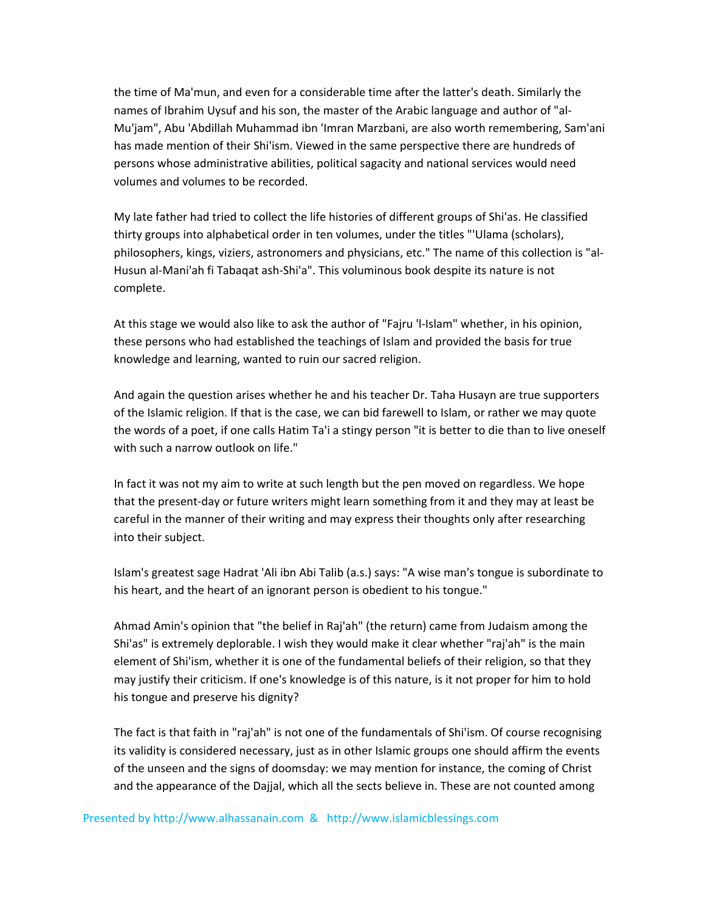the time of Ma'mun, and even for a considerable time after the latter's death. Similarly the names of Ibrahim Uysuf and his son, the master of the Arabic language and author of "al-Mu'jam", Abu 'Abdillah Muhammad ibn 'Imran Marzbani, are also worth remembering, Sam'ani has made mention of their Shi'ism. Viewed in the same perspective there are hundreds of persons whose administrative abilities, political sagacity and national services would need volumes and volumes to be recorded.

My late father had tried to collect the life histories of different groups of Shi'as. He classified thirty groups into alphabetical order in ten volumes, under the titles "'Ulama (scholars), philosophers, kings, viziers, astronomers and physicians, etc." The name of this collection is "al-Husun al-Mani'ah fi Tabaqat ash-Shi'a". This voluminous book despite its nature is not complete.

At this stage we would also like to ask the author of "Fajru 'l-Islam" whether, in his opinion, these persons who had established the teachings of Islam and provided the basis for true knowledge and learning, wanted to ruin our sacred religion.

And again the question arises whether he and his teacher Dr. Taha Husayn are true supporters of the Islamic religion. If that is the case, we can bid farewell to Islam, or rather we may quote the words of a poet, if one calls Hatim Ta'i a stingy person "it is better to die than to live oneself with such a narrow outlook on life."

In fact it was not my aim to write at such length but the pen moved on regardless. We hope that the present-day or future writers might learn something from it and they may at least be careful in the manner of their writing and may express their thoughts only after researching into their subject.

Islam's greatest sage Hadrat 'Ali ibn Abi Talib (a.s.) says: "A wise man's tongue is subordinate to his heart, and the heart of an ignorant person is obedient to his tongue."

Ahmad Amin's opinion that "the belief in Raj'ah" (the return) came from Judaism among the Shi'as" is extremely deplorable. I wish they would make it clear whether "raj'ah" is the main element of Shi'ism, whether it is one of the fundamental beliefs of their religion, so that they may justify their criticism. If one's knowledge is of this nature, is it not proper for him to hold his tongue and preserve his dignity?

The fact is that faith in "raj'ah" is not one of the fundamentals of Shi'ism. Of course recognising its validity is considered necessary, just as in other Islamic groups one should affirm the events of the unseen and the signs of doomsday: we may mention for instance, the coming of Christ and the appearance of the Dajjal, which all the sects believe in. These are not counted among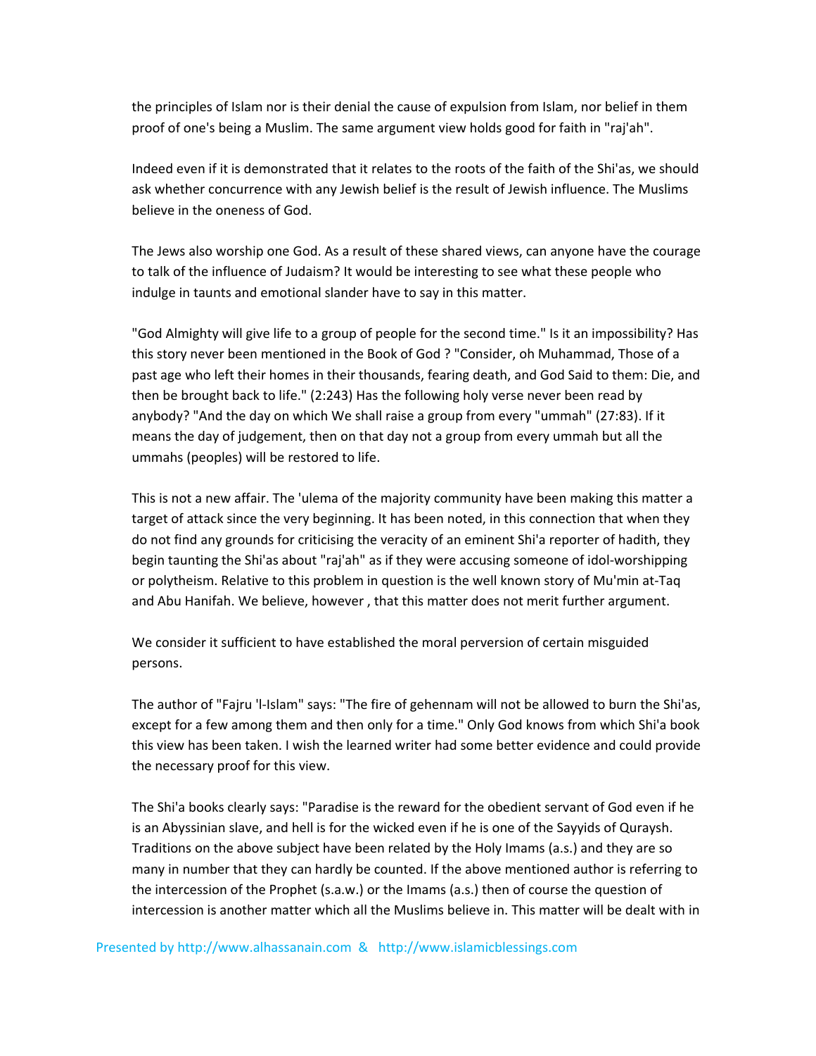the principles of Islam nor is their denial the cause of expulsion from Islam, nor belief in them proof of one's being a Muslim. The same argument view holds good for faith in "raj'ah".

Indeed even if it is demonstrated that it relates to the roots of the faith of the Shi'as, we should ask whether concurrence with any Jewish belief is the result of Jewish influence. The Muslims believe in the oneness of God.

The Jews also worship one God. As a result of these shared views, can anyone have the courage to talk of the influence of Judaism? It would be interesting to see what these people who indulge in taunts and emotional slander have to say in this matter.

"God Almighty will give life to a group of people for the second time." Is it an impossibility? Has this story never been mentioned in the Book of God ? "Consider, oh Muhammad, Those of a past age who left their homes in their thousands, fearing death, and God Said to them: Die, and then be brought back to life." (2:243) Has the following holy verse never been read by anybody? "And the day on which We shall raise a group from every "ummah" (27:83). If it means the day of judgement, then on that day not a group from every ummah but all the ummahs (peoples) will be restored to life.

This is not a new affair. The 'ulema of the majority community have been making this matter a target of attack since the very beginning. It has been noted, in this connection that when they do not find any grounds for criticising the veracity of an eminent Shi'a reporter of hadith, they begin taunting the Shi'as about "raj'ah" as if they were accusing someone of idol-worshipping or polytheism. Relative to this problem in question is the well known story of Mu'min at-Taq and Abu Hanifah. We believe, however , that this matter does not merit further argument.

We consider it sufficient to have established the moral perversion of certain misguided persons.

The author of "Fajru 'l-Islam" says: "The fire of gehennam will not be allowed to burn the Shi'as, except for a few among them and then only for a time." Only God knows from which Shi'a book this view has been taken. I wish the learned writer had some better evidence and could provide the necessary proof for this view.

The Shi'a books clearly says: "Paradise is the reward for the obedient servant of God even if he is an Abyssinian slave, and hell is for the wicked even if he is one of the Sayyids of Quraysh. Traditions on the above subject have been related by the Holy Imams (a.s.) and they are so many in number that they can hardly be counted. If the above mentioned author is referring to the intercession of the Prophet (s.a.w.) or the Imams (a.s.) then of course the question of intercession is another matter which all the Muslims believe in. This matter will be dealt with in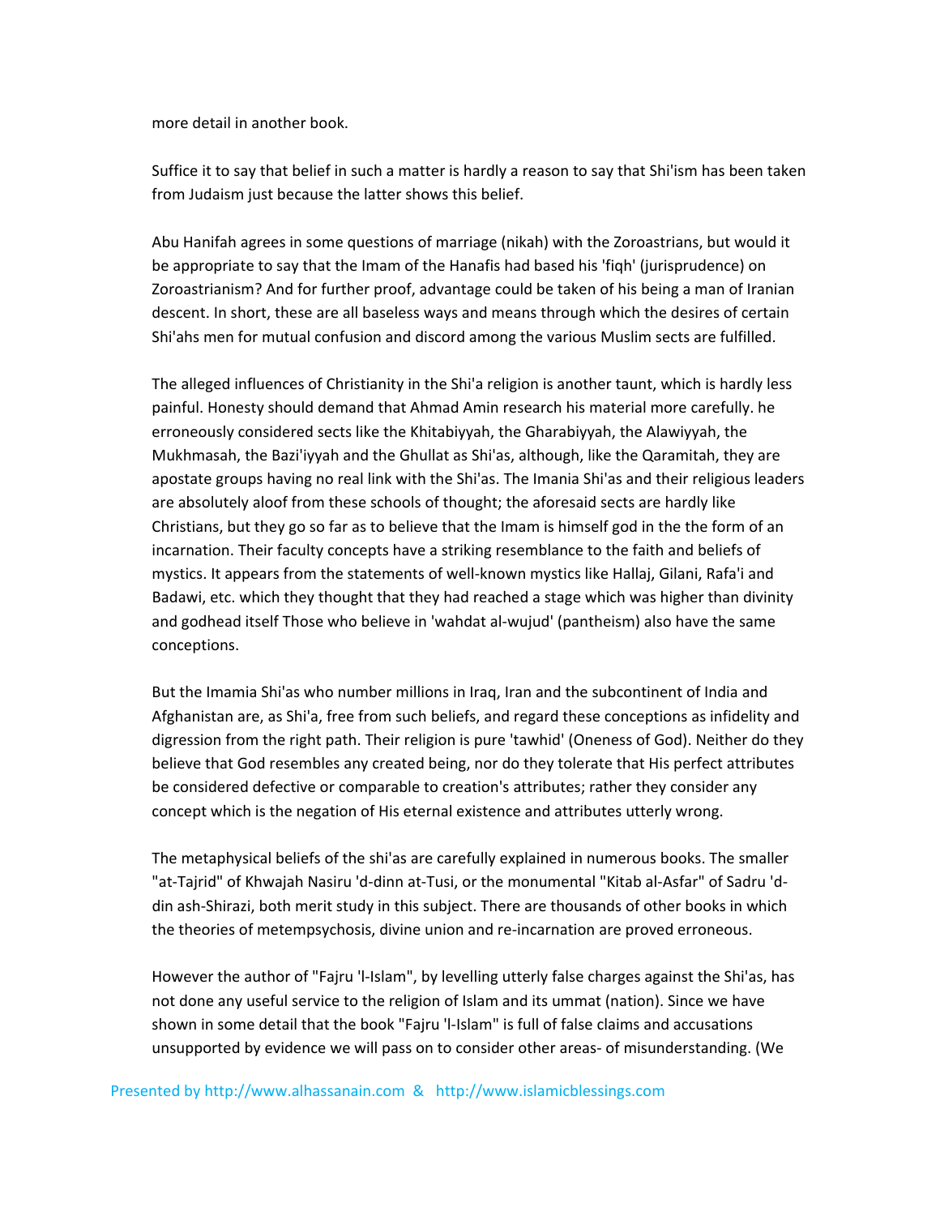more detail in another book.

Suffice it to say that belief in such a matter is hardly a reason to say that Shi'ism has been taken from Judaism just because the latter shows this belief.

Abu Hanifah agrees in some questions of marriage (nikah) with the Zoroastrians, but would it be appropriate to say that the Imam of the Hanafis had based his 'fiqh' (jurisprudence) on Zoroastrianism? And for further proof, advantage could be taken of his being a man of Iranian descent. In short, these are all baseless ways and means through which the desires of certain Shi'ahs men for mutual confusion and discord among the various Muslim sects are fulfilled.

The alleged influences of Christianity in the Shi'a religion is another taunt, which is hardly less painful. Honesty should demand that Ahmad Amin research his material more carefully. he erroneously considered sects like the Khitabiyyah, the Gharabiyyah, the Alawiyyah, the Mukhmasah, the Bazi'iyyah and the Ghullat as Shi'as, although, like the Qaramitah, they are apostate groups having no real link with the Shi'as. The Imania Shi'as and their religious leaders are absolutely aloof from these schools of thought; the aforesaid sects are hardly like Christians, but they go so far as to believe that the Imam is himself god in the the form of an incarnation. Their faculty concepts have a striking resemblance to the faith and beliefs of mystics. It appears from the statements of well-known mystics like Hallaj, Gilani, Rafa'i and Badawi, etc. which they thought that they had reached a stage which was higher than divinity and godhead itself Those who believe in 'wahdat al-wujud' (pantheism) also have the same conceptions.

But the Imamia Shi'as who number millions in Iraq, Iran and the subcontinent of India and Afghanistan are, as Shi'a, free from such beliefs, and regard these conceptions as infidelity and digression from the right path. Their religion is pure 'tawhid' (Oneness of God). Neither do they believe that God resembles any created being, nor do they tolerate that His perfect attributes be considered defective or comparable to creation's attributes; rather they consider any concept which is the negation of His eternal existence and attributes utterly wrong.

The metaphysical beliefs of the shi'as are carefully explained in numerous books. The smaller "at-Tajrid" of Khwajah Nasiru 'd-dinn at-Tusi, or the monumental "Kitab al-Asfar" of Sadru 'd-din ash-Shirazi, both merit study in this subject. There are thousands of other books in which the theories of metempsychosis, divine union and re-incarnation are proved erroneous.

However the author of "Fajru 'l-Islam", by levelling utterly false charges against the Shi'as, has not done any useful service to the religion of Islam and its ummat (nation). Since we have shown in some detail that the book "Fajru 'l-Islam" is full of false claims and accusations unsupported by evidence we will pass on to consider other areas- of misunderstanding. (We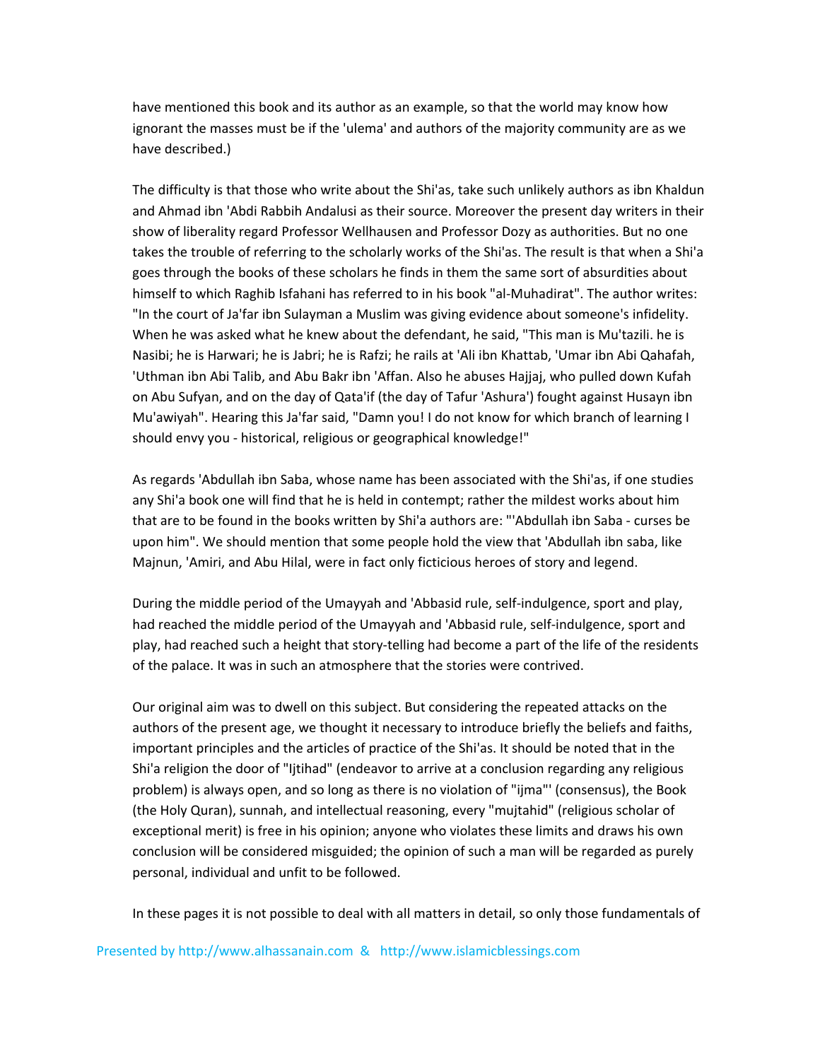have mentioned this book and its author as an example, so that the world may know how ignorant the masses must be if the 'ulema' and authors of the majority community are as we have described.)

The difficulty is that those who write about the Shi'as, take such unlikely authors as ibn Khaldun and Ahmad ibn 'Abdi Rabbih Andalusi as their source. Moreover the present day writers in their show of liberality regard Professor Wellhausen and Professor Dozy as authorities. But no one takes the trouble of referring to the scholarly works of the Shi'as. The result is that when a Shi'a goes through the books of these scholars he finds in them the same sort of absurdities about himself to which Raghib Isfahani has referred to in his book "al-Muhadirat". The author writes: "In the court of Ja'far ibn Sulayman a Muslim was giving evidence about someone's infidelity. When he was asked what he knew about the defendant, he said, "This man is Mu'tazili. he is Nasibi; he is Harwari; he is Jabri; he is Rafzi; he rails at 'Ali ibn Khattab, 'Umar ibn Abi Qahafah, 'Uthman ibn Abi Talib, and Abu Bakr ibn 'Affan. Also he abuses Hajjaj, who pulled down Kufah on Abu Sufyan, and on the day of Qata'if (the day of Tafur 'Ashura') fought against Husayn ibn Mu'awiyah". Hearing this Ja'far said, "Damn you! I do not know for which branch of learning I should envy you - historical, religious or geographical knowledge!"

As regards 'Abdullah ibn Saba, whose name has been associated with the Shi'as, if one studies any Shi'a book one will find that he is held in contempt; rather the mildest works about him that are to be found in the books written by Shi'a authors are: "'Abdullah ibn Saba - curses be upon him". We should mention that some people hold the view that 'Abdullah ibn saba, like Majnun, 'Amiri, and Abu Hilal, were in fact only ficticious heroes of story and legend.

During the middle period of the Umayyah and 'Abbasid rule, self-indulgence, sport and play, had reached the middle period of the Umayyah and 'Abbasid rule, self-indulgence, sport and play, had reached such a height that story-telling had become a part of the life of the residents of the palace. It was in such an atmosphere that the stories were contrived.

Our original aim was to dwell on this subject. But considering the repeated attacks on the authors of the present age, we thought it necessary to introduce briefly the beliefs and faiths, important principles and the articles of practice of the Shi'as. It should be noted that in the Shi'a religion the door of "Ijtihad" (endeavor to arrive at a conclusion regarding any religious problem) is always open, and so long as there is no violation of "ijma"' (consensus), the Book (the Holy Quran), sunnah, and intellectual reasoning, every "mujtahid" (religious scholar of exceptional merit) is free in his opinion; anyone who violates these limits and draws his own conclusion will be considered misguided; the opinion of such a man will be regarded as purely personal, individual and unfit to be followed.

In these pages it is not possible to deal with all matters in detail, so only those fundamentals of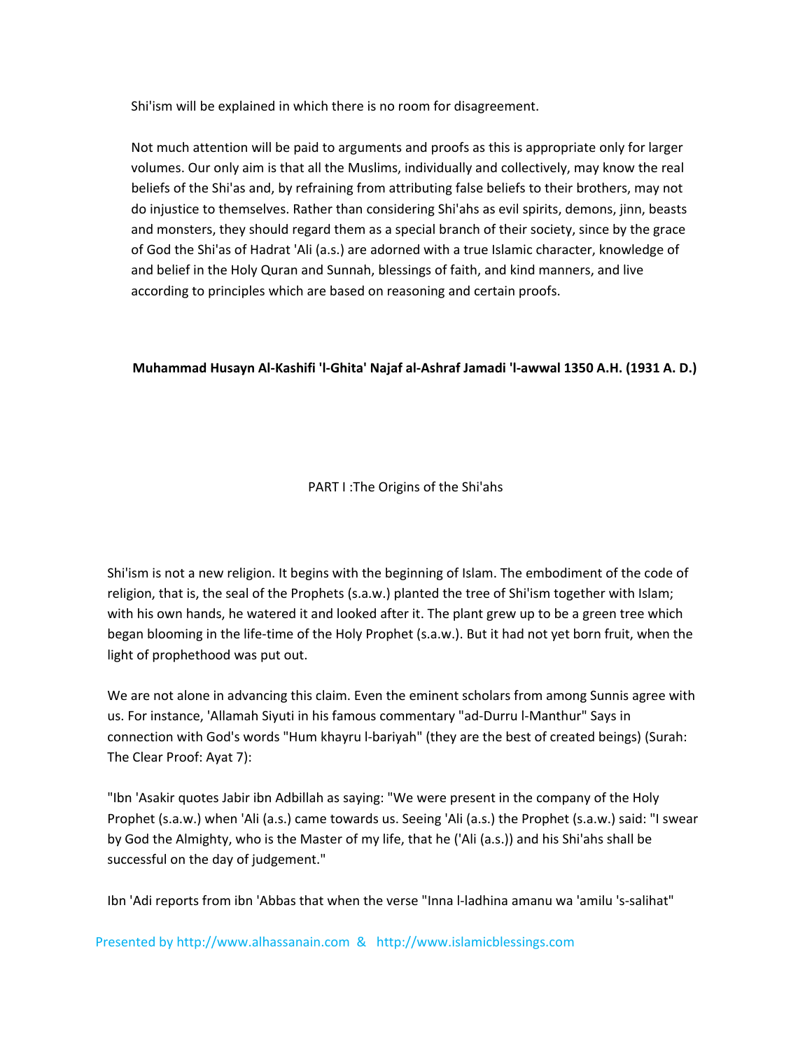Shi'ism will be explained in which there is no room for disagreement.

Not much attention will be paid to arguments and proofs as this is appropriate only for larger volumes. Our only aim is that all the Muslims, individually and collectively, may know the real beliefs of the Shi'as and, by refraining from attributing false beliefs to their brothers, may not do injustice to themselves. Rather than considering Shi'ahs as evil spirits, demons, jinn, beasts and monsters, they should regard them as a special branch of their society, since by the grace of God the Shi'as of Hadrat 'Ali (a.s.) are adorned with a true Islamic character, knowledge of and belief in the Holy Quran and Sunnah, blessings of faith, and kind manners, and live according to principles which are based on reasoning and certain proofs.

**Muhammad Husayn Al-Kashifi 'l-Ghita' Najaf al-Ashraf Jamadi 'l-awwal 1350 A.H. (1931 A. D.)**

## PART I :The Origins of the Shi'ahs

Shi'ism is not a new religion. It begins with the beginning of Islam. The embodiment of the code of religion, that is, the seal of the Prophets (s.a.w.) planted the tree of Shi'ism together with Islam; with his own hands, he watered it and looked after it. The plant grew up to be a green tree which began blooming in the life-time of the Holy Prophet (s.a.w.). But it had not yet born fruit, when the light of prophethood was put out.

We are not alone in advancing this claim. Even the eminent scholars from among Sunnis agree with us. For instance, 'Allamah Siyuti in his famous commentary "ad-Durru l-Manthur" Says in connection with God's words "Hum khayru l-bariyah" (they are the best of created beings) (Surah: The Clear Proof: Ayat 7):

"Ibn 'Asakir quotes Jabir ibn Adbillah as saying: "We were present in the company of the Holy Prophet (s.a.w.) when 'Ali (a.s.) came towards us. Seeing 'Ali (a.s.) the Prophet (s.a.w.) said: "I swear by God the Almighty, who is the Master of my life, that he ('Ali (a.s.)) and his Shi'ahs shall be successful on the day of judgement."

Ibn 'Adi reports from ibn 'Abbas that when the verse "Inna l-ladhina amanu wa 'amilu 's-salihat"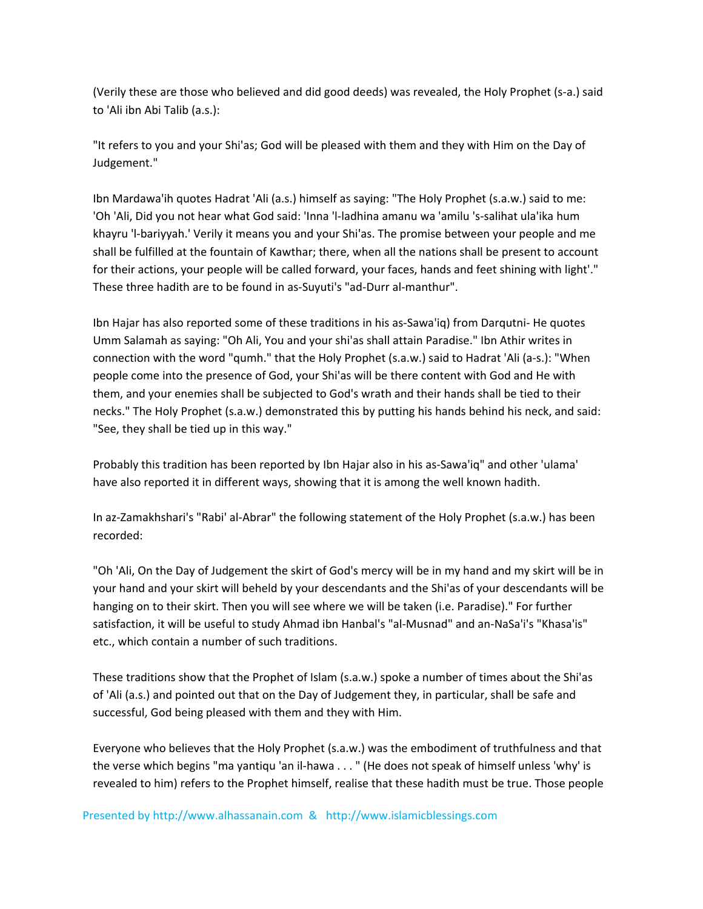(Verily these are those who believed and did good deeds) was revealed, the Holy Prophet (s-a.) said to 'Ali ibn Abi Talib (a.s.):

"It refers to you and your Shi'as; God will be pleased with them and they with Him on the Day of Judgement."

Ibn Mardawa'ih quotes Hadrat 'Ali (a.s.) himself as saying: "The Holy Prophet (s.a.w.) said to me: 'Oh 'Ali, Did you not hear what God said: 'Inna 'l-ladhina amanu wa 'amilu 's-salihat ula'ika hum khayru 'l-bariyyah.' Verily it means you and your Shi'as. The promise between your people and me shall be fulfilled at the fountain of Kawthar; there, when all the nations shall be present to account for their actions, your people will be called forward, your faces, hands and feet shining with light'." These three hadith are to be found in as-Suyuti's "ad-Durr al-manthur".

Ibn Hajar has also reported some of these traditions in his as-Sawa'iq) from Darqutni- He quotes Umm Salamah as saying: "Oh Ali, You and your shi'as shall attain Paradise." Ibn Athir writes in connection with the word "qumh." that the Holy Prophet (s.a.w.) said to Hadrat 'Ali (a-s.): "When people come into the presence of God, your Shi'as will be there content with God and He with them, and your enemies shall be subjected to God's wrath and their hands shall be tied to their necks." The Holy Prophet (s.a.w.) demonstrated this by putting his hands behind his neck, and said: "See, they shall be tied up in this way."

Probably this tradition has been reported by Ibn Hajar also in his as-Sawa'iq" and other 'ulama' have also reported it in different ways, showing that it is among the well known hadith.

In az-Zamakhshari's "Rabi' al-Abrar" the following statement of the Holy Prophet (s.a.w.) has been recorded:

"Oh 'Ali, On the Day of Judgement the skirt of God's mercy will be in my hand and my skirt will be in your hand and your skirt will beheld by your descendants and the Shi'as of your descendants will be hanging on to their skirt. Then you will see where we will be taken (i.e. Paradise)." For further satisfaction, it will be useful to study Ahmad ibn Hanbal's "al-Musnad" and an-NaSa'i's "Khasa'is" etc., which contain a number of such traditions.

These traditions show that the Prophet of Islam (s.a.w.) spoke a number of times about the Shi'as of 'Ali (a.s.) and pointed out that on the Day of Judgement they, in particular, shall be safe and successful, God being pleased with them and they with Him.

Everyone who believes that the Holy Prophet (s.a.w.) was the embodiment of truthfulness and that the verse which begins "ma yantiqu 'an il-hawa . . . " (He does not speak of himself unless 'why' is revealed to him) refers to the Prophet himself, realise that these hadith must be true. Those people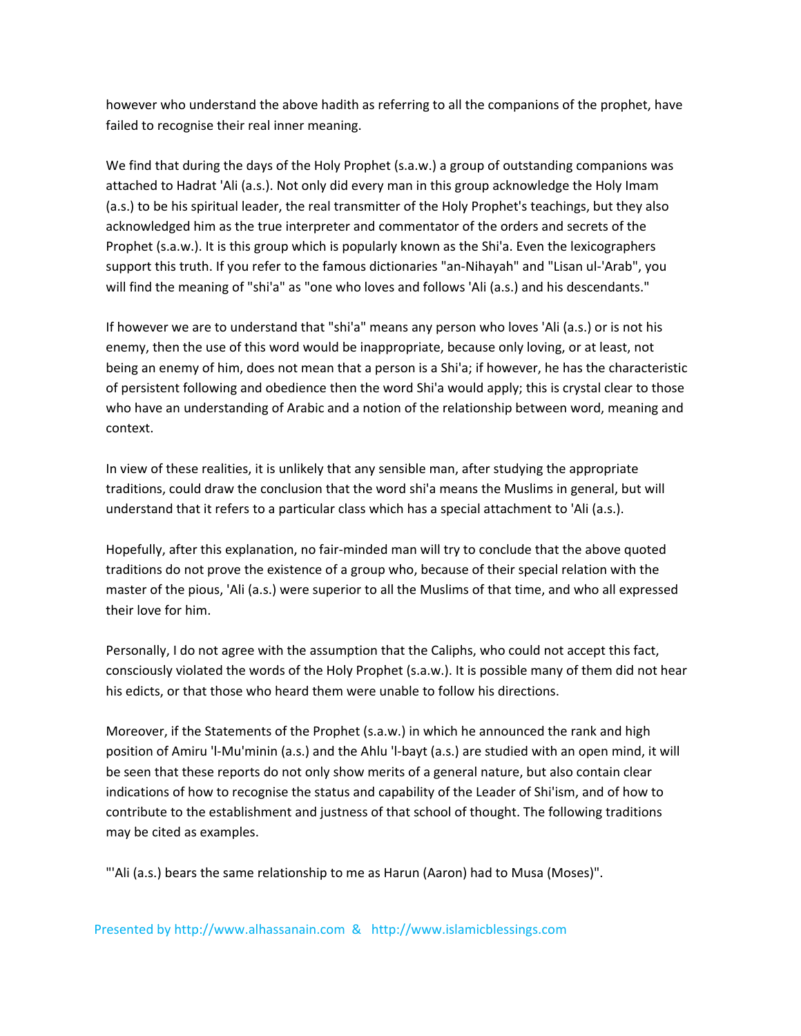however who understand the above hadith as referring to all the companions of the prophet, have failed to recognise their real inner meaning.

We find that during the days of the Holy Prophet (s.a.w.) a group of outstanding companions was attached to Hadrat 'Ali (a.s.). Not only did every man in this group acknowledge the Holy Imam (a.s.) to be his spiritual leader, the real transmitter of the Holy Prophet's teachings, but they also acknowledged him as the true interpreter and commentator of the orders and secrets of the Prophet (s.a.w.). It is this group which is popularly known as the Shi'a. Even the lexicographers support this truth. If you refer to the famous dictionaries "an-Nihayah" and "Lisan ul-'Arab", you will find the meaning of "shi'a" as "one who loves and follows 'Ali (a.s.) and his descendants."

If however we are to understand that "shi'a" means any person who loves 'Ali (a.s.) or is not his enemy, then the use of this word would be inappropriate, because only loving, or at least, not being an enemy of him, does not mean that a person is a Shi'a; if however, he has the characteristic of persistent following and obedience then the word Shi'a would apply; this is crystal clear to those who have an understanding of Arabic and a notion of the relationship between word, meaning and context.

In view of these realities, it is unlikely that any sensible man, after studying the appropriate traditions, could draw the conclusion that the word shi'a means the Muslims in general, but will understand that it refers to a particular class which has a special attachment to 'Ali (a.s.).

Hopefully, after this explanation, no fair-minded man will try to conclude that the above quoted traditions do not prove the existence of a group who, because of their special relation with the master of the pious, 'Ali (a.s.) were superior to all the Muslims of that time, and who all expressed their love for him.

Personally, I do not agree with the assumption that the Caliphs, who could not accept this fact, consciously violated the words of the Holy Prophet (s.a.w.). It is possible many of them did not hear his edicts, or that those who heard them were unable to follow his directions.

Moreover, if the Statements of the Prophet (s.a.w.) in which he announced the rank and high position of Amiru 'l-Mu'minin (a.s.) and the Ahlu 'l-bayt (a.s.) are studied with an open mind, it will be seen that these reports do not only show merits of a general nature, but also contain clear indications of how to recognise the status and capability of the Leader of Shi'ism, and of how to contribute to the establishment and justness of that school of thought. The following traditions may be cited as examples.

"'Ali (a.s.) bears the same relationship to me as Harun (Aaron) had to Musa (Moses)".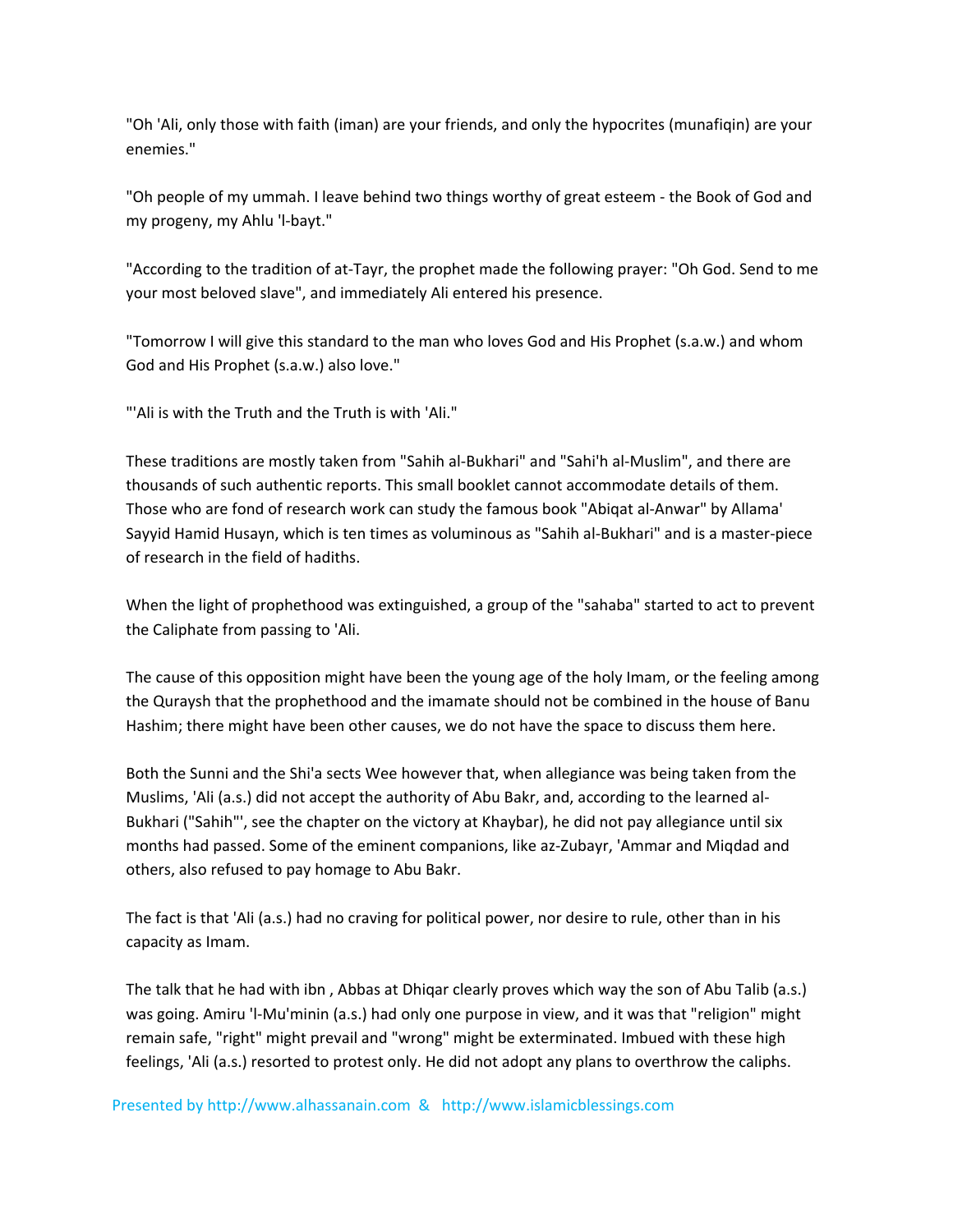"Oh 'Ali, only those with faith (iman) are your friends, and only the hypocrites (munafiqin) are your enemies."

"Oh people of my ummah. I leave behind two things worthy of great esteem - the Book of God and my progeny, my Ahlu 'l-bayt."

"According to the tradition of at-Tayr, the prophet made the following prayer: "Oh God. Send to me your most beloved slave", and immediately Ali entered his presence.

"Tomorrow I will give this standard to the man who loves God and His Prophet (s.a.w.) and whom God and His Prophet (s.a.w.) also love."

"'Ali is with the Truth and the Truth is with 'Ali."

These traditions are mostly taken from "Sahih al-Bukhari" and "Sahi'h al-Muslim", and there are thousands of such authentic reports. This small booklet cannot accommodate details of them. Those who are fond of research work can study the famous book "Abiqat al-Anwar" by Allama' Sayyid Hamid Husayn, which is ten times as voluminous as "Sahih al-Bukhari" and is a master-piece of research in the field of hadiths.

When the light of prophethood was extinguished, a group of the "sahaba" started to act to prevent the Caliphate from passing to 'Ali.

The cause of this opposition might have been the young age of the holy Imam, or the feeling among the Quraysh that the prophethood and the imamate should not be combined in the house of Banu Hashim; there might have been other causes, we do not have the space to discuss them here.

Both the Sunni and the Shi'a sects Wee however that, when allegiance was being taken from the Muslims, 'Ali (a.s.) did not accept the authority of Abu Bakr, and, according to the learned al-Bukhari ("Sahih"', see the chapter on the victory at Khaybar), he did not pay allegiance until six months had passed. Some of the eminent companions, like az-Zubayr, 'Ammar and Miqdad and others, also refused to pay homage to Abu Bakr.

The fact is that 'Ali (a.s.) had no craving for political power, nor desire to rule, other than in his capacity as Imam.

The talk that he had with ibn , Abbas at Dhiqar clearly proves which way the son of Abu Talib (a.s.) was going. Amiru 'l-Mu'minin (a.s.) had only one purpose in view, and it was that "religion" might remain safe, "right" might prevail and "wrong" might be exterminated. Imbued with these high feelings, 'Ali (a.s.) resorted to protest only. He did not adopt any plans to overthrow the caliphs.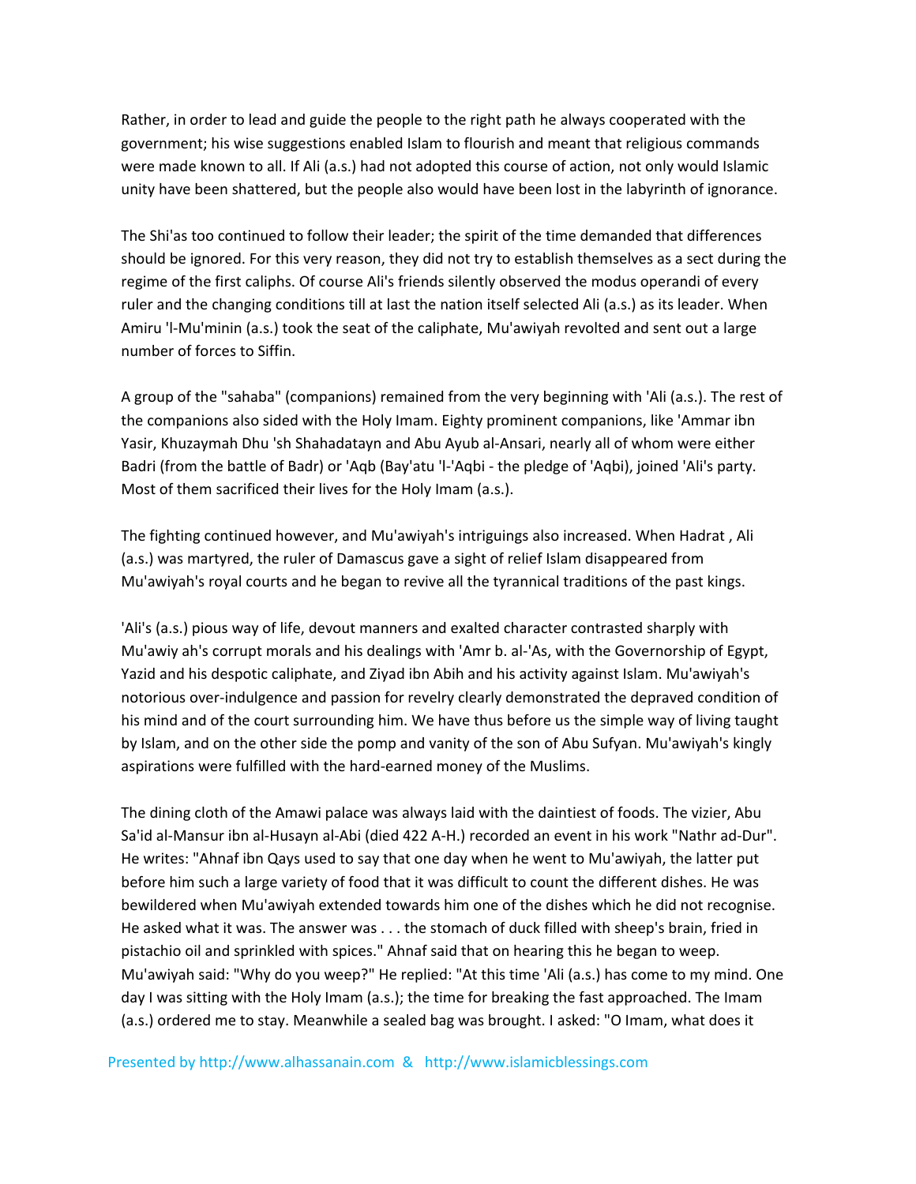Rather, in order to lead and guide the people to the right path he always cooperated with the government; his wise suggestions enabled Islam to flourish and meant that religious commands were made known to all. If Ali (a.s.) had not adopted this course of action, not only would Islamic unity have been shattered, but the people also would have been lost in the labyrinth of ignorance.

The Shi'as too continued to follow their leader; the spirit of the time demanded that differences should be ignored. For this very reason, they did not try to establish themselves as a sect during the regime of the first caliphs. Of course Ali's friends silently observed the modus operandi of every ruler and the changing conditions till at last the nation itself selected Ali (a.s.) as its leader. When Amiru 'l-Mu'minin (a.s.) took the seat of the caliphate, Mu'awiyah revolted and sent out a large number of forces to Siffin.

A group of the "sahaba" (companions) remained from the very beginning with 'Ali (a.s.). The rest of the companions also sided with the Holy Imam. Eighty prominent companions, like 'Ammar ibn Yasir, Khuzaymah Dhu 'sh Shahadatayn and Abu Ayub al-Ansari, nearly all of whom were either Badri (from the battle of Badr) or 'Aqb (Bay'atu 'l-'Aqbi - the pledge of 'Aqbi), joined 'Ali's party. Most of them sacrificed their lives for the Holy Imam (a.s.).

The fighting continued however, and Mu'awiyah's intriguings also increased. When Hadrat , Ali (a.s.) was martyred, the ruler of Damascus gave a sight of relief Islam disappeared from Mu'awiyah's royal courts and he began to revive all the tyrannical traditions of the past kings.

'Ali's (a.s.) pious way of life, devout manners and exalted character contrasted sharply with Mu'awiy ah's corrupt morals and his dealings with 'Amr b. al-'As, with the Governorship of Egypt, Yazid and his despotic caliphate, and Ziyad ibn Abih and his activity against Islam. Mu'awiyah's notorious over-indulgence and passion for revelry clearly demonstrated the depraved condition of his mind and of the court surrounding him. We have thus before us the simple way of living taught by Islam, and on the other side the pomp and vanity of the son of Abu Sufyan. Mu'awiyah's kingly aspirations were fulfilled with the hard-earned money of the Muslims.

The dining cloth of the Amawi palace was always laid with the daintiest of foods. The vizier, Abu Sa'id al-Mansur ibn al-Husayn al-Abi (died 422 A-H.) recorded an event in his work "Nathr ad-Dur". He writes: "Ahnaf ibn Qays used to say that one day when he went to Mu'awiyah, the latter put before him such a large variety of food that it was difficult to count the different dishes. He was bewildered when Mu'awiyah extended towards him one of the dishes which he did not recognise. He asked what it was. The answer was . . . the stomach of duck filled with sheep's brain, fried in pistachio oil and sprinkled with spices." Ahnaf said that on hearing this he began to weep. Mu'awiyah said: "Why do you weep?" He replied: "At this time 'Ali (a.s.) has come to my mind. One day I was sitting with the Holy Imam (a.s.); the time for breaking the fast approached. The Imam (a.s.) ordered me to stay. Meanwhile a sealed bag was brought. I asked: "O Imam, what does it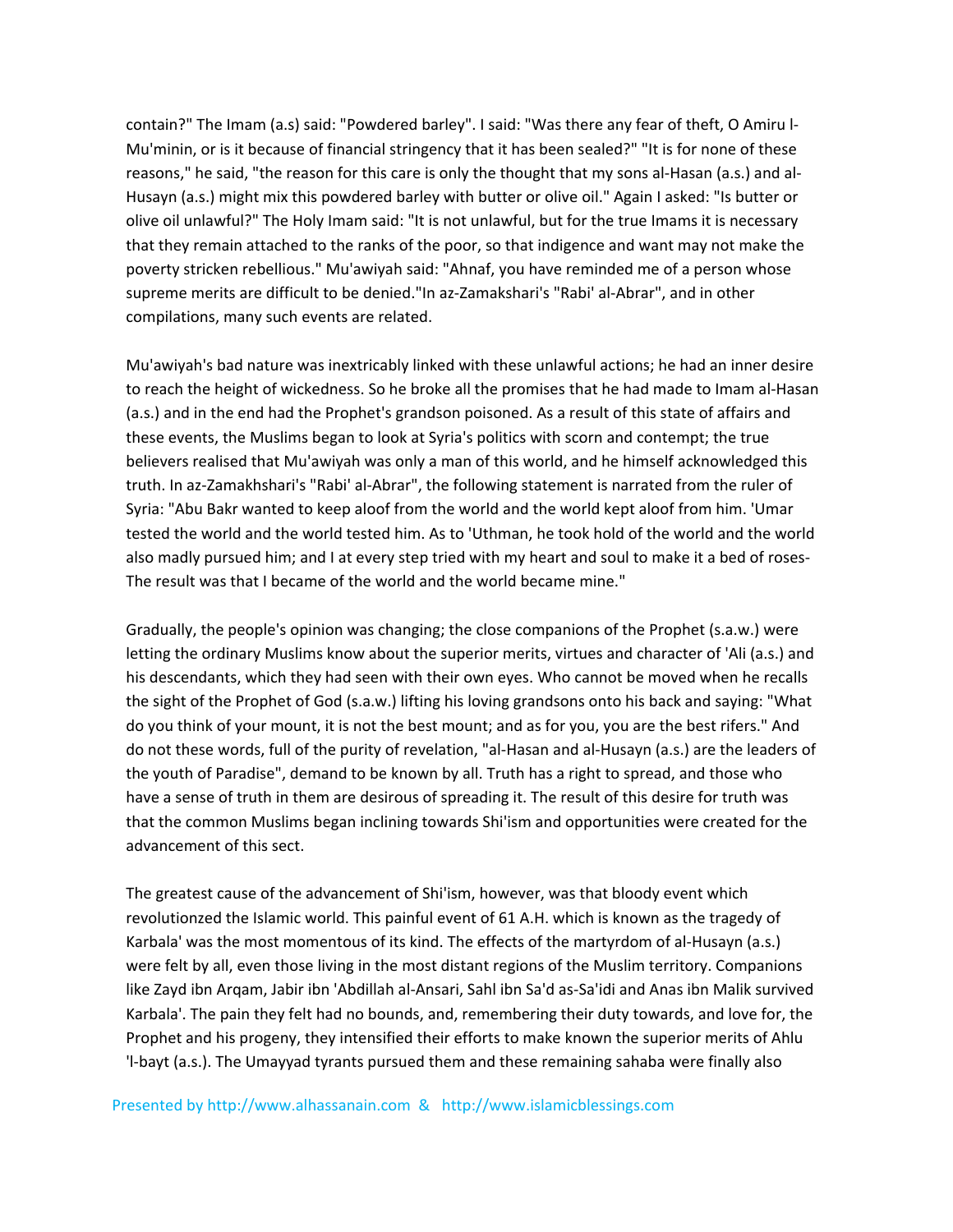contain?" The Imam (a.s) said: "Powdered barley". I said: "Was there any fear of theft, O Amiru l-Mu'minin, or is it because of financial stringency that it has been sealed?" "It is for none of these reasons," he said, "the reason for this care is only the thought that my sons al-Hasan (a.s.) and al-Husayn (a.s.) might mix this powdered barley with butter or olive oil." Again I asked: "Is butter or olive oil unlawful?" The Holy Imam said: "It is not unlawful, but for the true Imams it is necessary that they remain attached to the ranks of the poor, so that indigence and want may not make the poverty stricken rebellious." Mu'awiyah said: "Ahnaf, you have reminded me of a person whose supreme merits are difficult to be denied."In az-Zamakshari's "Rabi' al-Abrar", and in other compilations, many such events are related.

Mu'awiyah's bad nature was inextricably linked with these unlawful actions; he had an inner desire to reach the height of wickedness. So he broke all the promises that he had made to Imam al-Hasan (a.s.) and in the end had the Prophet's grandson poisoned. As a result of this state of affairs and these events, the Muslims began to look at Syria's politics with scorn and contempt; the true believers realised that Mu'awiyah was only a man of this world, and he himself acknowledged this truth. In az-Zamakhshari's "Rabi' al-Abrar", the following statement is narrated from the ruler of Syria: "Abu Bakr wanted to keep aloof from the world and the world kept aloof from him. 'Umar tested the world and the world tested him. As to 'Uthman, he took hold of the world and the world also madly pursued him; and I at every step tried with my heart and soul to make it a bed of roses- The result was that I became of the world and the world became mine."

Gradually, the people's opinion was changing; the close companions of the Prophet (s.a.w.) were letting the ordinary Muslims know about the superior merits, virtues and character of 'Ali (a.s.) and his descendants, which they had seen with their own eyes. Who cannot be moved when he recalls the sight of the Prophet of God (s.a.w.) lifting his loving grandsons onto his back and saying: "What do you think of your mount, it is not the best mount; and as for you, you are the best rifers." And do not these words, full of the purity of revelation, "al-Hasan and al-Husayn (a.s.) are the leaders of the youth of Paradise", demand to be known by all. Truth has a right to spread, and those who have a sense of truth in them are desirous of spreading it. The result of this desire for truth was that the common Muslims began inclining towards Shi'ism and opportunities were created for the advancement of this sect.

The greatest cause of the advancement of Shi'ism, however, was that bloody event which revolutionzed the Islamic world. This painful event of 61 A.H. which is known as the tragedy of Karbala' was the most momentous of its kind. The effects of the martyrdom of al-Husayn (a.s.) were felt by all, even those living in the most distant regions of the Muslim territory. Companions like Zayd ibn Arqam, Jabir ibn 'Abdillah al-Ansari, Sahl ibn Sa'd as-Sa'idi and Anas ibn Malik survived Karbala'. The pain they felt had no bounds, and, remembering their duty towards, and love for, the Prophet and his progeny, they intensified their efforts to make known the superior merits of Ahlu 'l-bayt (a.s.). The Umayyad tyrants pursued them and these remaining sahaba were finally also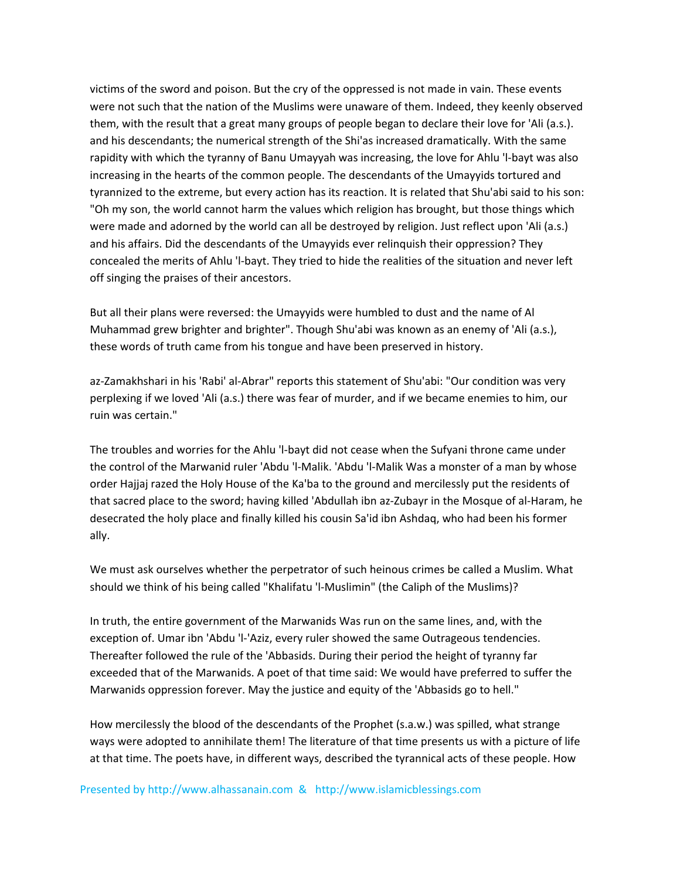victims of the sword and poison. But the cry of the oppressed is not made in vain. These events were not such that the nation of the Muslims were unaware of them. Indeed, they keenly observed them, with the result that a great many groups of people began to declare their love for 'Ali (a.s.). and his descendants; the numerical strength of the Shi'as increased dramatically. With the same rapidity with which the tyranny of Banu Umayyah was increasing, the love for Ahlu 'l-bayt was also increasing in the hearts of the common people. The descendants of the Umayyids tortured and tyrannized to the extreme, but every action has its reaction. It is related that Shu'abi said to his son: "Oh my son, the world cannot harm the values which religion has brought, but those things which were made and adorned by the world can all be destroyed by religion. Just reflect upon 'Ali (a.s.) and his affairs. Did the descendants of the Umayyids ever relinquish their oppression? They concealed the merits of Ahlu 'l-bayt. They tried to hide the realities of the situation and never left off singing the praises of their ancestors.

But all their plans were reversed: the Umayyids were humbled to dust and the name of Al Muhammad grew brighter and brighter". Though Shu'abi was known as an enemy of 'Ali (a.s.), these words of truth came from his tongue and have been preserved in history.

az-Zamakhshari in his 'Rabi' al-Abrar" reports this statement of Shu'abi: "Our condition was very perplexing if we loved 'Ali (a.s.) there was fear of murder, and if we became enemies to him, our ruin was certain."

The troubles and worries for the Ahlu 'l-bayt did not cease when the Sufyani throne came under the control of the Marwanid ruler 'Abdu 'l-Malik. 'Abdu 'l-Malik Was a monster of a man by whose order Hajjaj razed the Holy House of the Ka'ba to the ground and mercilessly put the residents of that sacred place to the sword; having killed 'Abdullah ibn az-Zubayr in the Mosque of al-Haram, he desecrated the holy place and finally killed his cousin Sa'id ibn Ashdaq, who had been his former ally.

We must ask ourselves whether the perpetrator of such heinous crimes be called a Muslim. What should we think of his being called "Khalifatu 'l-Muslimin" (the Caliph of the Muslims)?

In truth, the entire government of the Marwanids Was run on the same lines, and, with the exception of. Umar ibn 'Abdu 'l-'Aziz, every ruler showed the same Outrageous tendencies. Thereafter followed the rule of the 'Abbasids. During their period the height of tyranny far exceeded that of the Marwanids. A poet of that time said: We would have preferred to suffer the Marwanids oppression forever. May the justice and equity of the 'Abbasids go to hell."

How mercilessly the blood of the descendants of the Prophet (s.a.w.) was spilled, what strange ways were adopted to annihilate them! The literature of that time presents us with a picture of life at that time. The poets have, in different ways, described the tyrannical acts of these people. How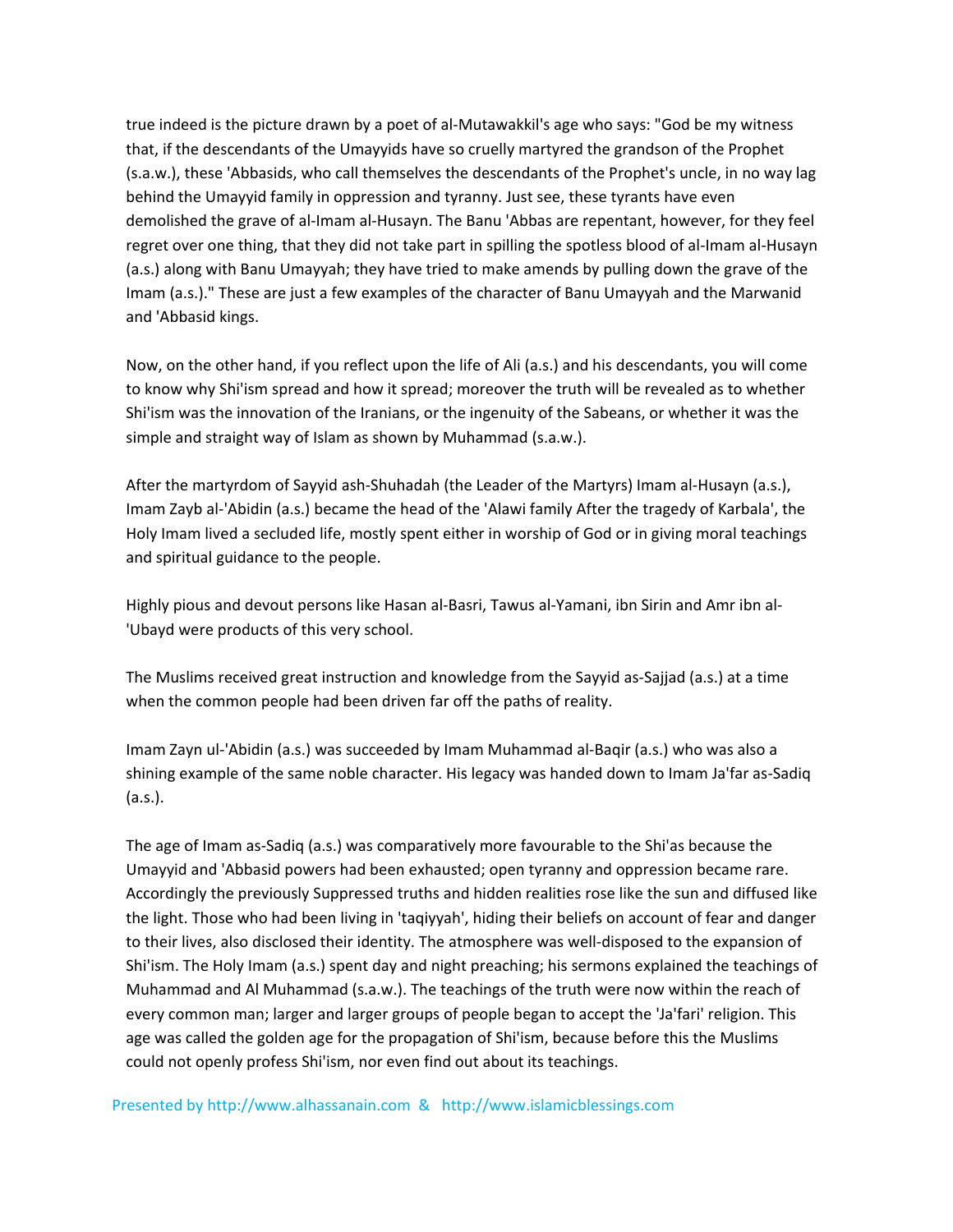true indeed is the picture drawn by a poet of al-Mutawakkil's age who says: "God be my witness that, if the descendants of the Umayyids have so cruelly martyred the grandson of the Prophet (s.a.w.), these 'Abbasids, who call themselves the descendants of the Prophet's uncle, in no way lag behind the Umayyid family in oppression and tyranny. Just see, these tyrants have even demolished the grave of al-Imam al-Husayn. The Banu 'Abbas are repentant, however, for they feel regret over one thing, that they did not take part in spilling the spotless blood of al-Imam al-Husayn (a.s.) along with Banu Umayyah; they have tried to make amends by pulling down the grave of the Imam (a.s.)." These are just a few examples of the character of Banu Umayyah and the Marwanid and 'Abbasid kings.

Now, on the other hand, if you reflect upon the life of Ali (a.s.) and his descendants, you will come to know why Shi'ism spread and how it spread; moreover the truth will be revealed as to whether Shi'ism was the innovation of the Iranians, or the ingenuity of the Sabeans, or whether it was the simple and straight way of Islam as shown by Muhammad (s.a.w.).

After the martyrdom of Sayyid ash-Shuhadah (the Leader of the Martyrs) Imam al-Husayn (a.s.), Imam Zayb al-'Abidin (a.s.) became the head of the 'Alawi family After the tragedy of Karbala', the Holy Imam lived a secluded life, mostly spent either in worship of God or in giving moral teachings and spiritual guidance to the people.

Highly pious and devout persons like Hasan al-Basri, Tawus al-Yamani, ibn Sirin and Amr ibn al-'Ubayd were products of this very school.

The Muslims received great instruction and knowledge from the Sayyid as-Sajjad (a.s.) at a time when the common people had been driven far off the paths of reality.

Imam Zayn ul-'Abidin (a.s.) was succeeded by Imam Muhammad al-Baqir (a.s.) who was also a shining example of the same noble character. His legacy was handed down to Imam Ja'far as-Sadiq (a.s.).

The age of Imam as-Sadiq (a.s.) was comparatively more favourable to the Shi'as because the Umayyid and 'Abbasid powers had been exhausted; open tyranny and oppression became rare. Accordingly the previously Suppressed truths and hidden realities rose like the sun and diffused like the light. Those who had been living in 'taqiyyah', hiding their beliefs on account of fear and danger to their lives, also disclosed their identity. The atmosphere was well-disposed to the expansion of Shi'ism. The Holy Imam (a.s.) spent day and night preaching; his sermons explained the teachings of Muhammad and Al Muhammad (s.a.w.). The teachings of the truth were now within the reach of every common man; larger and larger groups of people began to accept the 'Ja'fari' religion. This age was called the golden age for the propagation of Shi'ism, because before this the Muslims could not openly profess Shi'ism, nor even find out about its teachings.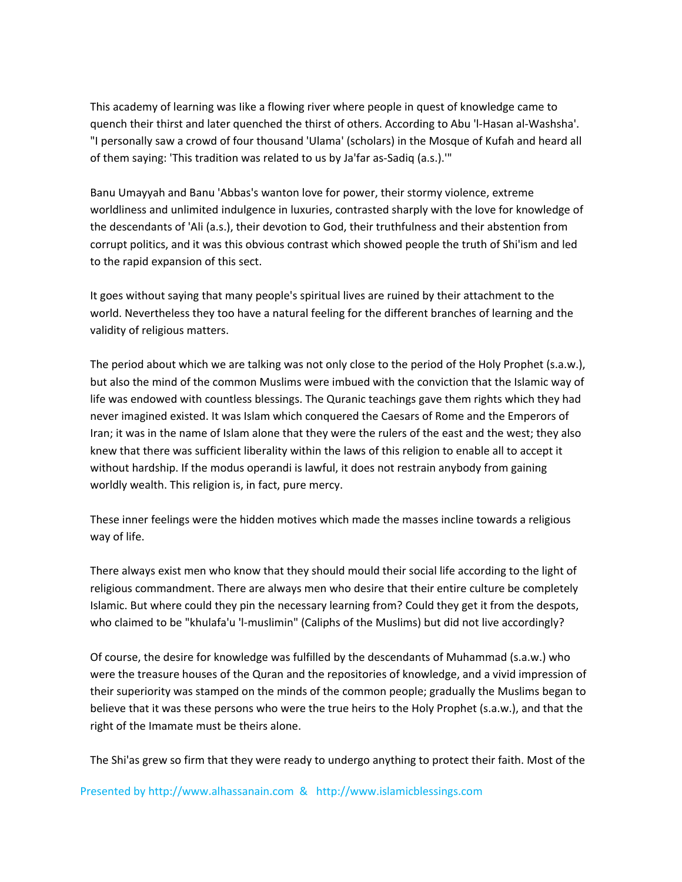This academy of learning was like a flowing river where people in quest of knowledge came to quench their thirst and later quenched the thirst of others. According to Abu 'l-Hasan al-Washsha'. "I personally saw a crowd of four thousand 'Ulama' (scholars) in the Mosque of Kufah and heard all of them saying: 'This tradition was related to us by Ja'far as-Sadiq (a.s.).'"

Banu Umayyah and Banu 'Abbas's wanton love for power, their stormy violence, extreme worldliness and unlimited indulgence in luxuries, contrasted sharply with the love for knowledge of the descendants of 'Ali (a.s.), their devotion to God, their truthfulness and their abstention from corrupt politics, and it was this obvious contrast which showed people the truth of Shi'ism and led to the rapid expansion of this sect.

It goes without saying that many people's spiritual lives are ruined by their attachment to the world. Nevertheless they too have a natural feeling for the different branches of learning and the validity of religious matters.

The period about which we are talking was not only close to the period of the Holy Prophet (s.a.w.), but also the mind of the common Muslims were imbued with the conviction that the Islamic way of life was endowed with countless blessings. The Quranic teachings gave them rights which they had never imagined existed. It was Islam which conquered the Caesars of Rome and the Emperors of Iran; it was in the name of Islam alone that they were the rulers of the east and the west; they also knew that there was sufficient liberality within the laws of this religion to enable all to accept it without hardship. If the modus operandi is lawful, it does not restrain anybody from gaining worldly wealth. This religion is, in fact, pure mercy.

These inner feelings were the hidden motives which made the masses incline towards a religious way of life.

There always exist men who know that they should mould their social life according to the light of religious commandment. There are always men who desire that their entire culture be completely Islamic. But where could they pin the necessary learning from? Could they get it from the despots, who claimed to be "khulafa'u 'l-muslimin" (Caliphs of the Muslims) but did not live accordingly?

Of course, the desire for knowledge was fulfilled by the descendants of Muhammad (s.a.w.) who were the treasure houses of the Quran and the repositories of knowledge, and a vivid impression of their superiority was stamped on the minds of the common people; gradually the Muslims began to believe that it was these persons who were the true heirs to the Holy Prophet (s.a.w.), and that the right of the Imamate must be theirs alone.

The Shi'as grew so firm that they were ready to undergo anything to protect their faith. Most of the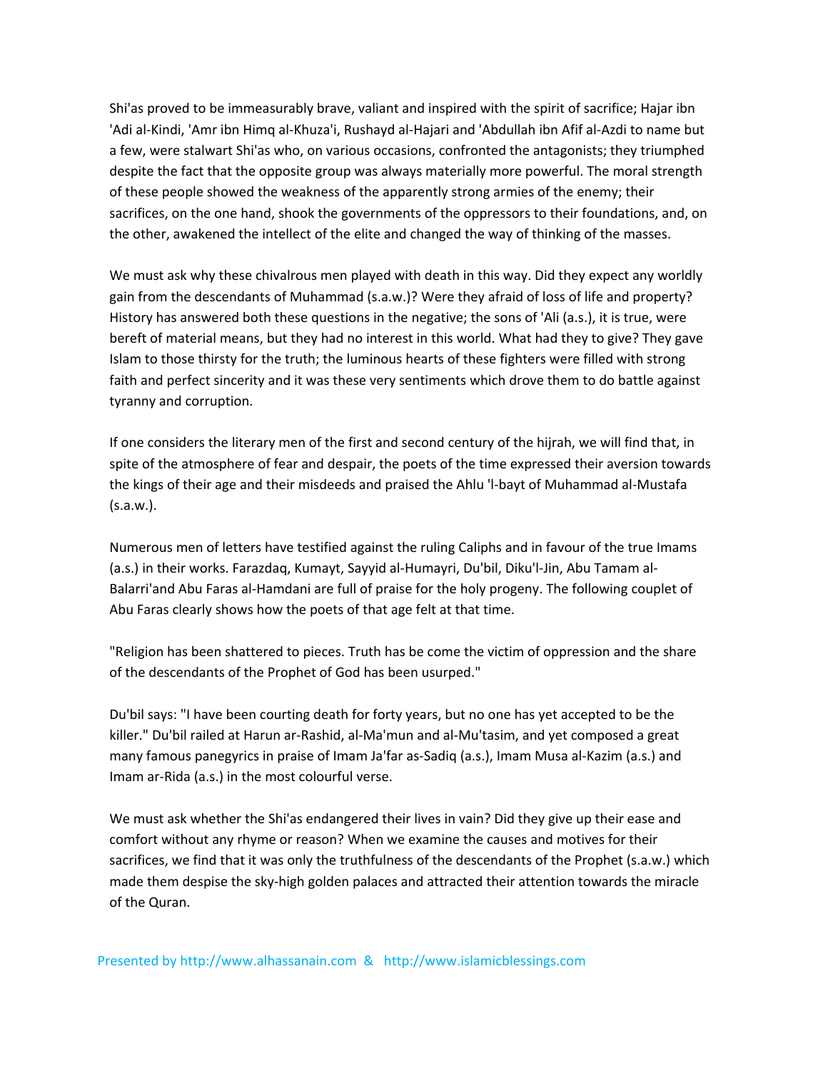Shi'as proved to be immeasurably brave, valiant and inspired with the spirit of sacrifice; Hajar ibn 'Adi al-Kindi, 'Amr ibn Himq al-Khuza'i, Rushayd al-Hajari and 'Abdullah ibn Afif al-Azdi to name but a few, were stalwart Shi'as who, on various occasions, confronted the antagonists; they triumphed despite the fact that the opposite group was always materially more powerful. The moral strength of these people showed the weakness of the apparently strong armies of the enemy; their sacrifices, on the one hand, shook the governments of the oppressors to their foundations, and, on the other, awakened the intellect of the elite and changed the way of thinking of the masses.

We must ask why these chivalrous men played with death in this way. Did they expect any worldly gain from the descendants of Muhammad (s.a.w.)? Were they afraid of loss of life and property? History has answered both these questions in the negative; the sons of 'Ali (a.s.), it is true, were bereft of material means, but they had no interest in this world. What had they to give? They gave Islam to those thirsty for the truth; the luminous hearts of these fighters were filled with strong faith and perfect sincerity and it was these very sentiments which drove them to do battle against tyranny and corruption.

If one considers the literary men of the first and second century of the hijrah, we will find that, in spite of the atmosphere of fear and despair, the poets of the time expressed their aversion towards the kings of their age and their misdeeds and praised the Ahlu 'l-bayt of Muhammad al-Mustafa (s.a.w.).

Numerous men of letters have testified against the ruling Caliphs and in favour of the true Imams (a.s.) in their works. Farazdaq, Kumayt, Sayyid al-Humayri, Du'bil, Diku'l-Jin, Abu Tamam al-Balarri'and Abu Faras al-Hamdani are full of praise for the holy progeny. The following couplet of Abu Faras clearly shows how the poets of that age felt at that time.

"Religion has been shattered to pieces. Truth has be come the victim of oppression and the share of the descendants of the Prophet of God has been usurped."

Du'bil says: "I have been courting death for forty years, but no one has yet accepted to be the killer." Du'bil railed at Harun ar-Rashid, al-Ma'mun and al-Mu'tasim, and yet composed a great many famous panegyrics in praise of Imam Ja'far as-Sadiq (a.s.), Imam Musa al-Kazim (a.s.) and Imam ar-Rida (a.s.) in the most colourful verse.

We must ask whether the Shi'as endangered their lives in vain? Did they give up their ease and comfort without any rhyme or reason? When we examine the causes and motives for their sacrifices, we find that it was only the truthfulness of the descendants of the Prophet (s.a.w.) which made them despise the sky-high golden palaces and attracted their attention towards the miracle of the Quran.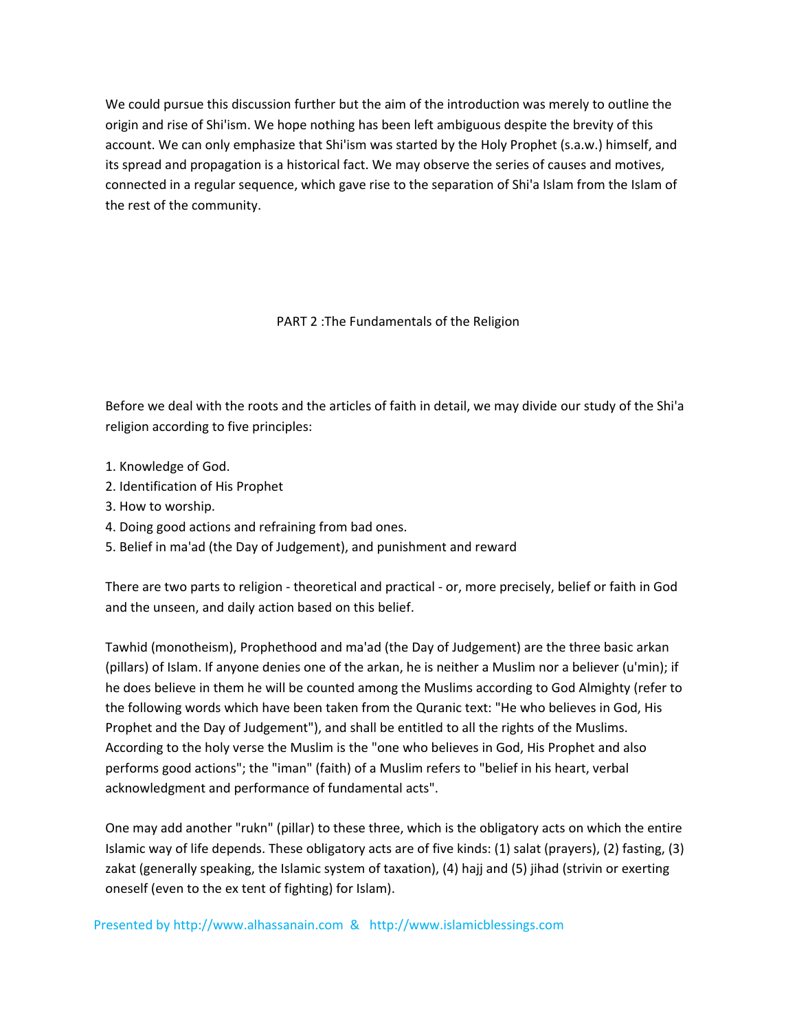We could pursue this discussion further but the aim of the introduction was merely to outline the origin and rise of Shi'ism. We hope nothing has been left ambiguous despite the brevity of this account. We can only emphasize that Shi'ism was started by the Holy Prophet (s.a.w.) himself, and its spread and propagation is a historical fact. We may observe the series of causes and motives, connected in a regular sequence, which gave rise to the separation of Shi'a Islam from the Islam of the rest of the community.

## PART 2 :The Fundamentals of the Religion

Before we deal with the roots and the articles of faith in detail, we may divide our study of the Shi'a religion according to five principles:

1. Knowledge of God.
2. Identification of His Prophet
3. How to worship.
4. Doing good actions and refraining from bad ones.
5. Belief in ma'ad (the Day of Judgement), and punishment and reward

There are two parts to religion - theoretical and practical - or, more precisely, belief or faith in God and the unseen, and daily action based on this belief.

Tawhid (monotheism), Prophethood and ma'ad (the Day of Judgement) are the three basic arkan (pillars) of Islam. If anyone denies one of the arkan, he is neither a Muslim nor a believer (u'min); if he does believe in them he will be counted among the Muslims according to God Almighty (refer to the following words which have been taken from the Quranic text: "He who believes in God, His Prophet and the Day of Judgement"), and shall be entitled to all the rights of the Muslims. According to the holy verse the Muslim is the "one who believes in God, His Prophet and also performs good actions"; the "iman" (faith) of a Muslim refers to "belief in his heart, verbal acknowledgment and performance of fundamental acts".

One may add another "rukn" (pillar) to these three, which is the obligatory acts on which the entire Islamic way of life depends. These obligatory acts are of five kinds: (1) salat (prayers), (2) fasting, (3) zakat (generally speaking, the Islamic system of taxation), (4) hajj and (5) jihad (strivin or exerting oneself (even to the ex tent of fighting) for Islam).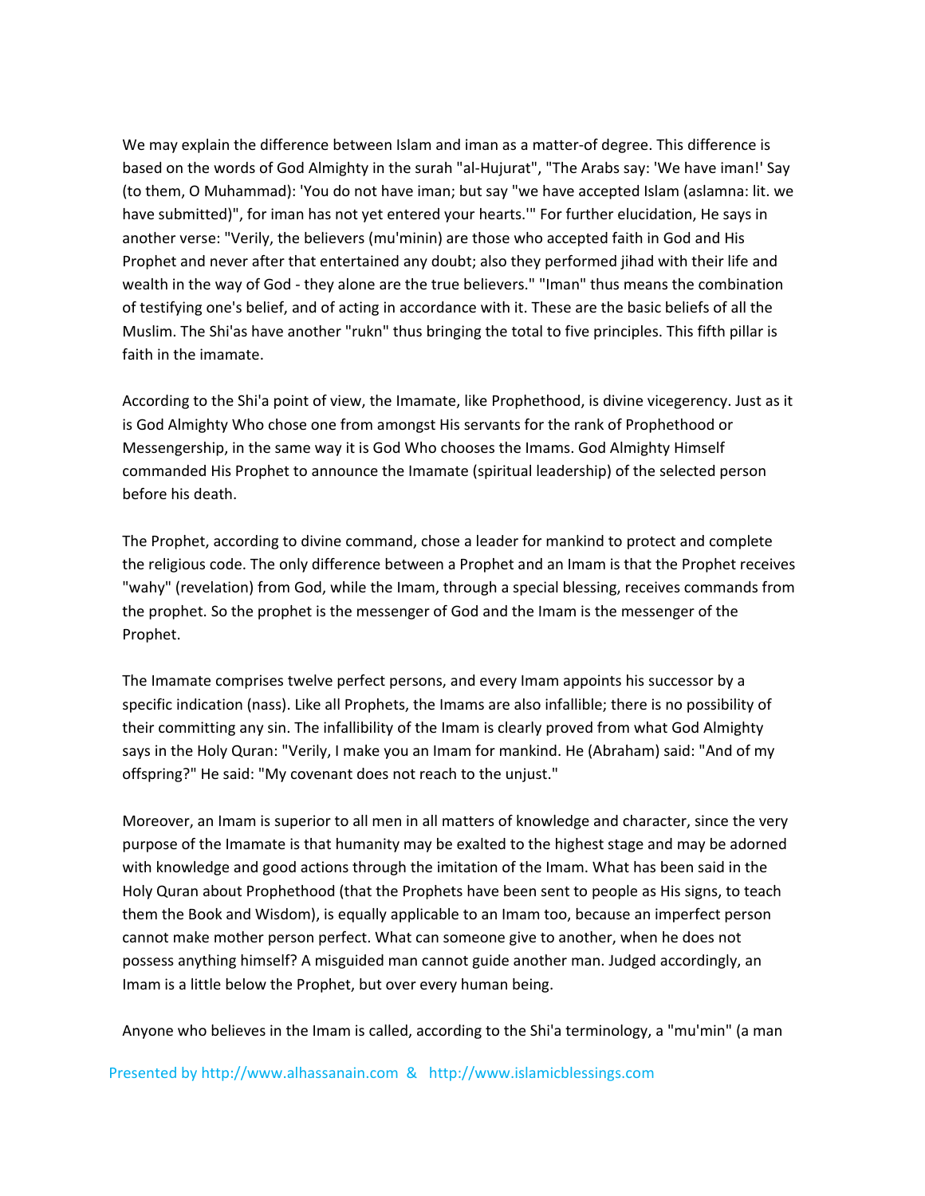We may explain the difference between Islam and iman as a matter-of degree. This difference is based on the words of God Almighty in the surah "al-Hujurat", "The Arabs say: 'We have iman!' Say (to them, O Muhammad): 'You do not have iman; but say "we have accepted Islam (aslamna: lit. we have submitted)", for iman has not yet entered your hearts.'" For further elucidation, He says in another verse: "Verily, the believers (mu'minin) are those who accepted faith in God and His Prophet and never after that entertained any doubt; also they performed jihad with their life and wealth in the way of God - they alone are the true believers." "Iman" thus means the combination of testifying one's belief, and of acting in accordance with it. These are the basic beliefs of all the Muslim. The Shi'as have another "rukn" thus bringing the total to five principles. This fifth pillar is faith in the imamate.

According to the Shi'a point of view, the Imamate, like Prophethood, is divine vicegerency. Just as it is God Almighty Who chose one from amongst His servants for the rank of Prophethood or Messengership, in the same way it is God Who chooses the Imams. God Almighty Himself commanded His Prophet to announce the Imamate (spiritual leadership) of the selected person before his death.

The Prophet, according to divine command, chose a leader for mankind to protect and complete the religious code. The only difference between a Prophet and an Imam is that the Prophet receives "wahy" (revelation) from God, while the Imam, through a special blessing, receives commands from the prophet. So the prophet is the messenger of God and the Imam is the messenger of the Prophet.

The Imamate comprises twelve perfect persons, and every Imam appoints his successor by a specific indication (nass). Like all Prophets, the Imams are also infallible; there is no possibility of their committing any sin. The infallibility of the Imam is clearly proved from what God Almighty says in the Holy Quran: "Verily, I make you an Imam for mankind. He (Abraham) said: "And of my offspring?" He said: "My covenant does not reach to the unjust."

Moreover, an Imam is superior to all men in all matters of knowledge and character, since the very purpose of the Imamate is that humanity may be exalted to the highest stage and may be adorned with knowledge and good actions through the imitation of the Imam. What has been said in the Holy Quran about Prophethood (that the Prophets have been sent to people as His signs, to teach them the Book and Wisdom), is equally applicable to an Imam too, because an imperfect person cannot make mother person perfect. What can someone give to another, when he does not possess anything himself? A misguided man cannot guide another man. Judged accordingly, an Imam is a little below the Prophet, but over every human being.

Anyone who believes in the Imam is called, according to the Shi'a terminology, a "mu'min" (a man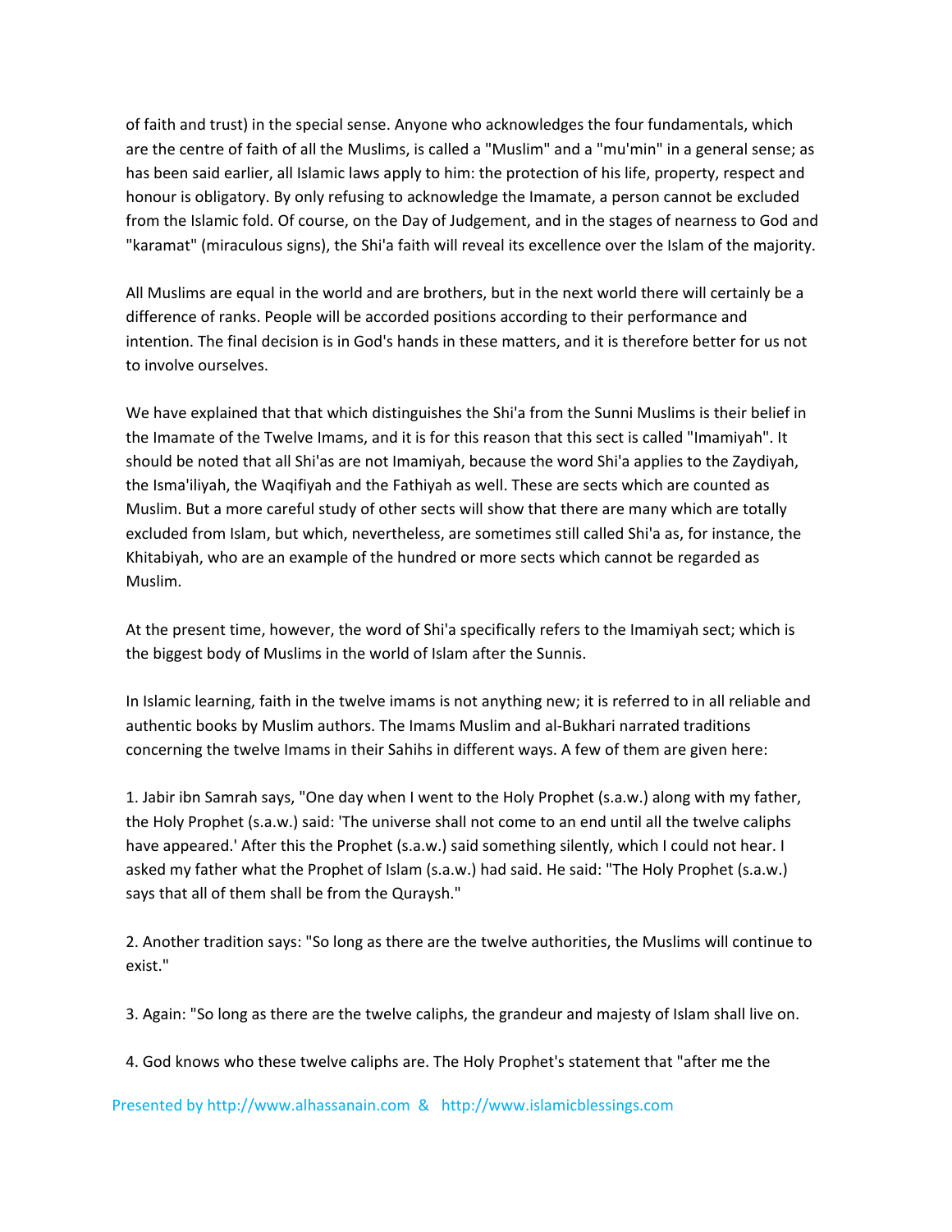of faith and trust) in the special sense. Anyone who acknowledges the four fundamentals, which are the centre of faith of all the Muslims, is called a "Muslim" and a "mu'min" in a general sense; as has been said earlier, all Islamic laws apply to him: the protection of his life, property, respect and honour is obligatory. By only refusing to acknowledge the Imamate, a person cannot be excluded from the Islamic fold. Of course, on the Day of Judgement, and in the stages of nearness to God and "karamat" (miraculous signs), the Shi'a faith will reveal its excellence over the Islam of the majority.

All Muslims are equal in the world and are brothers, but in the next world there will certainly be a difference of ranks. People will be accorded positions according to their performance and intention. The final decision is in God's hands in these matters, and it is therefore better for us not to involve ourselves.

We have explained that that which distinguishes the Shi'a from the Sunni Muslims is their belief in the Imamate of the Twelve Imams, and it is for this reason that this sect is called "Imamiyah". It should be noted that all Shi'as are not Imamiyah, because the word Shi'a applies to the Zaydiyah, the Isma'iliyah, the Waqifiyah and the Fathiyah as well. These are sects which are counted as Muslim. But a more careful study of other sects will show that there are many which are totally excluded from Islam, but which, nevertheless, are sometimes still called Shi'a as, for instance, the Khitabiyah, who are an example of the hundred or more sects which cannot be regarded as Muslim.

At the present time, however, the word of Shi'a specifically refers to the Imamiyah sect; which is the biggest body of Muslims in the world of Islam after the Sunnis.

In Islamic learning, faith in the twelve imams is not anything new; it is referred to in all reliable and authentic books by Muslim authors. The Imams Muslim and al-Bukhari narrated traditions concerning the twelve Imams in their Sahihs in different ways. A few of them are given here:

1. Jabir ibn Samrah says, "One day when I went to the Holy Prophet (s.a.w.) along with my father, the Holy Prophet (s.a.w.) said: 'The universe shall not come to an end until all the twelve caliphs have appeared.' After this the Prophet (s.a.w.) said something silently, which I could not hear. I asked my father what the Prophet of Islam (s.a.w.) had said. He said: "The Holy Prophet (s.a.w.) says that all of them shall be from the Quraysh."

2. Another tradition says: "So long as there are the twelve authorities, the Muslims will continue to exist."

3. Again: "So long as there are the twelve caliphs, the grandeur and majesty of Islam shall live on.

4. God knows who these twelve caliphs are. The Holy Prophet's statement that "after me the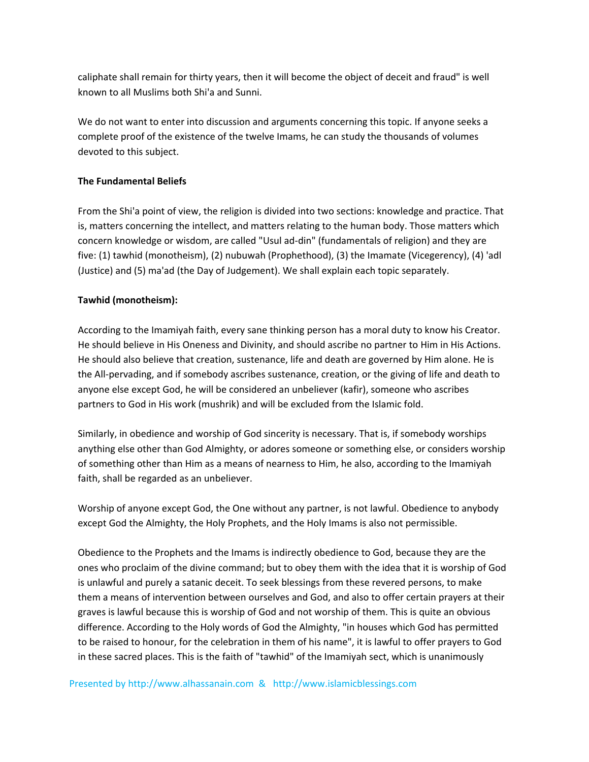caliphate shall remain for thirty years, then it will become the object of deceit and fraud" is well known to all Muslims both Shi'a and Sunni.

We do not want to enter into discussion and arguments concerning this topic. If anyone seeks a complete proof of the existence of the twelve Imams, he can study the thousands of volumes devoted to this subject.

**The Fundamental Beliefs**

From the Shi'a point of view, the religion is divided into two sections: knowledge and practice. That is, matters concerning the intellect, and matters relating to the human body. Those matters which concern knowledge or wisdom, are called "Usul ad-din" (fundamentals of religion) and they are five: (1) tawhid (monotheism), (2) nubuwah (Prophethood), (3) the Imamate (Vicegerency), (4) 'adl (Justice) and (5) ma'ad (the Day of Judgement). We shall explain each topic separately.

**Tawhid (monotheism):**

According to the Imamiyah faith, every sane thinking person has a moral duty to know his Creator. He should believe in His Oneness and Divinity, and should ascribe no partner to Him in His Actions. He should also believe that creation, sustenance, life and death are governed by Him alone. He is the All-pervading, and if somebody ascribes sustenance, creation, or the giving of life and death to anyone else except God, he will be considered an unbeliever (kafir), someone who ascribes partners to God in His work (mushrik) and will be excluded from the Islamic fold.

Similarly, in obedience and worship of God sincerity is necessary. That is, if somebody worships anything else other than God Almighty, or adores someone or something else, or considers worship of something other than Him as a means of nearness to Him, he also, according to the Imamiyah faith, shall be regarded as an unbeliever.

Worship of anyone except God, the One without any partner, is not lawful. Obedience to anybody except God the Almighty, the Holy Prophets, and the Holy Imams is also not permissible.

Obedience to the Prophets and the Imams is indirectly obedience to God, because they are the ones who proclaim of the divine command; but to obey them with the idea that it is worship of God is unlawful and purely a satanic deceit. To seek blessings from these revered persons, to make them a means of intervention between ourselves and God, and also to offer certain prayers at their graves is lawful because this is worship of God and not worship of them. This is quite an obvious difference. According to the Holy words of God the Almighty, "in houses which God has permitted to be raised to honour, for the celebration in them of his name", it is lawful to offer prayers to God in these sacred places. This is the faith of "tawhid" of the Imamiyah sect, which is unanimously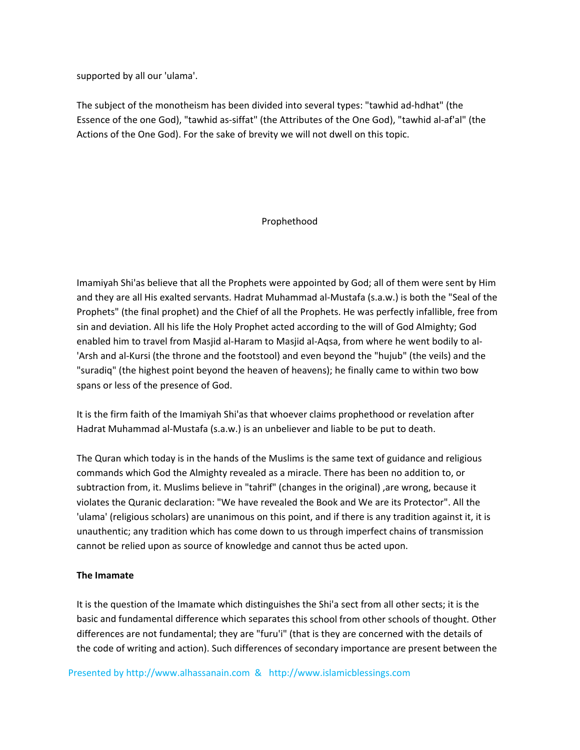supported by all our 'ulama'.

The subject of the monotheism has been divided into several types: "tawhid ad-hdhat" (the Essence of the one God), "tawhid as-siffat" (the Attributes of the One God), "tawhid al-af'al" (the Actions of the One God). For the sake of brevity we will not dwell on this topic.

## Prophethood

Imamiyah Shi'as believe that all the Prophets were appointed by God; all of them were sent by Him and they are all His exalted servants. Hadrat Muhammad al-Mustafa (s.a.w.) is both the "Seal of the Prophets" (the final prophet) and the Chief of all the Prophets. He was perfectly infallible, free from sin and deviation. All his life the Holy Prophet acted according to the will of God Almighty; God enabled him to travel from Masjid al-Haram to Masjid al-Aqsa, from where he went bodily to al-'Arsh and al-Kursi (the throne and the footstool) and even beyond the "hujub" (the veils) and the "suradiq" (the highest point beyond the heaven of heavens); he finally came to within two bow spans or less of the presence of God.

It is the firm faith of the Imamiyah Shi'as that whoever claims prophethood or revelation after Hadrat Muhammad al-Mustafa (s.a.w.) is an unbeliever and liable to be put to death.

The Quran which today is in the hands of the Muslims is the same text of guidance and religious commands which God the Almighty revealed as a miracle. There has been no addition to, or subtraction from, it. Muslims believe in "tahrif" (changes in the original) ,are wrong, because it violates the Quranic declaration: "We have revealed the Book and We are its Protector". All the 'ulama' (religious scholars) are unanimous on this point, and if there is any tradition against it, it is unauthentic; any tradition which has come down to us through imperfect chains of transmission cannot be relied upon as source of knowledge and cannot thus be acted upon.

**The Imamate**

It is the question of the Imamate which distinguishes the Shi'a sect from all other sects; it is the basic and fundamental difference which separates this school from other schools of thought. Other differences are not fundamental; they are "furu'i" (that is they are concerned with the details of the code of writing and action). Such differences of secondary importance are present between the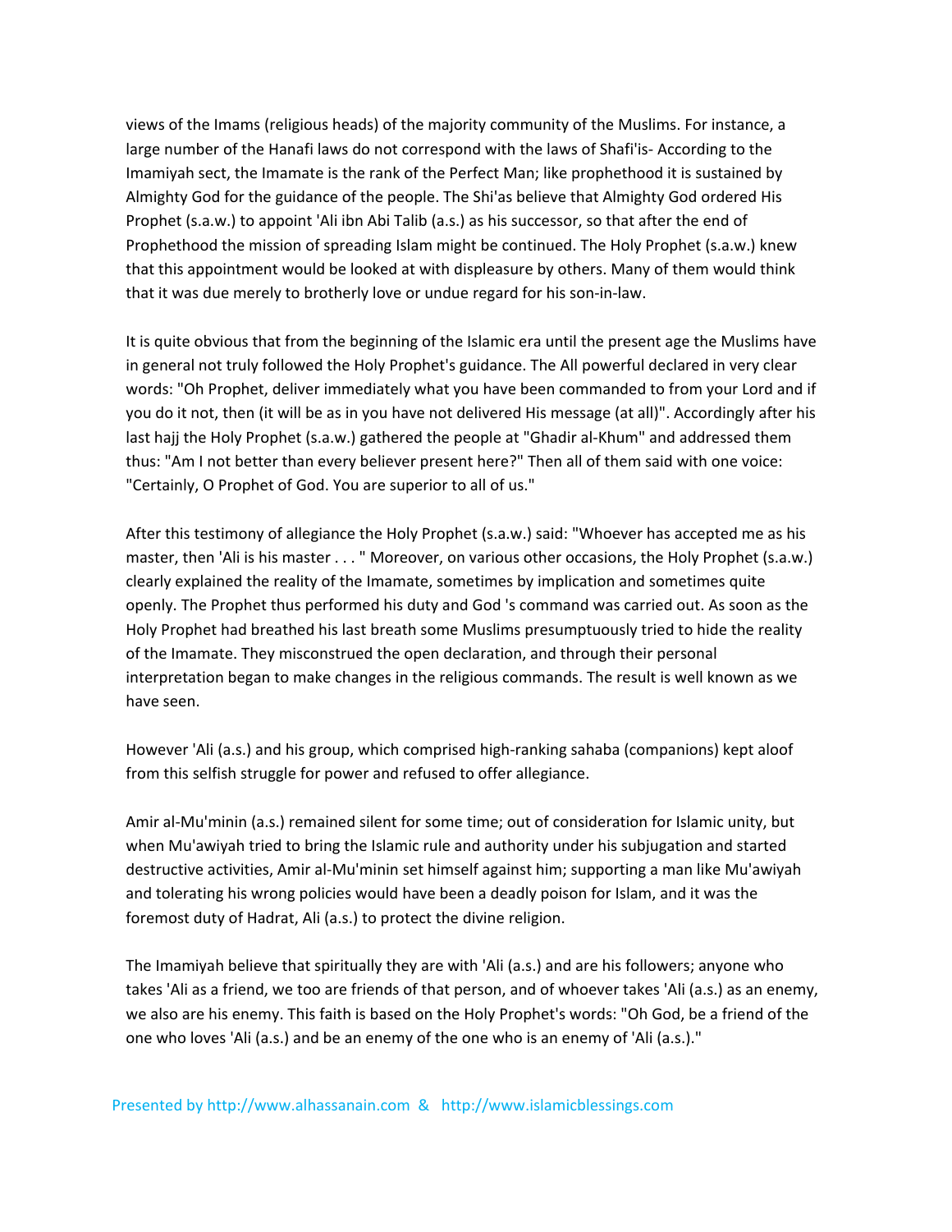views of the Imams (religious heads) of the majority community of the Muslims. For instance, a large number of the Hanafi laws do not correspond with the laws of Shafi'is- According to the Imamiyah sect, the Imamate is the rank of the Perfect Man; like prophethood it is sustained by Almighty God for the guidance of the people. The Shi'as believe that Almighty God ordered His Prophet (s.a.w.) to appoint 'Ali ibn Abi Talib (a.s.) as his successor, so that after the end of Prophethood the mission of spreading Islam might be continued. The Holy Prophet (s.a.w.) knew that this appointment would be looked at with displeasure by others. Many of them would think that it was due merely to brotherly love or undue regard for his son-in-law.

It is quite obvious that from the beginning of the Islamic era until the present age the Muslims have in general not truly followed the Holy Prophet's guidance. The All powerful declared in very clear words: "Oh Prophet, deliver immediately what you have been commanded to from your Lord and if you do it not, then (it will be as in you have not delivered His message (at all)". Accordingly after his last hajj the Holy Prophet (s.a.w.) gathered the people at "Ghadir al-Khum" and addressed them thus: "Am I not better than every believer present here?" Then all of them said with one voice: "Certainly, O Prophet of God. You are superior to all of us."

After this testimony of allegiance the Holy Prophet (s.a.w.) said: "Whoever has accepted me as his master, then 'Ali is his master . . . " Moreover, on various other occasions, the Holy Prophet (s.a.w.) clearly explained the reality of the Imamate, sometimes by implication and sometimes quite openly. The Prophet thus performed his duty and God 's command was carried out. As soon as the Holy Prophet had breathed his last breath some Muslims presumptuously tried to hide the reality of the Imamate. They misconstrued the open declaration, and through their personal interpretation began to make changes in the religious commands. The result is well known as we have seen.

However 'Ali (a.s.) and his group, which comprised high-ranking sahaba (companions) kept aloof from this selfish struggle for power and refused to offer allegiance.

Amir al-Mu'minin (a.s.) remained silent for some time; out of consideration for Islamic unity, but when Mu'awiyah tried to bring the Islamic rule and authority under his subjugation and started destructive activities, Amir al-Mu'minin set himself against him; supporting a man like Mu'awiyah and tolerating his wrong policies would have been a deadly poison for Islam, and it was the foremost duty of Hadrat, Ali (a.s.) to protect the divine religion.

The Imamiyah believe that spiritually they are with 'Ali (a.s.) and are his followers; anyone who takes 'Ali as a friend, we too are friends of that person, and of whoever takes 'Ali (a.s.) as an enemy, we also are his enemy. This faith is based on the Holy Prophet's words: "Oh God, be a friend of the one who loves 'Ali (a.s.) and be an enemy of the one who is an enemy of 'Ali (a.s.)."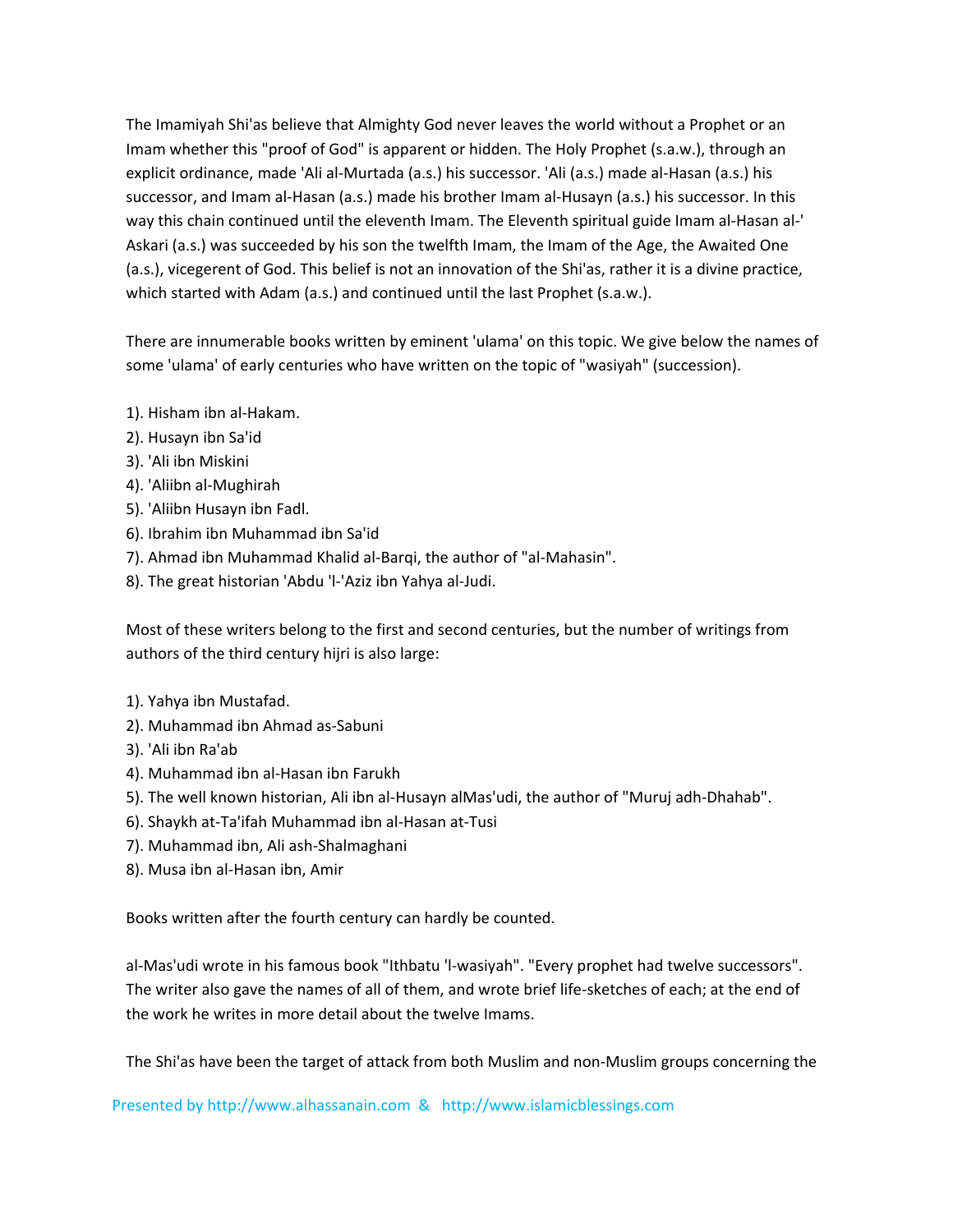The Imamiyah Shi'as believe that Almighty God never leaves the world without a Prophet or an Imam whether this "proof of God" is apparent or hidden. The Holy Prophet (s.a.w.), through an explicit ordinance, made 'Ali al-Murtada (a.s.) his successor. 'Ali (a.s.) made al-Hasan (a.s.) his successor, and Imam al-Hasan (a.s.) made his brother Imam al-Husayn (a.s.) his successor. In this way this chain continued until the eleventh Imam. The Eleventh spiritual guide Imam al-Hasan al-'Askari (a.s.) was succeeded by his son the twelfth Imam, the Imam of the Age, the Awaited One (a.s.), vicegerent of God. This belief is not an innovation of the Shi'as, rather it is a divine practice, which started with Adam (a.s.) and continued until the last Prophet (s.a.w.).

There are innumerable books written by eminent 'ulama' on this topic. We give below the names of some 'ulama' of early centuries who have written on the topic of "wasiyah" (succession).

1). Hisham ibn al-Hakam.
2). Husayn ibn Sa'id
3). 'Ali ibn Miskini
4). 'Aliibn al-Mughirah
5). 'Aliibn Husayn ibn Fadl.
6). Ibrahim ibn Muhammad ibn Sa'id
7). Ahmad ibn Muhammad Khalid al-Barqi, the author of "al-Mahasin".
8). The great historian 'Abdu 'l-'Aziz ibn Yahya al-Judi.

Most of these writers belong to the first and second centuries, but the number of writings from authors of the third century hijri is also large:

1). Yahya ibn Mustafad.
2). Muhammad ibn Ahmad as-Sabuni
3). 'Ali ibn Ra'ab
4). Muhammad ibn al-Hasan ibn Farukh
5). The well known historian, Ali ibn al-Husayn alMas'udi, the author of "Muruj adh-Dhahab".
6). Shaykh at-Ta'ifah Muhammad ibn al-Hasan at-Tusi
7). Muhammad ibn, Ali ash-Shalmaghani
8). Musa ibn al-Hasan ibn, Amir

Books written after the fourth century can hardly be counted.

al-Mas'udi wrote in his famous book "Ithbatu 'l-wasiyah". "Every prophet had twelve successors". The writer also gave the names of all of them, and wrote brief life-sketches of each; at the end of the work he writes in more detail about the twelve Imams.

The Shi'as have been the target of attack from both Muslim and non-Muslim groups concerning the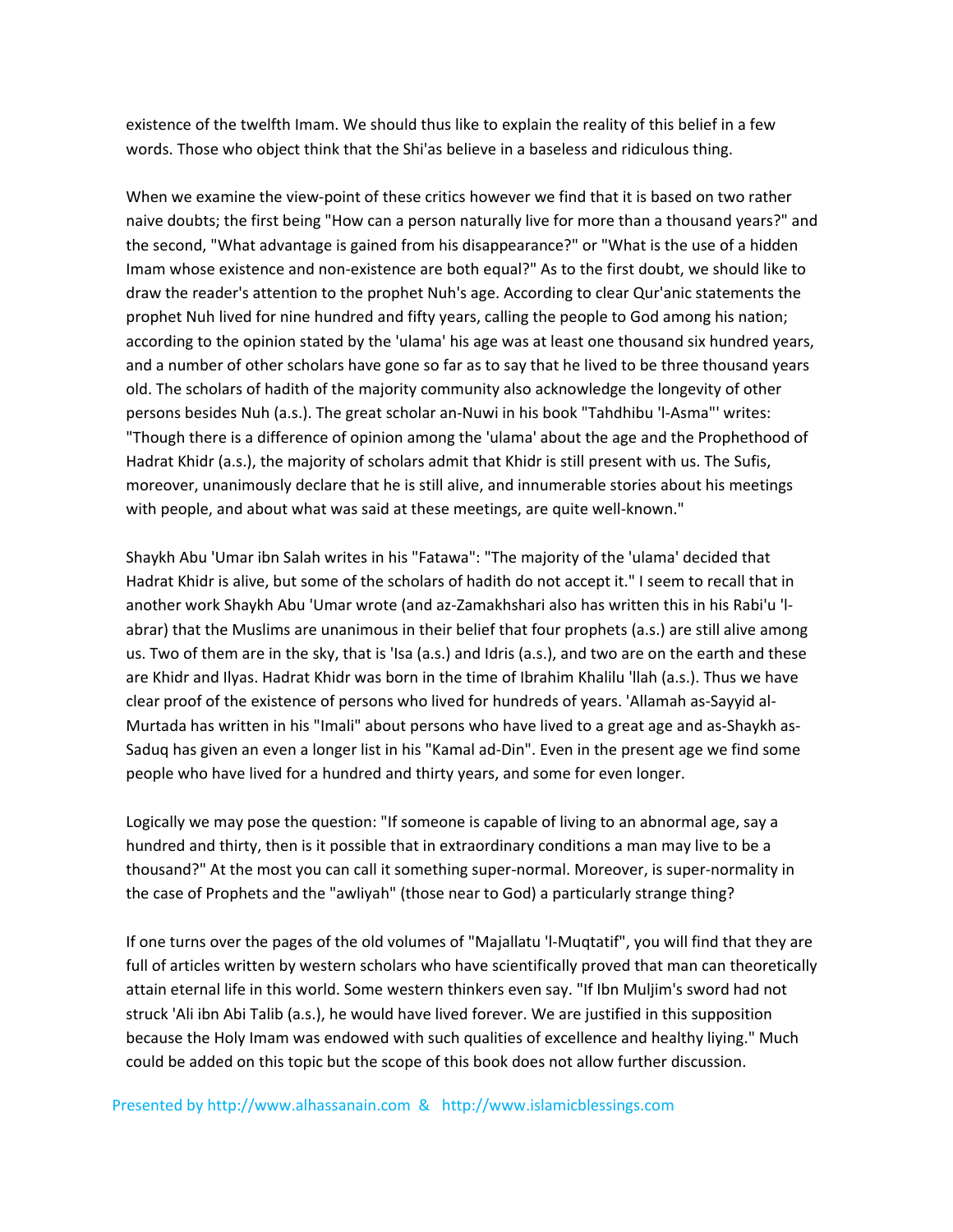existence of the twelfth Imam. We should thus like to explain the reality of this belief in a few words. Those who object think that the Shi'as believe in a baseless and ridiculous thing.

When we examine the view-point of these critics however we find that it is based on two rather naive doubts; the first being "How can a person naturally live for more than a thousand years?" and the second, "What advantage is gained from his disappearance?" or "What is the use of a hidden Imam whose existence and non-existence are both equal?" As to the first doubt, we should like to draw the reader's attention to the prophet Nuh's age. According to clear Qur'anic statements the prophet Nuh lived for nine hundred and fifty years, calling the people to God among his nation; according to the opinion stated by the 'ulama' his age was at least one thousand six hundred years, and a number of other scholars have gone so far as to say that he lived to be three thousand years old. The scholars of hadith of the majority community also acknowledge the longevity of other persons besides Nuh (a.s.). The great scholar an-Nuwi in his book "Tahdhibu 'l-Asma'" writes: "Though there is a difference of opinion among the 'ulama' about the age and the Prophethood of Hadrat Khidr (a.s.), the majority of scholars admit that Khidr is still present with us. The Sufis, moreover, unanimously declare that he is still alive, and innumerable stories about his meetings with people, and about what was said at these meetings, are quite well-known."

Shaykh Abu 'Umar ibn Salah writes in his "Fatawa": "The majority of the 'ulama' decided that Hadrat Khidr is alive, but some of the scholars of hadith do not accept it." I seem to recall that in another work Shaykh Abu 'Umar wrote (and az-Zamakhshari also has written this in his Rabi'u 'l-abrar) that the Muslims are unanimous in their belief that four prophets (a.s.) are still alive among us. Two of them are in the sky, that is 'Isa (a.s.) and Idris (a.s.), and two are on the earth and these are Khidr and Ilyas. Hadrat Khidr was born in the time of Ibrahim Khalilu 'llah (a.s.). Thus we have clear proof of the existence of persons who lived for hundreds of years. 'Allamah as-Sayyid al-Murtada has written in his "Imali" about persons who have lived to a great age and as-Shaykh as-Saduq has given an even a longer list in his "Kamal ad-Din". Even in the present age we find some people who have lived for a hundred and thirty years, and some for even longer.

Logically we may pose the question: "If someone is capable of living to an abnormal age, say a hundred and thirty, then is it possible that in extraordinary conditions a man may live to be a thousand?" At the most you can call it something super-normal. Moreover, is super-normality in the case of Prophets and the "awliyah" (those near to God) a particularly strange thing?

If one turns over the pages of the old volumes of "Majallatu 'l-Muqtatif", you will find that they are full of articles written by western scholars who have scientifically proved that man can theoretically attain eternal life in this world. Some western thinkers even say. "If Ibn Muljim's sword had not struck 'Ali ibn Abi Talib (a.s.), he would have lived forever. We are justified in this supposition because the Holy Imam was endowed with such qualities of excellence and healthy liying." Much could be added on this topic but the scope of this book does not allow further discussion.

Presented by http://www.alhassanain.com & http://www.islamicblessings.com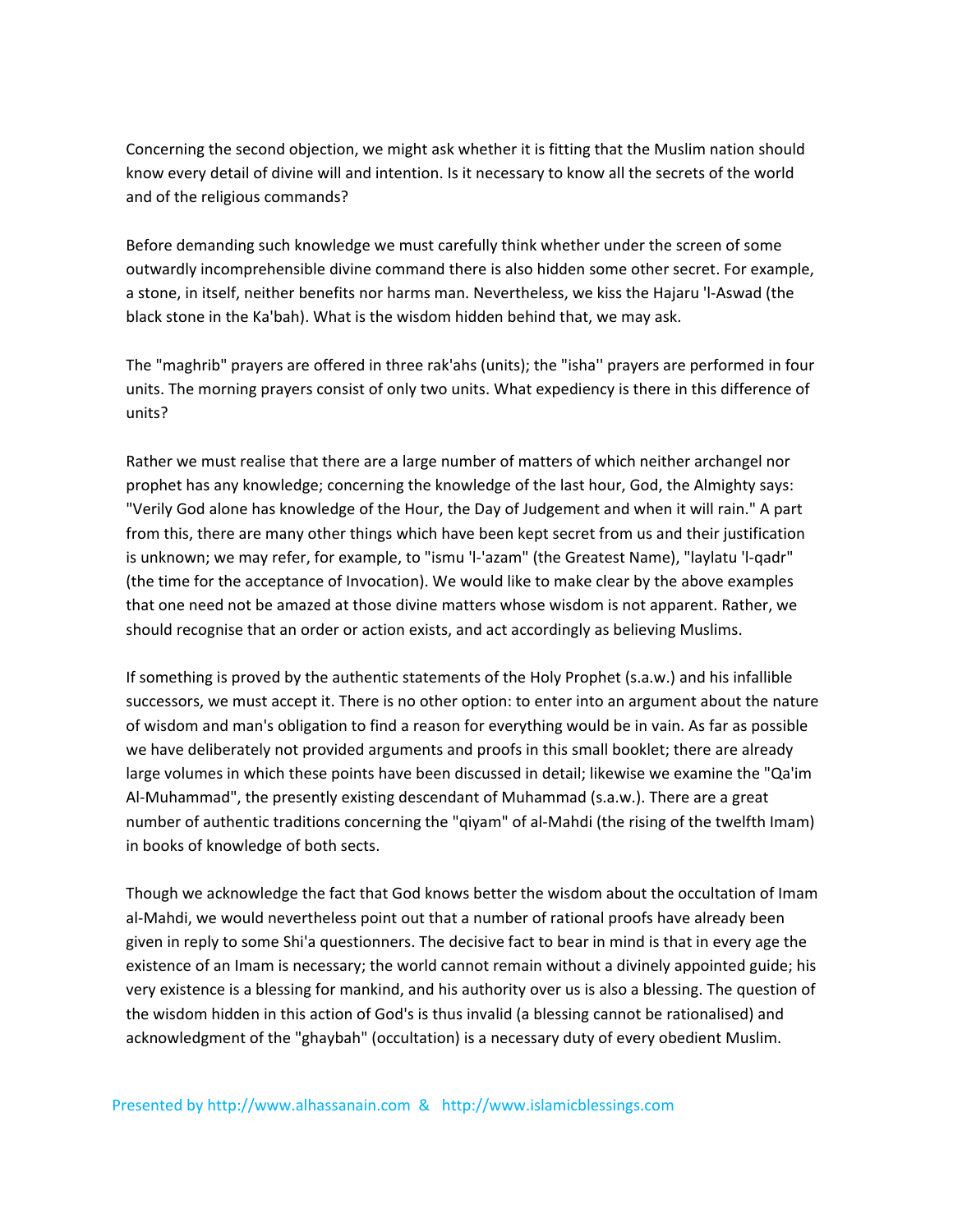Concerning the second objection, we might ask whether it is fitting that the Muslim nation should know every detail of divine will and intention. Is it necessary to know all the secrets of the world and of the religious commands?

Before demanding such knowledge we must carefully think whether under the screen of some outwardly incomprehensible divine command there is also hidden some other secret. For example, a stone, in itself, neither benefits nor harms man. Nevertheless, we kiss the Hajaru 'l-Aswad (the black stone in the Ka'bah). What is the wisdom hidden behind that, we may ask.

The "maghrib" prayers are offered in three rak'ahs (units); the "isha'' prayers are performed in four units. The morning prayers consist of only two units. What expediency is there in this difference of units?

Rather we must realise that there are a large number of matters of which neither archangel nor prophet has any knowledge; concerning the knowledge of the last hour, God, the Almighty says: "Verily God alone has knowledge of the Hour, the Day of Judgement and when it will rain." A part from this, there are many other things which have been kept secret from us and their justification is unknown; we may refer, for example, to "ismu 'l-'azam" (the Greatest Name), "laylatu 'l-qadr" (the time for the acceptance of Invocation). We would like to make clear by the above examples that one need not be amazed at those divine matters whose wisdom is not apparent. Rather, we should recognise that an order or action exists, and act accordingly as believing Muslims.

If something is proved by the authentic statements of the Holy Prophet (s.a.w.) and his infallible successors, we must accept it. There is no other option: to enter into an argument about the nature of wisdom and man's obligation to find a reason for everything would be in vain. As far as possible we have deliberately not provided arguments and proofs in this small booklet; there are already large volumes in which these points have been discussed in detail; likewise we examine the "Qa'im Al-Muhammad", the presently existing descendant of Muhammad (s.a.w.). There are a great number of authentic traditions concerning the "qiyam" of al-Mahdi (the rising of the twelfth Imam) in books of knowledge of both sects.

Though we acknowledge the fact that God knows better the wisdom about the occultation of Imam al-Mahdi, we would nevertheless point out that a number of rational proofs have already been given in reply to some Shi'a questionners. The decisive fact to bear in mind is that in every age the existence of an Imam is necessary; the world cannot remain without a divinely appointed guide; his very existence is a blessing for mankind, and his authority over us is also a blessing. The question of the wisdom hidden in this action of God's is thus invalid (a blessing cannot be rationalised) and acknowledgment of the "ghaybah" (occultation) is a necessary duty of every obedient Muslim.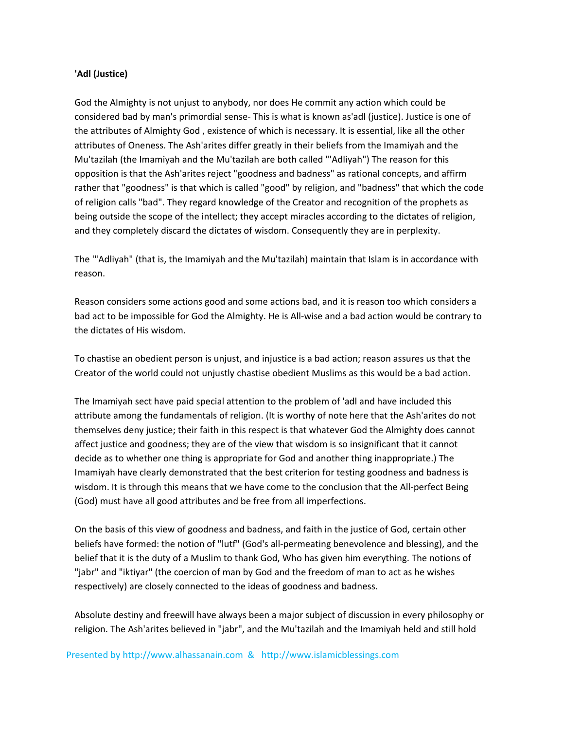**'Adl (Justice)**

God the Almighty is not unjust to anybody, nor does He commit any action which could be considered bad by man's primordial sense- This is what is known as'adl (justice). Justice is one of the attributes of Almighty God , existence of which is necessary. It is essential, like all the other attributes of Oneness. The Ash'arites differ greatly in their beliefs from the Imamiyah and the Mu'tazilah (the Imamiyah and the Mu'tazilah are both called "'Adliyah") The reason for this opposition is that the Ash'arites reject "goodness and badness" as rational concepts, and affirm rather that "goodness" is that which is called "good" by religion, and "badness" that which the code of religion calls "bad". They regard knowledge of the Creator and recognition of the prophets as being outside the scope of the intellect; they accept miracles according to the dictates of religion, and they completely discard the dictates of wisdom. Consequently they are in perplexity.

The '"Adliyah" (that is, the Imamiyah and the Mu'tazilah) maintain that Islam is in accordance with reason.

Reason considers some actions good and some actions bad, and it is reason too which considers a bad act to be impossible for God the Almighty. He is All-wise and a bad action would be contrary to the dictates of His wisdom.

To chastise an obedient person is unjust, and injustice is a bad action; reason assures us that the Creator of the world could not unjustly chastise obedient Muslims as this would be a bad action.

The Imamiyah sect have paid special attention to the problem of 'adl and have included this attribute among the fundamentals of religion. (It is worthy of note here that the Ash'arites do not themselves deny justice; their faith in this respect is that whatever God the Almighty does cannot affect justice and goodness; they are of the view that wisdom is so insignificant that it cannot decide as to whether one thing is appropriate for God and another thing inappropriate.) The Imamiyah have clearly demonstrated that the best criterion for testing goodness and badness is wisdom. It is through this means that we have come to the conclusion that the All-perfect Being (God) must have all good attributes and be free from all imperfections.

On the basis of this view of goodness and badness, and faith in the justice of God, certain other beliefs have formed: the notion of "lutf" (God's all-permeating benevolence and blessing), and the belief that it is the duty of a Muslim to thank God, Who has given him everything. The notions of "jabr" and "iktiyar" (the coercion of man by God and the freedom of man to act as he wishes respectively) are closely connected to the ideas of goodness and badness.

Absolute destiny and freewill have always been a major subject of discussion in every philosophy or religion. The Ash'arites believed in "jabr", and the Mu'tazilah and the Imamiyah held and still hold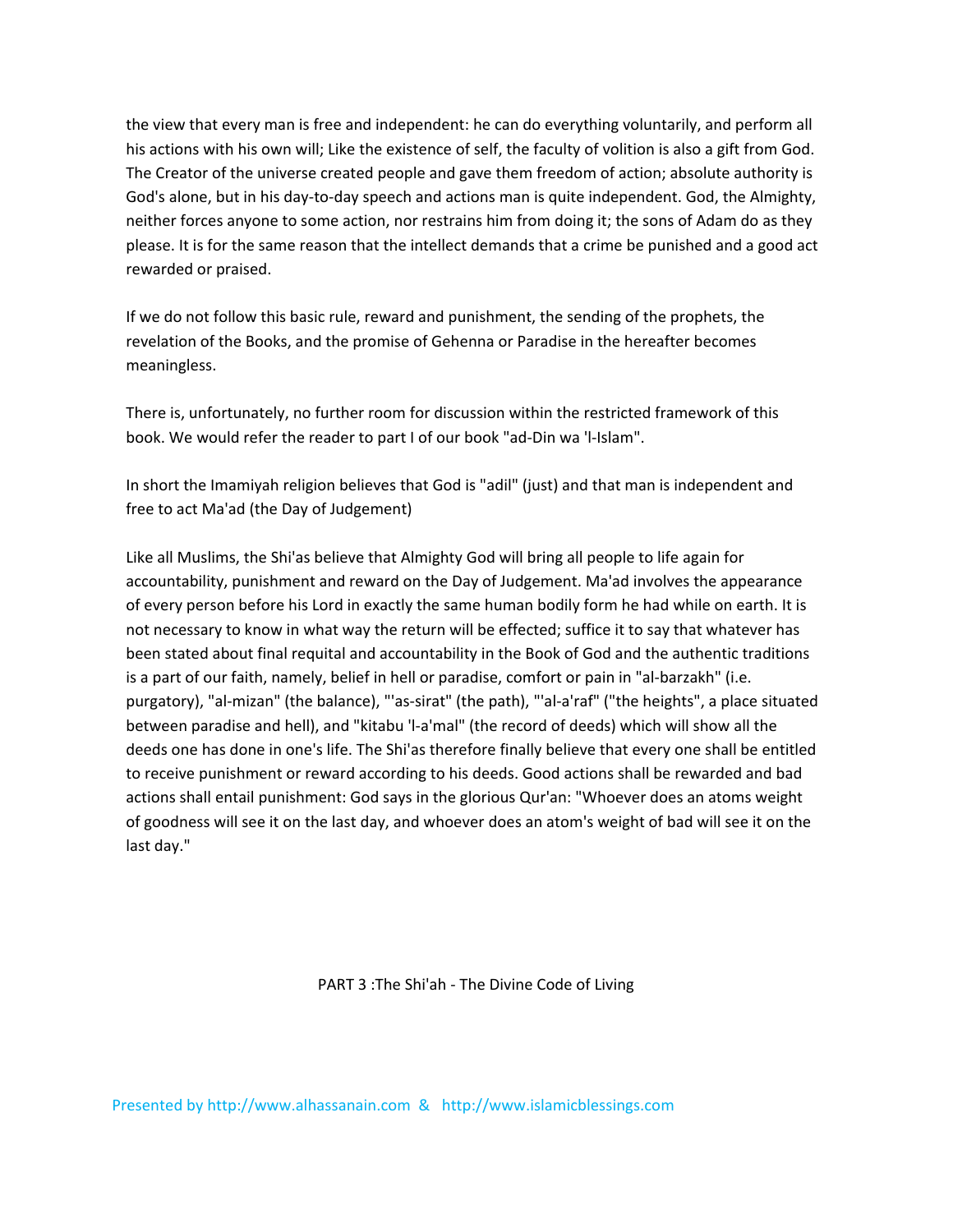the view that every man is free and independent: he can do everything voluntarily, and perform all his actions with his own will; Like the existence of self, the faculty of volition is also a gift from God. The Creator of the universe created people and gave them freedom of action; absolute authority is God's alone, but in his day-to-day speech and actions man is quite independent. God, the Almighty, neither forces anyone to some action, nor restrains him from doing it; the sons of Adam do as they please. It is for the same reason that the intellect demands that a crime be punished and a good act rewarded or praised.

If we do not follow this basic rule, reward and punishment, the sending of the prophets, the revelation of the Books, and the promise of Gehenna or Paradise in the hereafter becomes meaningless.

There is, unfortunately, no further room for discussion within the restricted framework of this book. We would refer the reader to part I of our book "ad-Din wa 'l-Islam".

In short the Imamiyah religion believes that God is "adil" (just) and that man is independent and free to act Ma'ad (the Day of Judgement)

Like all Muslims, the Shi'as believe that Almighty God will bring all people to life again for accountability, punishment and reward on the Day of Judgement. Ma'ad involves the appearance of every person before his Lord in exactly the same human bodily form he had while on earth. It is not necessary to know in what way the return will be effected; suffice it to say that whatever has been stated about final requital and accountability in the Book of God and the authentic traditions is a part of our faith, namely, belief in hell or paradise, comfort or pain in "al-barzakh" (i.e. purgatory), "al-mizan" (the balance), "'as-sirat" (the path), "'al-a'raf" ("the heights", a place situated between paradise and hell), and "kitabu 'l-a'mal" (the record of deeds) which will show all the deeds one has done in one's life. The Shi'as therefore finally believe that every one shall be entitled to receive punishment or reward according to his deeds. Good actions shall be rewarded and bad actions shall entail punishment: God says in the glorious Qur'an: "Whoever does an atoms weight of goodness will see it on the last day, and whoever does an atom's weight of bad will see it on the last day."

PART 3 :The Shi'ah - The Divine Code of Living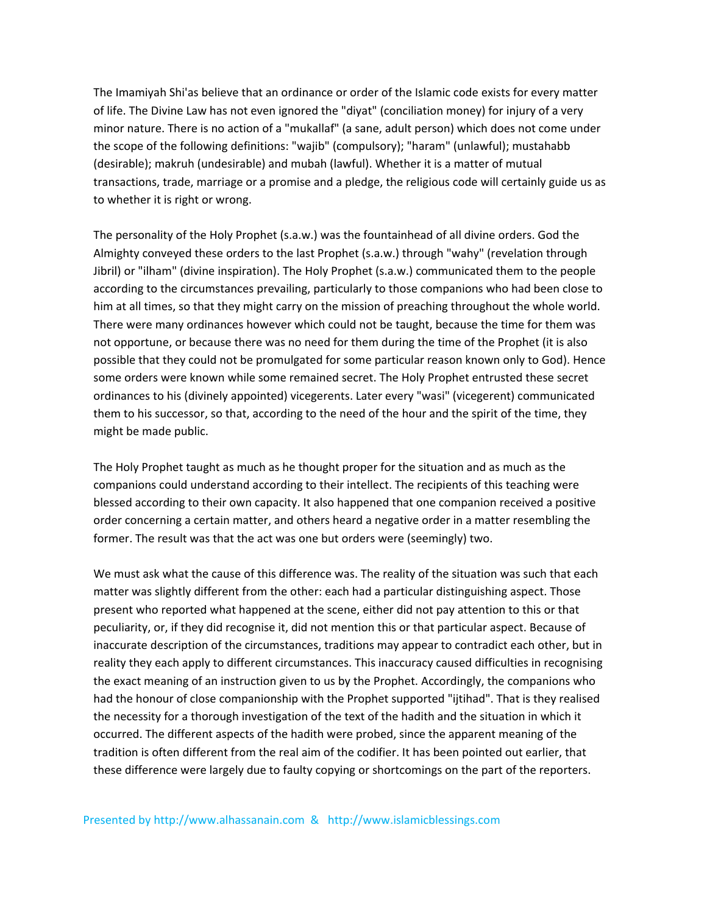The Imamiyah Shi'as believe that an ordinance or order of the Islamic code exists for every matter of life. The Divine Law has not even ignored the "diyat" (conciliation money) for injury of a very minor nature. There is no action of a "mukallaf" (a sane, adult person) which does not come under the scope of the following definitions: "wajib" (compulsory); "haram" (unlawful); mustahabb (desirable); makruh (undesirable) and mubah (lawful). Whether it is a matter of mutual transactions, trade, marriage or a promise and a pledge, the religious code will certainly guide us as to whether it is right or wrong.

The personality of the Holy Prophet (s.a.w.) was the fountainhead of all divine orders. God the Almighty conveyed these orders to the last Prophet (s.a.w.) through "wahy" (revelation through Jibril) or "ilham" (divine inspiration). The Holy Prophet (s.a.w.) communicated them to the people according to the circumstances prevailing, particularly to those companions who had been close to him at all times, so that they might carry on the mission of preaching throughout the whole world. There were many ordinances however which could not be taught, because the time for them was not opportune, or because there was no need for them during the time of the Prophet (it is also possible that they could not be promulgated for some particular reason known only to God). Hence some orders were known while some remained secret. The Holy Prophet entrusted these secret ordinances to his (divinely appointed) vicegerents. Later every "wasi" (vicegerent) communicated them to his successor, so that, according to the need of the hour and the spirit of the time, they might be made public.

The Holy Prophet taught as much as he thought proper for the situation and as much as the companions could understand according to their intellect. The recipients of this teaching were blessed according to their own capacity. It also happened that one companion received a positive order concerning a certain matter, and others heard a negative order in a matter resembling the former. The result was that the act was one but orders were (seemingly) two.

We must ask what the cause of this difference was. The reality of the situation was such that each matter was slightly different from the other: each had a particular distinguishing aspect. Those present who reported what happened at the scene, either did not pay attention to this or that peculiarity, or, if they did recognise it, did not mention this or that particular aspect. Because of inaccurate description of the circumstances, traditions may appear to contradict each other, but in reality they each apply to different circumstances. This inaccuracy caused difficulties in recognising the exact meaning of an instruction given to us by the Prophet. Accordingly, the companions who had the honour of close companionship with the Prophet supported "ijtihad". That is they realised the necessity for a thorough investigation of the text of the hadith and the situation in which it occurred. The different aspects of the hadith were probed, since the apparent meaning of the tradition is often different from the real aim of the codifier. It has been pointed out earlier, that these difference were largely due to faulty copying or shortcomings on the part of the reporters.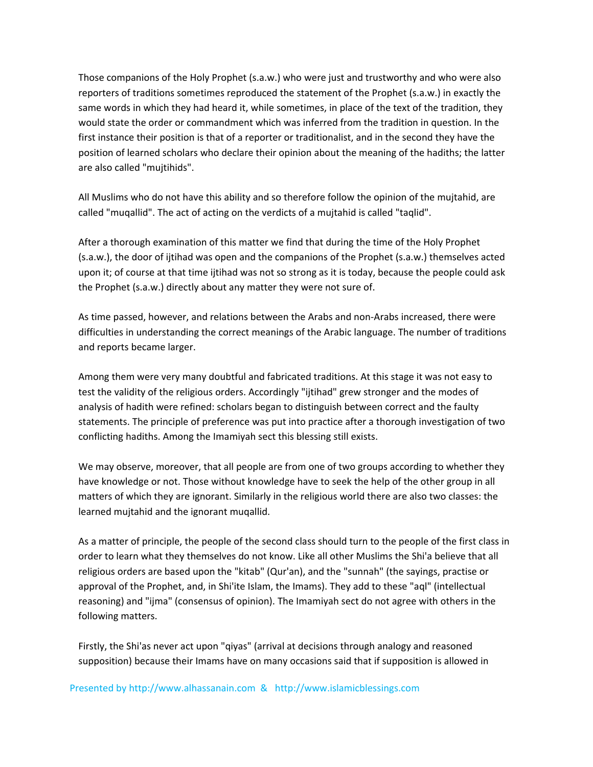Those companions of the Holy Prophet (s.a.w.) who were just and trustworthy and who were also reporters of traditions sometimes reproduced the statement of the Prophet (s.a.w.) in exactly the same words in which they had heard it, while sometimes, in place of the text of the tradition, they would state the order or commandment which was inferred from the tradition in question. In the first instance their position is that of a reporter or traditionalist, and in the second they have the position of learned scholars who declare their opinion about the meaning of the hadiths; the latter are also called "mujtihids".

All Muslims who do not have this ability and so therefore follow the opinion of the mujtahid, are called "muqallid". The act of acting on the verdicts of a mujtahid is called "taqlid".

After a thorough examination of this matter we find that during the time of the Holy Prophet (s.a.w.), the door of ijtihad was open and the companions of the Prophet (s.a.w.) themselves acted upon it; of course at that time ijtihad was not so strong as it is today, because the people could ask the Prophet (s.a.w.) directly about any matter they were not sure of.

As time passed, however, and relations between the Arabs and non-Arabs increased, there were difficulties in understanding the correct meanings of the Arabic language. The number of traditions and reports became larger.

Among them were very many doubtful and fabricated traditions. At this stage it was not easy to test the validity of the religious orders. Accordingly "ijtihad" grew stronger and the modes of analysis of hadith were refined: scholars began to distinguish between correct and the faulty statements. The principle of preference was put into practice after a thorough investigation of two conflicting hadiths. Among the Imamiyah sect this blessing still exists.

We may observe, moreover, that all people are from one of two groups according to whether they have knowledge or not. Those without knowledge have to seek the help of the other group in all matters of which they are ignorant. Similarly in the religious world there are also two classes: the learned mujtahid and the ignorant muqallid.

As a matter of principle, the people of the second class should turn to the people of the first class in order to learn what they themselves do not know. Like all other Muslims the Shi'a believe that all religious orders are based upon the "kitab" (Qur'an), and the "sunnah" (the sayings, practise or approval of the Prophet, and, in Shi'ite Islam, the Imams). They add to these "aql" (intellectual reasoning) and "ijma" (consensus of opinion). The Imamiyah sect do not agree with others in the following matters.

Firstly, the Shi'as never act upon "qiyas" (arrival at decisions through analogy and reasoned supposition) because their Imams have on many occasions said that if supposition is allowed in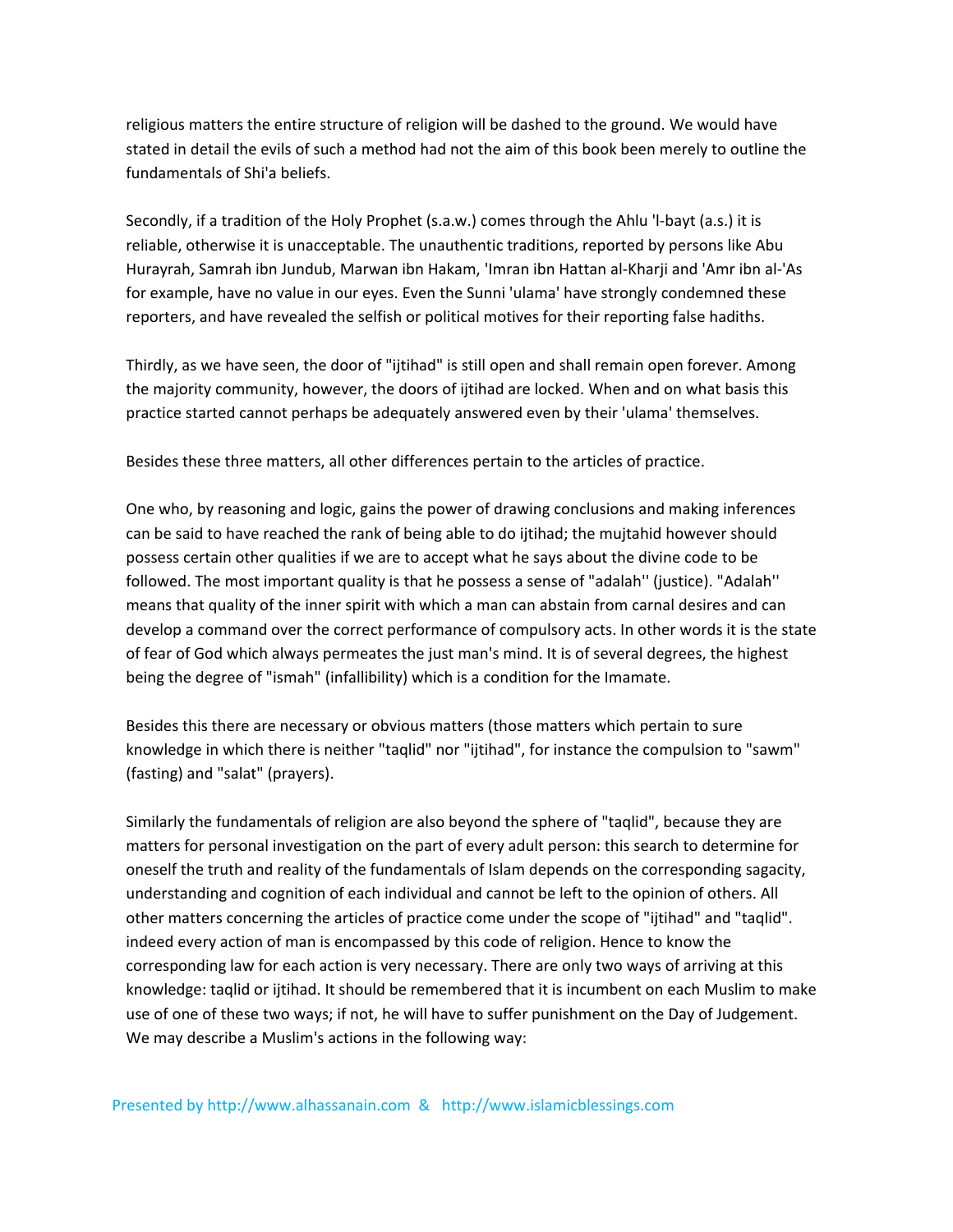religious matters the entire structure of religion will be dashed to the ground. We would have stated in detail the evils of such a method had not the aim of this book been merely to outline the fundamentals of Shi'a beliefs.

Secondly, if a tradition of the Holy Prophet (s.a.w.) comes through the Ahlu 'l-bayt (a.s.) it is reliable, otherwise it is unacceptable. The unauthentic traditions, reported by persons like Abu Hurayrah, Samrah ibn Jundub, Marwan ibn Hakam, 'Imran ibn Hattan al-Kharji and 'Amr ibn al-'As for example, have no value in our eyes. Even the Sunni 'ulama' have strongly condemned these reporters, and have revealed the selfish or political motives for their reporting false hadiths.

Thirdly, as we have seen, the door of "ijtihad" is still open and shall remain open forever. Among the majority community, however, the doors of ijtihad are locked. When and on what basis this practice started cannot perhaps be adequately answered even by their 'ulama' themselves.

Besides these three matters, all other differences pertain to the articles of practice.

One who, by reasoning and logic, gains the power of drawing conclusions and making inferences can be said to have reached the rank of being able to do ijtihad; the mujtahid however should possess certain other qualities if we are to accept what he says about the divine code to be followed. The most important quality is that he possess a sense of "adalah'' (justice). "Adalah'' means that quality of the inner spirit with which a man can abstain from carnal desires and can develop a command over the correct performance of compulsory acts. In other words it is the state of fear of God which always permeates the just man's mind. It is of several degrees, the highest being the degree of "ismah" (infallibility) which is a condition for the Imamate.

Besides this there are necessary or obvious matters (those matters which pertain to sure knowledge in which there is neither "taqlid" nor "ijtihad", for instance the compulsion to "sawm" (fasting) and "salat" (prayers).

Similarly the fundamentals of religion are also beyond the sphere of "taqlid", because they are matters for personal investigation on the part of every adult person: this search to determine for oneself the truth and reality of the fundamentals of Islam depends on the corresponding sagacity, understanding and cognition of each individual and cannot be left to the opinion of others. All other matters concerning the articles of practice come under the scope of "ijtihad" and "taqlid". indeed every action of man is encompassed by this code of religion. Hence to know the corresponding law for each action is very necessary. There are only two ways of arriving at this knowledge: taqlid or ijtihad. It should be remembered that it is incumbent on each Muslim to make use of one of these two ways; if not, he will have to suffer punishment on the Day of Judgement. We may describe a Muslim's actions in the following way: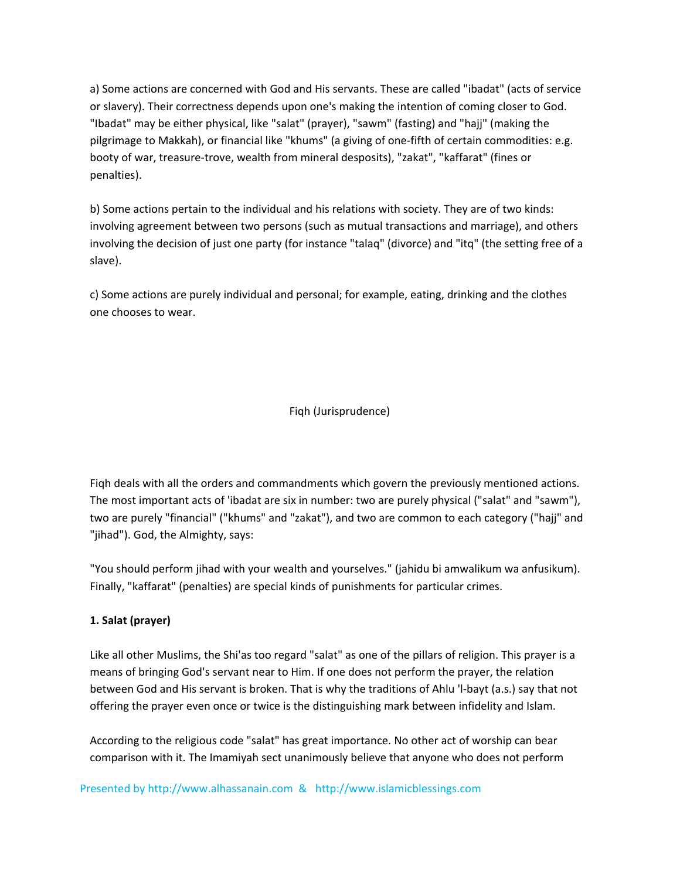a) Some actions are concerned with God and His servants. These are called "ibadat" (acts of service or slavery). Their correctness depends upon one's making the intention of coming closer to God. "Ibadat" may be either physical, like "salat" (prayer), "sawm" (fasting) and "hajj" (making the pilgrimage to Makkah), or financial like "khums" (a giving of one-fifth of certain commodities: e.g. booty of war, treasure-trove, wealth from mineral desposits), "zakat", "kaffarat" (fines or penalties).

b) Some actions pertain to the individual and his relations with society. They are of two kinds: involving agreement between two persons (such as mutual transactions and marriage), and others involving the decision of just one party (for instance "talaq" (divorce) and "itq" (the setting free of a slave).

c) Some actions are purely individual and personal; for example, eating, drinking and the clothes one chooses to wear.

## Fiqh (Jurisprudence)

Fiqh deals with all the orders and commandments which govern the previously mentioned actions. The most important acts of 'ibadat are six in number: two are purely physical ("salat" and "sawm"), two are purely "financial" ("khums" and "zakat"), and two are common to each category ("hajj" and "jihad"). God, the Almighty, says:

"You should perform jihad with your wealth and yourselves." (jahidu bi amwalikum wa anfusikum). Finally, "kaffarat" (penalties) are special kinds of punishments for particular crimes.

**1. Salat (prayer)**

Like all other Muslims, the Shi'as too regard "salat" as one of the pillars of religion. This prayer is a means of bringing God's servant near to Him. If one does not perform the prayer, the relation between God and His servant is broken. That is why the traditions of Ahlu 'l-bayt (a.s.) say that not offering the prayer even once or twice is the distinguishing mark between infidelity and Islam.

According to the religious code "salat" has great importance. No other act of worship can bear comparison with it. The Imamiyah sect unanimously believe that anyone who does not perform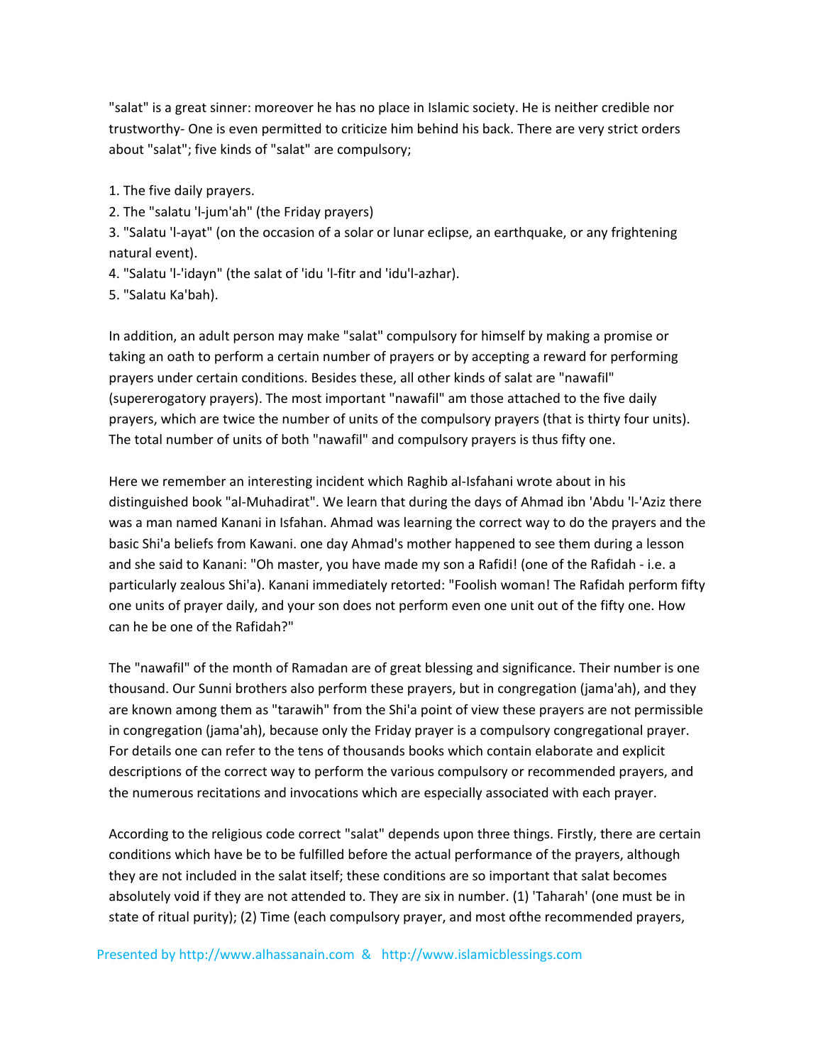"salat" is a great sinner: moreover he has no place in Islamic society. He is neither credible nor trustworthy- One is even permitted to criticize him behind his back. There are very strict orders about "salat"; five kinds of "salat" are compulsory;

1. The five daily prayers.
2. The "salatu 'l-jum'ah" (the Friday prayers)
3. "Salatu 'l-ayat" (on the occasion of a solar or lunar eclipse, an earthquake, or any frightening natural event).
4. "Salatu 'l-'idayn" (the salat of 'idu 'l-fitr and 'idu'l-azhar).
5. "Salatu Ka'bah).

In addition, an adult person may make "salat" compulsory for himself by making a promise or taking an oath to perform a certain number of prayers or by accepting a reward for performing prayers under certain conditions. Besides these, all other kinds of salat are "nawafil" (supererogatory prayers). The most important "nawafil" am those attached to the five daily prayers, which are twice the number of units of the compulsory prayers (that is thirty four units). The total number of units of both "nawafil" and compulsory prayers is thus fifty one.

Here we remember an interesting incident which Raghib al-Isfahani wrote about in his distinguished book "al-Muhadirat". We learn that during the days of Ahmad ibn 'Abdu 'l-'Aziz there was a man named Kanani in Isfahan. Ahmad was learning the correct way to do the prayers and the basic Shi'a beliefs from Kawani. one day Ahmad's mother happened to see them during a lesson and she said to Kanani: "Oh master, you have made my son a Rafidi! (one of the Rafidah - i.e. a particularly zealous Shi'a). Kanani immediately retorted: "Foolish woman! The Rafidah perform fifty one units of prayer daily, and your son does not perform even one unit out of the fifty one. How can he be one of the Rafidah?"

The "nawafil" of the month of Ramadan are of great blessing and significance. Their number is one thousand. Our Sunni brothers also perform these prayers, but in congregation (jama'ah), and they are known among them as "tarawih" from the Shi'a point of view these prayers are not permissible in congregation (jama'ah), because only the Friday prayer is a compulsory congregational prayer. For details one can refer to the tens of thousands books which contain elaborate and explicit descriptions of the correct way to perform the various compulsory or recommended prayers, and the numerous recitations and invocations which are especially associated with each prayer.

According to the religious code correct "salat" depends upon three things. Firstly, there are certain conditions which have be to be fulfilled before the actual performance of the prayers, although they are not included in the salat itself; these conditions are so important that salat becomes absolutely void if they are not attended to. They are six in number. (1) 'Taharah' (one must be in state of ritual purity); (2) Time (each compulsory prayer, and most ofthe recommended prayers,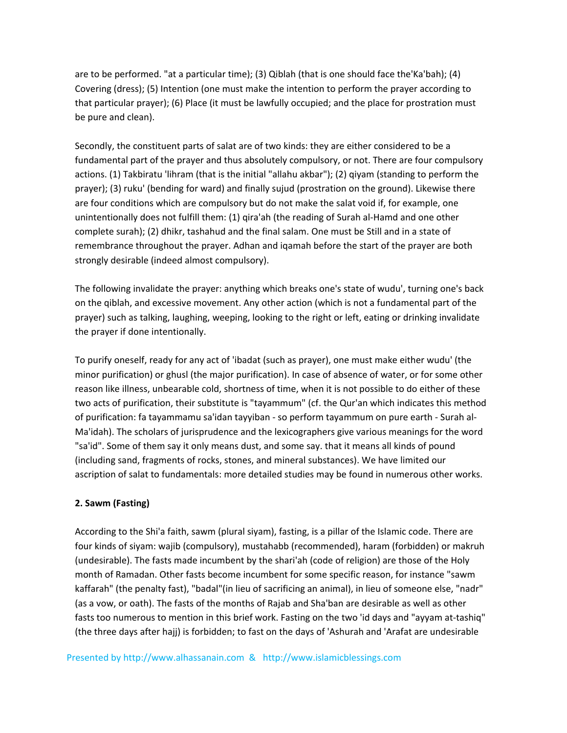are to be performed. "at a particular time); (3) Qiblah (that is one should face the'Ka'bah); (4) Covering (dress); (5) Intention (one must make the intention to perform the prayer according to that particular prayer); (6) Place (it must be lawfully occupied; and the place for prostration must be pure and clean).

Secondly, the constituent parts of salat are of two kinds: they are either considered to be a fundamental part of the prayer and thus absolutely compulsory, or not. There are four compulsory actions. (1) Takbiratu 'lihram (that is the initial "allahu akbar"); (2) qiyam (standing to perform the prayer); (3) ruku' (bending for ward) and finally sujud (prostration on the ground). Likewise there are four conditions which are compulsory but do not make the salat void if, for example, one unintentionally does not fulfill them: (1) qira'ah (the reading of Surah al-Hamd and one other complete surah); (2) dhikr, tashahud and the final salam. One must be Still and in a state of remembrance throughout the prayer. Adhan and iqamah before the start of the prayer are both strongly desirable (indeed almost compulsory).

The following invalidate the prayer: anything which breaks one's state of wudu', turning one's back on the qiblah, and excessive movement. Any other action (which is not a fundamental part of the prayer) such as talking, laughing, weeping, looking to the right or left, eating or drinking invalidate the prayer if done intentionally.

To purify oneself, ready for any act of 'ibadat (such as prayer), one must make either wudu' (the minor purification) or ghusl (the major purification). In case of absence of water, or for some other reason like illness, unbearable cold, shortness of time, when it is not possible to do either of these two acts of purification, their substitute is "tayammum" (cf. the Qur'an which indicates this method of purification: fa tayammamu sa'idan tayyiban - so perform tayammum on pure earth - Surah al-Ma'idah). The scholars of jurisprudence and the lexicographers give various meanings for the word "sa'id". Some of them say it only means dust, and some say. that it means all kinds of pound (including sand, fragments of rocks, stones, and mineral substances). We have limited our ascription of salat to fundamentals: more detailed studies may be found in numerous other works.

**2. Sawm (Fasting)**

According to the Shi'a faith, sawm (plural siyam), fasting, is a pillar of the Islamic code. There are four kinds of siyam: wajib (compulsory), mustahabb (recommended), haram (forbidden) or makruh (undesirable). The fasts made incumbent by the shari'ah (code of religion) are those of the Holy month of Ramadan. Other fasts become incumbent for some specific reason, for instance "sawm kaffarah" (the penalty fast), "badal"(in lieu of sacrificing an animal), in lieu of someone else, "nadr" (as a vow, or oath). The fasts of the months of Rajab and Sha'ban are desirable as well as other fasts too numerous to mention in this brief work. Fasting on the two 'id days and "ayyam at-tashiq" (the three days after hajj) is forbidden; to fast on the days of 'Ashurah and 'Arafat are undesirable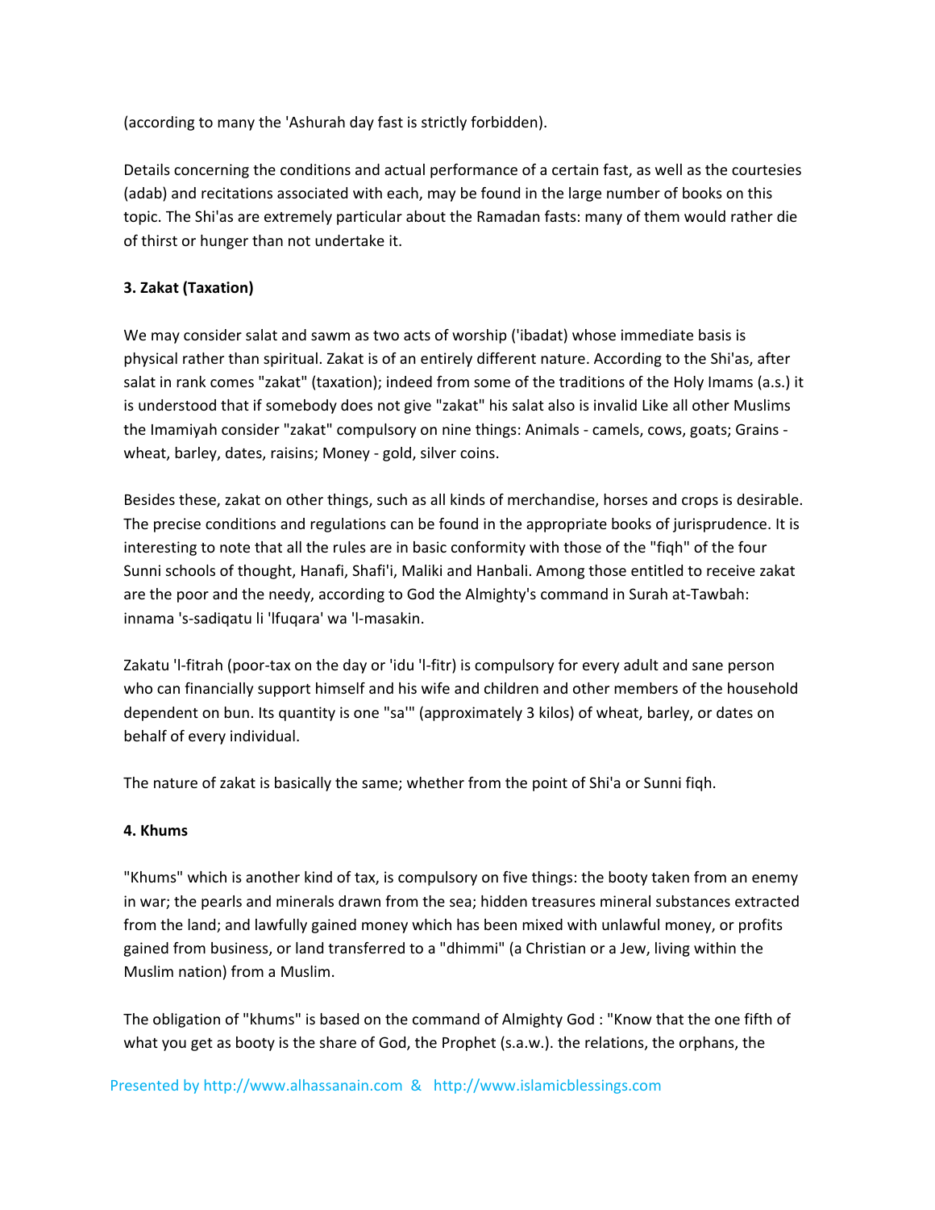(according to many the 'Ashurah day fast is strictly forbidden).

Details concerning the conditions and actual performance of a certain fast, as well as the courtesies (adab) and recitations associated with each, may be found in the large number of books on this topic. The Shi'as are extremely particular about the Ramadan fasts: many of them would rather die of thirst or hunger than not undertake it.

**3. Zakat (Taxation)**

We may consider salat and sawm as two acts of worship ('ibadat) whose immediate basis is physical rather than spiritual. Zakat is of an entirely different nature. According to the Shi'as, after salat in rank comes "zakat" (taxation); indeed from some of the traditions of the Holy Imams (a.s.) it is understood that if somebody does not give "zakat" his salat also is invalid Like all other Muslims the Imamiyah consider "zakat" compulsory on nine things: Animals - camels, cows, goats; Grains - wheat, barley, dates, raisins; Money - gold, silver coins.

Besides these, zakat on other things, such as all kinds of merchandise, horses and crops is desirable. The precise conditions and regulations can be found in the appropriate books of jurisprudence. It is interesting to note that all the rules are in basic conformity with those of the "fiqh" of the four Sunni schools of thought, Hanafi, Shafi'i, Maliki and Hanbali. Among those entitled to receive zakat are the poor and the needy, according to God the Almighty's command in Surah at-Tawbah: innama 's-sadiqatu li 'lfuqara' wa 'l-masakin.

Zakatu 'l-fitrah (poor-tax on the day or 'idu 'l-fitr) is compulsory for every adult and sane person who can financially support himself and his wife and children and other members of the household dependent on bun. Its quantity is one "sa'" (approximately 3 kilos) of wheat, barley, or dates on behalf of every individual.

The nature of zakat is basically the same; whether from the point of Shi'a or Sunni fiqh.

**4. Khums**

"Khums" which is another kind of tax, is compulsory on five things: the booty taken from an enemy in war; the pearls and minerals drawn from the sea; hidden treasures mineral substances extracted from the land; and lawfully gained money which has been mixed with unlawful money, or profits gained from business, or land transferred to a "dhimmi" (a Christian or a Jew, living within the Muslim nation) from a Muslim.

The obligation of "khums" is based on the command of Almighty God : "Know that the one fifth of what you get as booty is the share of God, the Prophet (s.a.w.). the relations, the orphans, the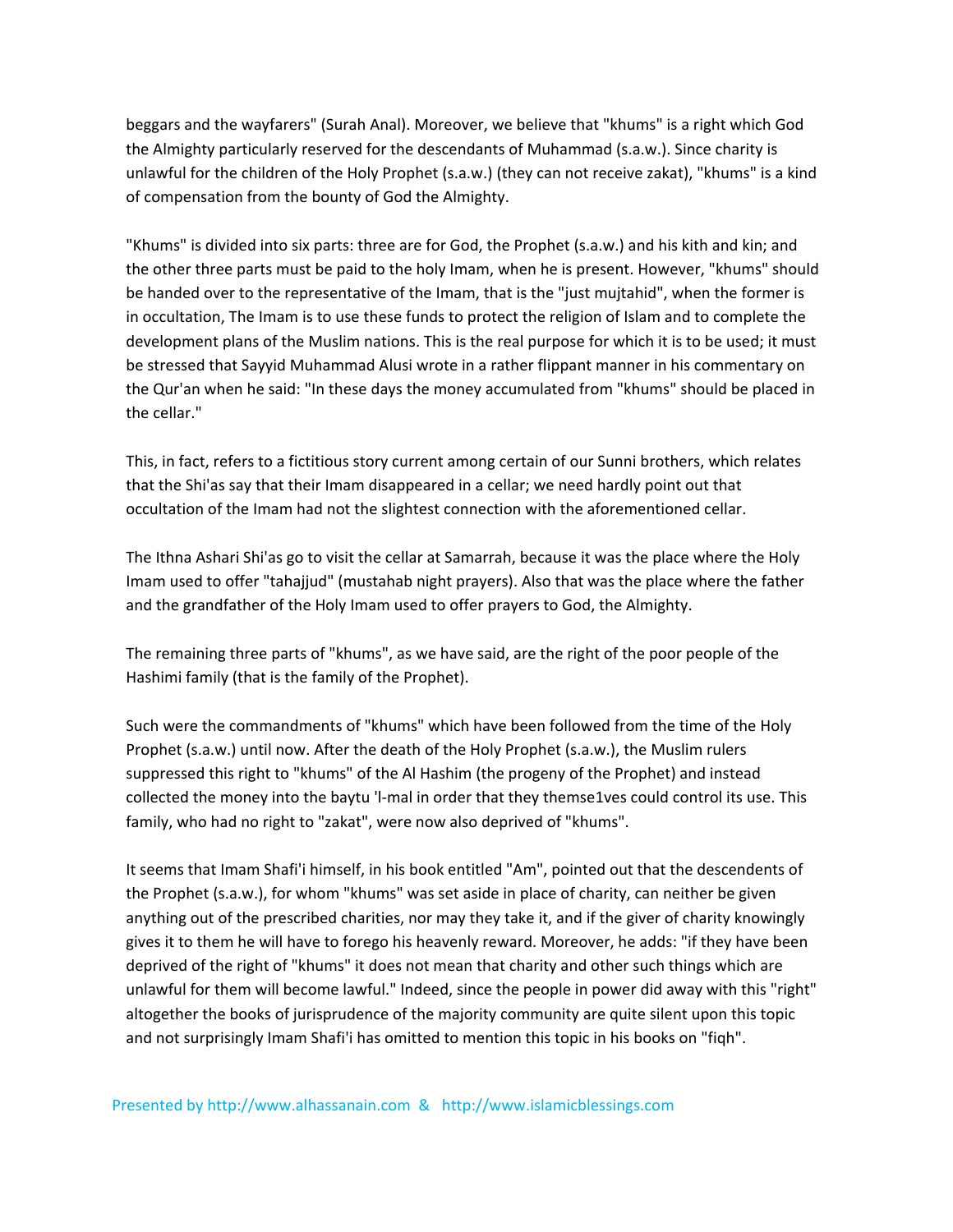beggars and the wayfarers" (Surah Anal). Moreover, we believe that "khums" is a right which God the Almighty particularly reserved for the descendants of Muhammad (s.a.w.). Since charity is unlawful for the children of the Holy Prophet (s.a.w.) (they can not receive zakat), "khums" is a kind of compensation from the bounty of God the Almighty.

"Khums" is divided into six parts: three are for God, the Prophet (s.a.w.) and his kith and kin; and the other three parts must be paid to the holy Imam, when he is present. However, "khums" should be handed over to the representative of the Imam, that is the "just mujtahid", when the former is in occultation, The Imam is to use these funds to protect the religion of Islam and to complete the development plans of the Muslim nations. This is the real purpose for which it is to be used; it must be stressed that Sayyid Muhammad Alusi wrote in a rather flippant manner in his commentary on the Qur'an when he said: "In these days the money accumulated from "khums" should be placed in the cellar."

This, in fact, refers to a fictitious story current among certain of our Sunni brothers, which relates that the Shi'as say that their Imam disappeared in a cellar; we need hardly point out that occultation of the Imam had not the slightest connection with the aforementioned cellar.

The Ithna Ashari Shi'as go to visit the cellar at Samarrah, because it was the place where the Holy Imam used to offer "tahajjud" (mustahab night prayers). Also that was the place where the father and the grandfather of the Holy Imam used to offer prayers to God, the Almighty.

The remaining three parts of "khums", as we have said, are the right of the poor people of the Hashimi family (that is the family of the Prophet).

Such were the commandments of "khums" which have been followed from the time of the Holy Prophet (s.a.w.) until now. After the death of the Holy Prophet (s.a.w.), the Muslim rulers suppressed this right to "khums" of the Al Hashim (the progeny of the Prophet) and instead collected the money into the baytu 'l-mal in order that they themse1ves could control its use. This family, who had no right to "zakat", were now also deprived of "khums".

It seems that Imam Shafi'i himself, in his book entitled "Am", pointed out that the descendents of the Prophet (s.a.w.), for whom "khums" was set aside in place of charity, can neither be given anything out of the prescribed charities, nor may they take it, and if the giver of charity knowingly gives it to them he will have to forego his heavenly reward. Moreover, he adds: "if they have been deprived of the right of "khums" it does not mean that charity and other such things which are unlawful for them will become lawful." Indeed, since the people in power did away with this "right" altogether the books of jurisprudence of the majority community are quite silent upon this topic and not surprisingly Imam Shafi'i has omitted to mention this topic in his books on "fiqh".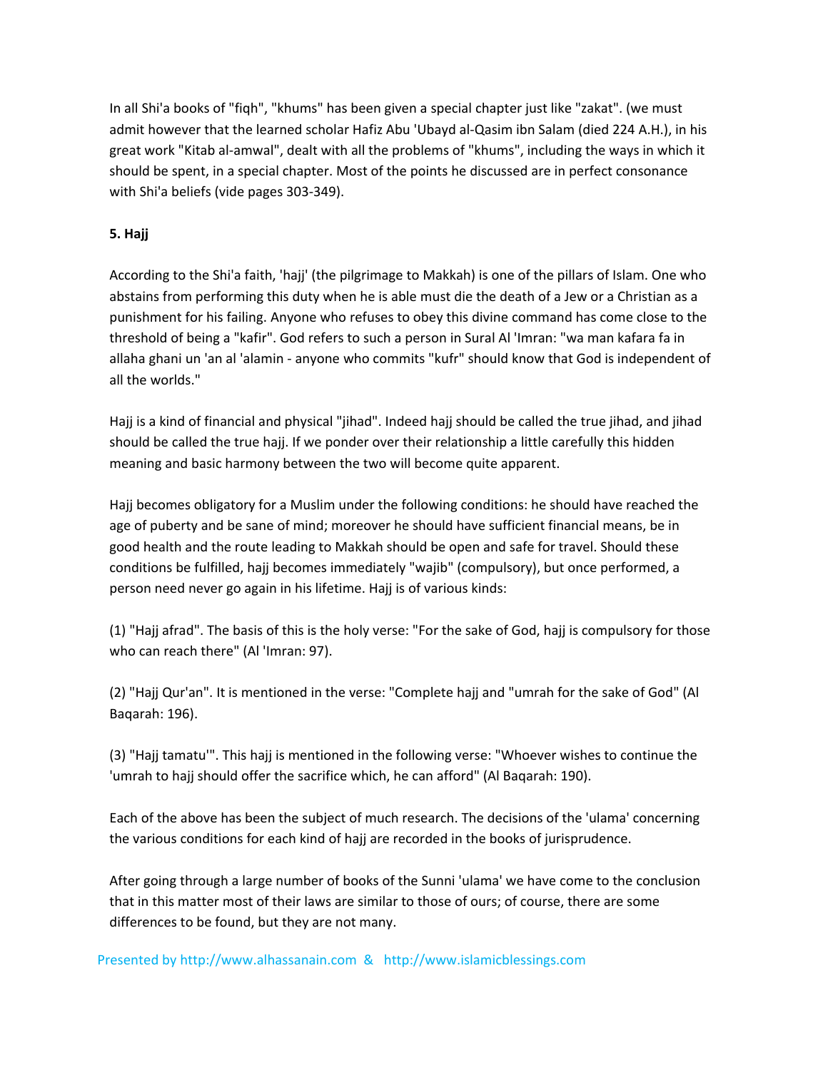In all Shi'a books of "fiqh", "khums" has been given a special chapter just like "zakat". (we must admit however that the learned scholar Hafiz Abu 'Ubayd al-Qasim ibn Salam (died 224 A.H.), in his great work "Kitab al-amwal", dealt with all the problems of "khums", including the ways in which it should be spent, in a special chapter. Most of the points he discussed are in perfect consonance with Shi'a beliefs (vide pages 303-349).

**5. Hajj**

According to the Shi'a faith, 'hajj' (the pilgrimage to Makkah) is one of the pillars of Islam. One who abstains from performing this duty when he is able must die the death of a Jew or a Christian as a punishment for his failing. Anyone who refuses to obey this divine command has come close to the threshold of being a "kafir". God refers to such a person in Sural Al 'Imran: "wa man kafara fa in allaha ghani un 'an al 'alamin - anyone who commits "kufr" should know that God is independent of all the worlds."

Hajj is a kind of financial and physical "jihad". Indeed hajj should be called the true jihad, and jihad should be called the true hajj. If we ponder over their relationship a little carefully this hidden meaning and basic harmony between the two will become quite apparent.

Hajj becomes obligatory for a Muslim under the following conditions: he should have reached the age of puberty and be sane of mind; moreover he should have sufficient financial means, be in good health and the route leading to Makkah should be open and safe for travel. Should these conditions be fulfilled, hajj becomes immediately "wajib" (compulsory), but once performed, a person need never go again in his lifetime. Hajj is of various kinds:

(1) "Hajj afrad". The basis of this is the holy verse: "For the sake of God, hajj is compulsory for those who can reach there" (Al 'Imran: 97).

(2) "Hajj Qur'an". It is mentioned in the verse: "Complete hajj and "umrah for the sake of God" (Al Baqarah: 196).

(3) "Hajj tamatu'". This hajj is mentioned in the following verse: "Whoever wishes to continue the 'umrah to hajj should offer the sacrifice which, he can afford" (Al Baqarah: 190).

Each of the above has been the subject of much research. The decisions of the 'ulama' concerning the various conditions for each kind of hajj are recorded in the books of jurisprudence.

After going through a large number of books of the Sunni 'ulama' we have come to the conclusion that in this matter most of their laws are similar to those of ours; of course, there are some differences to be found, but they are not many.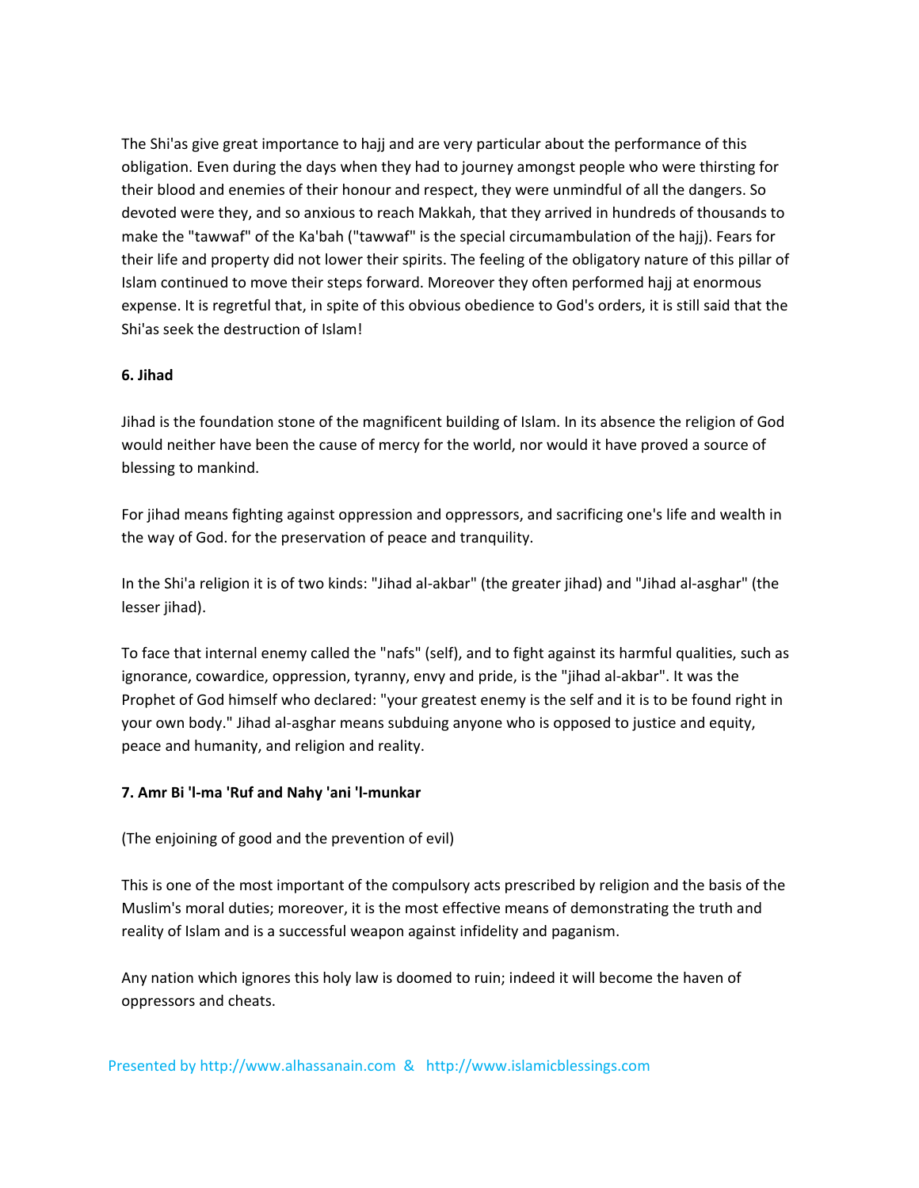The Shi'as give great importance to hajj and are very particular about the performance of this obligation. Even during the days when they had to journey amongst people who were thirsting for their blood and enemies of their honour and respect, they were unmindful of all the dangers. So devoted were they, and so anxious to reach Makkah, that they arrived in hundreds of thousands to make the "tawwaf" of the Ka'bah ("tawwaf" is the special circumambulation of the hajj). Fears for their life and property did not lower their spirits. The feeling of the obligatory nature of this pillar of Islam continued to move their steps forward. Moreover they often performed hajj at enormous expense. It is regretful that, in spite of this obvious obedience to God's orders, it is still said that the Shi'as seek the destruction of Islam!

**6. Jihad**

Jihad is the foundation stone of the magnificent building of Islam. In its absence the religion of God would neither have been the cause of mercy for the world, nor would it have proved a source of blessing to mankind.

For jihad means fighting against oppression and oppressors, and sacrificing one's life and wealth in the way of God. for the preservation of peace and tranquility.

In the Shi'a religion it is of two kinds: "Jihad al-akbar" (the greater jihad) and "Jihad al-asghar" (the lesser jihad).

To face that internal enemy called the "nafs" (self), and to fight against its harmful qualities, such as ignorance, cowardice, oppression, tyranny, envy and pride, is the "jihad al-akbar". It was the Prophet of God himself who declared: "your greatest enemy is the self and it is to be found right in your own body." Jihad al-asghar means subduing anyone who is opposed to justice and equity, peace and humanity, and religion and reality.

**7. Amr Bi 'l-ma 'Ruf and Nahy 'ani 'l-munkar**

(The enjoining of good and the prevention of evil)

This is one of the most important of the compulsory acts prescribed by religion and the basis of the Muslim's moral duties; moreover, it is the most effective means of demonstrating the truth and reality of Islam and is a successful weapon against infidelity and paganism.

Any nation which ignores this holy law is doomed to ruin; indeed it will become the haven of oppressors and cheats.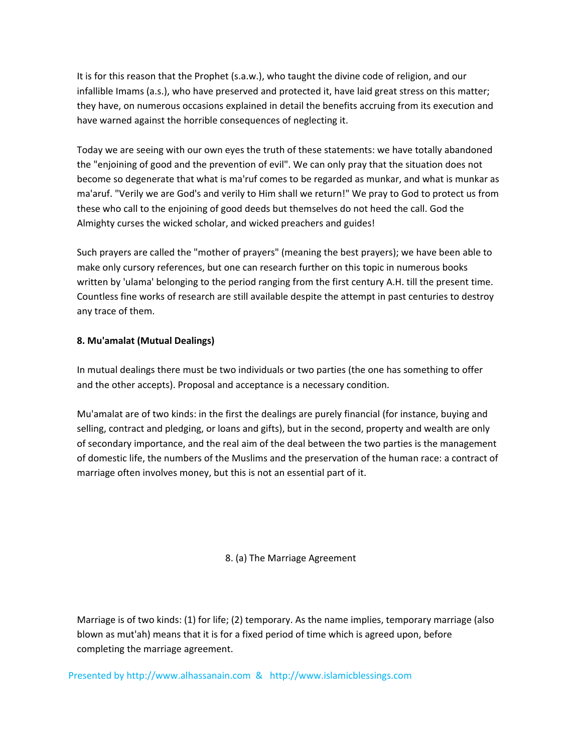It is for this reason that the Prophet (s.a.w.), who taught the divine code of religion, and our infallible Imams (a.s.), who have preserved and protected it, have laid great stress on this matter; they have, on numerous occasions explained in detail the benefits accruing from its execution and have warned against the horrible consequences of neglecting it.

Today we are seeing with our own eyes the truth of these statements: we have totally abandoned the "enjoining of good and the prevention of evil". We can only pray that the situation does not become so degenerate that what is ma'ruf comes to be regarded as munkar, and what is munkar as ma'aruf. "Verily we are God's and verily to Him shall we return!" We pray to God to protect us from these who call to the enjoining of good deeds but themselves do not heed the call. God the Almighty curses the wicked scholar, and wicked preachers and guides!

Such prayers are called the "mother of prayers" (meaning the best prayers); we have been able to make only cursory references, but one can research further on this topic in numerous books written by 'ulama' belonging to the period ranging from the first century A.H. till the present time. Countless fine works of research are still available despite the attempt in past centuries to destroy any trace of them.

### 8. Mu'amalat (Mutual Dealings)

In mutual dealings there must be two individuals or two parties (the one has something to offer and the other accepts). Proposal and acceptance is a necessary condition.

Mu'amalat are of two kinds: in the first the dealings are purely financial (for instance, buying and selling, contract and pledging, or loans and gifts), but in the second, property and wealth are only of secondary importance, and the real aim of the deal between the two parties is the management of domestic life, the numbers of the Muslims and the preservation of the human race: a contract of marriage often involves money, but this is not an essential part of it.

#### 8. (a) The Marriage Agreement

Marriage is of two kinds: (1) for life; (2) temporary. As the name implies, temporary marriage (also blown as mut'ah) means that it is for a fixed period of time which is agreed upon, before completing the marriage agreement.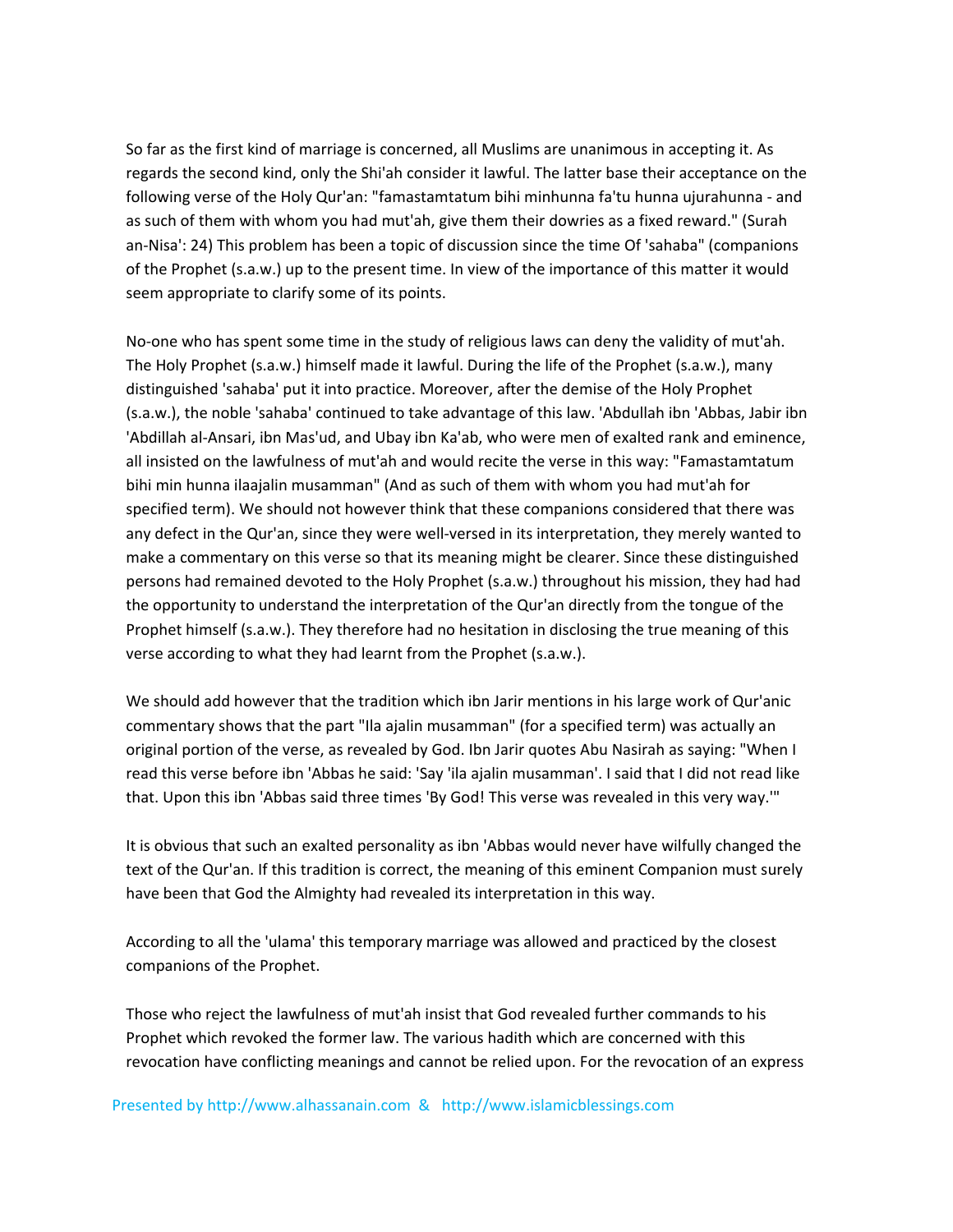So far as the first kind of marriage is concerned, all Muslims are unanimous in accepting it. As regards the second kind, only the Shi'ah consider it lawful. The latter base their acceptance on the following verse of the Holy Qur'an: "famastamtatum bihi minhunna fa'tu hunna ujurahunna - and as such of them with whom you had mut'ah, give them their dowries as a fixed reward." (Surah an-Nisa': 24) This problem has been a topic of discussion since the time Of 'sahaba" (companions of the Prophet (s.a.w.) up to the present time. In view of the importance of this matter it would seem appropriate to clarify some of its points.

No-one who has spent some time in the study of religious laws can deny the validity of mut'ah. The Holy Prophet (s.a.w.) himself made it lawful. During the life of the Prophet (s.a.w.), many distinguished 'sahaba' put it into practice. Moreover, after the demise of the Holy Prophet (s.a.w.), the noble 'sahaba' continued to take advantage of this law. 'Abdullah ibn 'Abbas, Jabir ibn 'Abdillah al-Ansari, ibn Mas'ud, and Ubay ibn Ka'ab, who were men of exalted rank and eminence, all insisted on the lawfulness of mut'ah and would recite the verse in this way: "Famastamtatum bihi min hunna ilaajalin musamman" (And as such of them with whom you had mut'ah for specified term). We should not however think that these companions considered that there was any defect in the Qur'an, since they were well-versed in its interpretation, they merely wanted to make a commentary on this verse so that its meaning might be clearer. Since these distinguished persons had remained devoted to the Holy Prophet (s.a.w.) throughout his mission, they had had the opportunity to understand the interpretation of the Qur'an directly from the tongue of the Prophet himself (s.a.w.). They therefore had no hesitation in disclosing the true meaning of this verse according to what they had learnt from the Prophet (s.a.w.).

We should add however that the tradition which ibn Jarir mentions in his large work of Qur'anic commentary shows that the part "Ila ajalin musamman" (for a specified term) was actually an original portion of the verse, as revealed by God. Ibn Jarir quotes Abu Nasirah as saying: "When I read this verse before ibn 'Abbas he said: 'Say 'ila ajalin musamman'. I said that I did not read like that. Upon this ibn 'Abbas said three times 'By God! This verse was revealed in this very way.'"

It is obvious that such an exalted personality as ibn 'Abbas would never have wilfully changed the text of the Qur'an. If this tradition is correct, the meaning of this eminent Companion must surely have been that God the Almighty had revealed its interpretation in this way.

According to all the 'ulama' this temporary marriage was allowed and practiced by the closest companions of the Prophet.

Those who reject the lawfulness of mut'ah insist that God revealed further commands to his Prophet which revoked the former law. The various hadith which are concerned with this revocation have conflicting meanings and cannot be relied upon. For the revocation of an express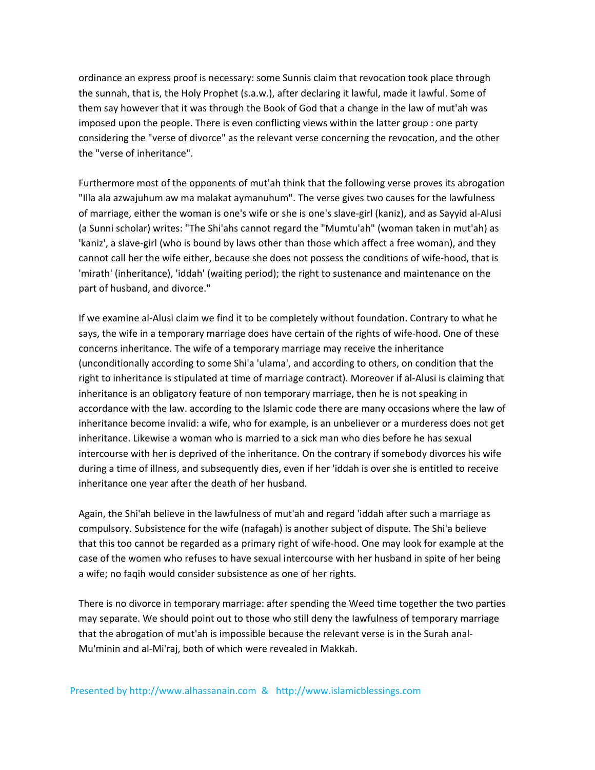ordinance an express proof is necessary: some Sunnis claim that revocation took place through the sunnah, that is, the Holy Prophet (s.a.w.), after declaring it lawful, made it lawful. Some of them say however that it was through the Book of God that a change in the law of mut'ah was imposed upon the people. There is even conflicting views within the latter group : one party considering the "verse of divorce" as the relevant verse concerning the revocation, and the other the "verse of inheritance".

Furthermore most of the opponents of mut'ah think that the following verse proves its abrogation "Illa ala azwajuhum aw ma malakat aymanuhum". The verse gives two causes for the lawfulness of marriage, either the woman is one's wife or she is one's slave-girl (kaniz), and as Sayyid al-Alusi (a Sunni scholar) writes: "The Shi'ahs cannot regard the "Mumtu'ah" (woman taken in mut'ah) as 'kaniz', a slave-girl (who is bound by laws other than those which affect a free woman), and they cannot call her the wife either, because she does not possess the conditions of wife-hood, that is 'mirath' (inheritance), 'iddah' (waiting period); the right to sustenance and maintenance on the part of husband, and divorce."

If we examine al-Alusi claim we find it to be completely without foundation. Contrary to what he says, the wife in a temporary marriage does have certain of the rights of wife-hood. One of these concerns inheritance. The wife of a temporary marriage may receive the inheritance (unconditionally according to some Shi'a 'ulama', and according to others, on condition that the right to inheritance is stipulated at time of marriage contract). Moreover if al-Alusi is claiming that inheritance is an obligatory feature of non temporary marriage, then he is not speaking in accordance with the law. according to the Islamic code there are many occasions where the law of inheritance become invalid: a wife, who for example, is an unbeliever or a murderess does not get inheritance. Likewise a woman who is married to a sick man who dies before he has sexual intercourse with her is deprived of the inheritance. On the contrary if somebody divorces his wife during a time of illness, and subsequently dies, even if her 'iddah is over she is entitled to receive inheritance one year after the death of her husband.

Again, the Shi'ah believe in the lawfulness of mut'ah and regard 'iddah after such a marriage as compulsory. Subsistence for the wife (nafagah) is another subject of dispute. The Shi'a believe that this too cannot be regarded as a primary right of wife-hood. One may look for example at the case of the women who refuses to have sexual intercourse with her husband in spite of her being a wife; no faqih would consider subsistence as one of her rights.

There is no divorce in temporary marriage: after spending the Weed time together the two parties may separate. We should point out to those who still deny the Iawfulness of temporary marriage that the abrogation of mut'ah is impossible because the relevant verse is in the Surah anal-Mu'minin and al-Mi'raj, both of which were revealed in Makkah.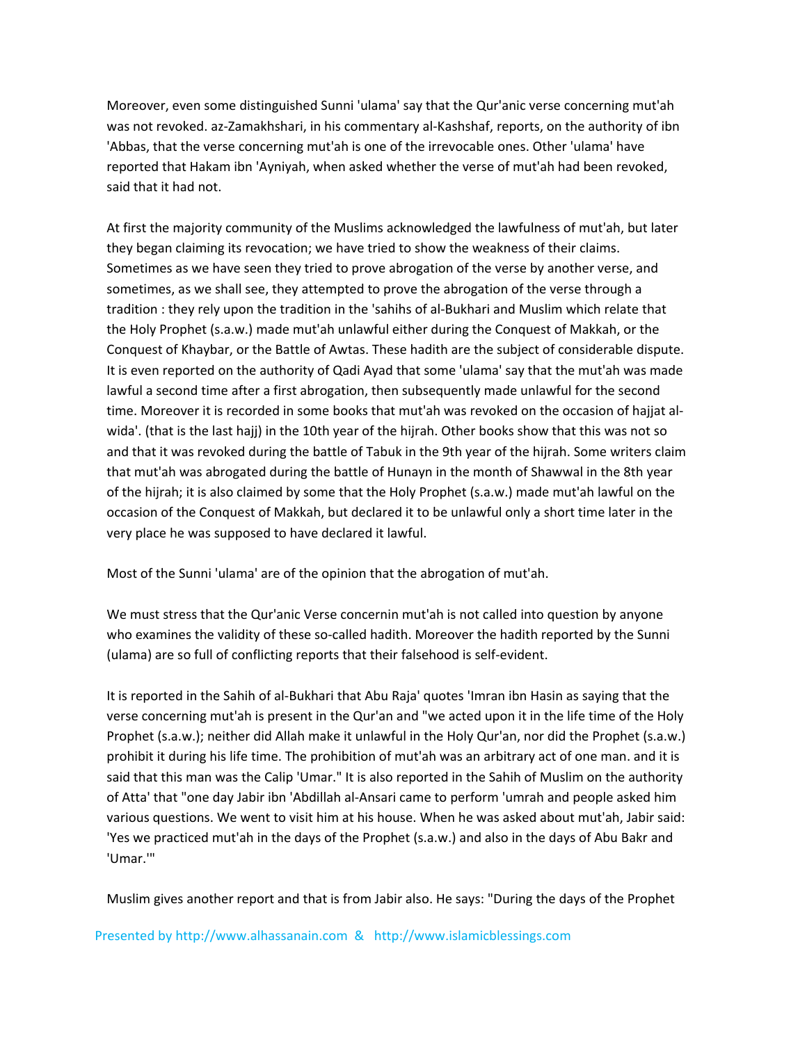Moreover, even some distinguished Sunni 'ulama' say that the Qur'anic verse concerning mut'ah was not revoked. az-Zamakhshari, in his commentary al-Kashshaf, reports, on the authority of ibn 'Abbas, that the verse concerning mut'ah is one of the irrevocable ones. Other 'ulama' have reported that Hakam ibn 'Ayniyah, when asked whether the verse of mut'ah had been revoked, said that it had not.

At first the majority community of the Muslims acknowledged the lawfulness of mut'ah, but later they began claiming its revocation; we have tried to show the weakness of their claims. Sometimes as we have seen they tried to prove abrogation of the verse by another verse, and sometimes, as we shall see, they attempted to prove the abrogation of the verse through a tradition : they rely upon the tradition in the 'sahihs of al-Bukhari and Muslim which relate that the Holy Prophet (s.a.w.) made mut'ah unlawful either during the Conquest of Makkah, or the Conquest of Khaybar, or the Battle of Awtas. These hadith are the subject of considerable dispute. It is even reported on the authority of Qadi Ayad that some 'ulama' say that the mut'ah was made lawful a second time after a first abrogation, then subsequently made unlawful for the second time. Moreover it is recorded in some books that mut'ah was revoked on the occasion of hajjat al-wida'. (that is the last hajj) in the 10th year of the hijrah. Other books show that this was not so and that it was revoked during the battle of Tabuk in the 9th year of the hijrah. Some writers claim that mut'ah was abrogated during the battle of Hunayn in the month of Shawwal in the 8th year of the hijrah; it is also claimed by some that the Holy Prophet (s.a.w.) made mut'ah lawful on the occasion of the Conquest of Makkah, but declared it to be unlawful only a short time later in the very place he was supposed to have declared it lawful.

Most of the Sunni 'ulama' are of the opinion that the abrogation of mut'ah.

We must stress that the Qur'anic Verse concernin mut'ah is not called into question by anyone who examines the validity of these so-called hadith. Moreover the hadith reported by the Sunni (ulama) are so full of conflicting reports that their falsehood is self-evident.

It is reported in the Sahih of al-Bukhari that Abu Raja' quotes 'Imran ibn Hasin as saying that the verse concerning mut'ah is present in the Qur'an and "we acted upon it in the life time of the Holy Prophet (s.a.w.); neither did Allah make it unlawful in the Holy Qur'an, nor did the Prophet (s.a.w.) prohibit it during his life time. The prohibition of mut'ah was an arbitrary act of one man. and it is said that this man was the Calip 'Umar." It is also reported in the Sahih of Muslim on the authority of Atta' that "one day Jabir ibn 'Abdillah al-Ansari came to perform 'umrah and people asked him various questions. We went to visit him at his house. When he was asked about mut'ah, Jabir said: 'Yes we practiced mut'ah in the days of the Prophet (s.a.w.) and also in the days of Abu Bakr and 'Umar.'"

Muslim gives another report and that is from Jabir also. He says: "During the days of the Prophet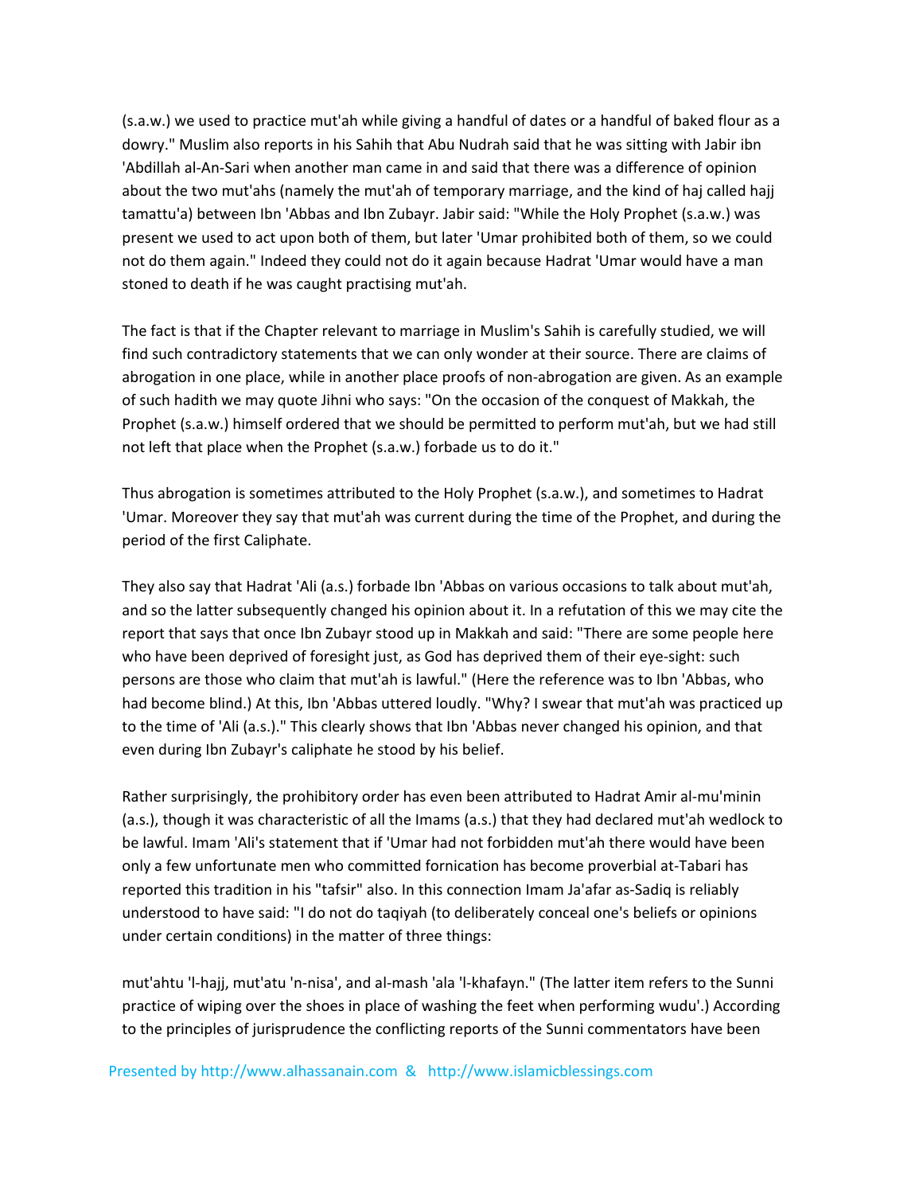(s.a.w.) we used to practice mut'ah while giving a handful of dates or a handful of baked flour as a dowry." Muslim also reports in his Sahih that Abu Nudrah said that he was sitting with Jabir ibn 'Abdillah al-An-Sari when another man came in and said that there was a difference of opinion about the two mut'ahs (namely the mut'ah of temporary marriage, and the kind of haj called hajj tamattu'a) between Ibn 'Abbas and Ibn Zubayr. Jabir said: "While the Holy Prophet (s.a.w.) was present we used to act upon both of them, but later 'Umar prohibited both of them, so we could not do them again." Indeed they could not do it again because Hadrat 'Umar would have a man stoned to death if he was caught practising mut'ah.

The fact is that if the Chapter relevant to marriage in Muslim's Sahih is carefully studied, we will find such contradictory statements that we can only wonder at their source. There are claims of abrogation in one place, while in another place proofs of non-abrogation are given. As an example of such hadith we may quote Jihni who says: "On the occasion of the conquest of Makkah, the Prophet (s.a.w.) himself ordered that we should be permitted to perform mut'ah, but we had still not left that place when the Prophet (s.a.w.) forbade us to do it."

Thus abrogation is sometimes attributed to the Holy Prophet (s.a.w.), and sometimes to Hadrat 'Umar. Moreover they say that mut'ah was current during the time of the Prophet, and during the period of the first Caliphate.

They also say that Hadrat 'Ali (a.s.) forbade Ibn 'Abbas on various occasions to talk about mut'ah, and so the latter subsequently changed his opinion about it. In a refutation of this we may cite the report that says that once Ibn Zubayr stood up in Makkah and said: "There are some people here who have been deprived of foresight just, as God has deprived them of their eye-sight: such persons are those who claim that mut'ah is lawful." (Here the reference was to Ibn 'Abbas, who had become blind.) At this, Ibn 'Abbas uttered loudly. "Why? I swear that mut'ah was practiced up to the time of 'Ali (a.s.)." This clearly shows that Ibn 'Abbas never changed his opinion, and that even during Ibn Zubayr's caliphate he stood by his belief.

Rather surprisingly, the prohibitory order has even been attributed to Hadrat Amir al-mu'minin (a.s.), though it was characteristic of all the Imams (a.s.) that they had declared mut'ah wedlock to be lawful. Imam 'Ali's statement that if 'Umar had not forbidden mut'ah there would have been only a few unfortunate men who committed fornication has become proverbial at-Tabari has reported this tradition in his "tafsir" also. In this connection Imam Ja'afar as-Sadiq is reliably understood to have said: "I do not do taqiyah (to deliberately conceal one's beliefs or opinions under certain conditions) in the matter of three things:

mut'ahtu 'l-hajj, mut'atu 'n-nisa', and al-mash 'ala 'l-khafayn." (The latter item refers to the Sunni practice of wiping over the shoes in place of washing the feet when performing wudu'.) According to the principles of jurisprudence the conflicting reports of the Sunni commentators have been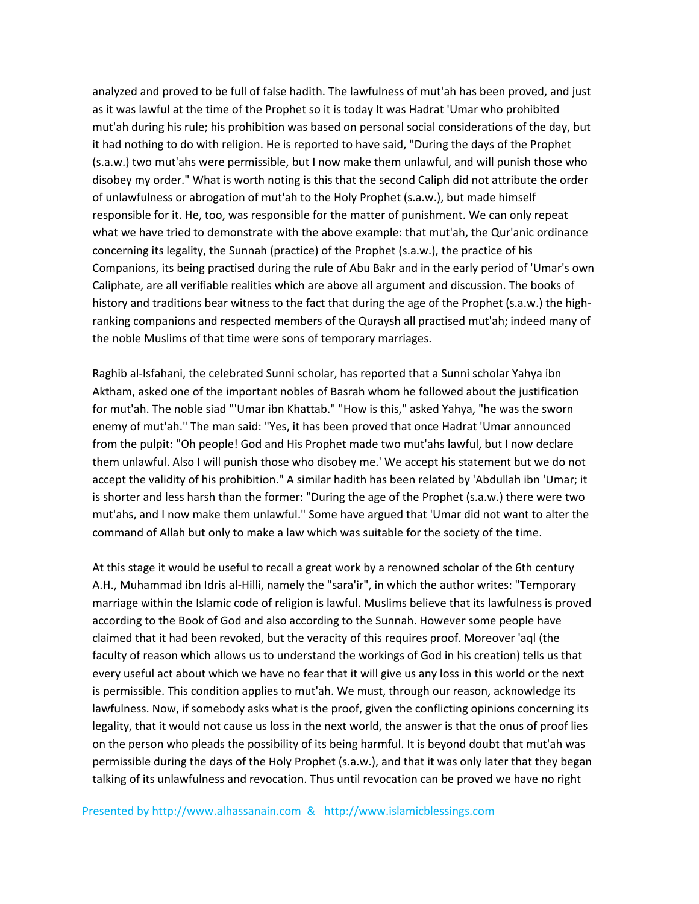analyzed and proved to be full of false hadith. The lawfulness of mut'ah has been proved, and just as it was lawful at the time of the Prophet so it is today It was Hadrat 'Umar who prohibited mut'ah during his rule; his prohibition was based on personal social considerations of the day, but it had nothing to do with religion. He is reported to have said, "During the days of the Prophet (s.a.w.) two mut'ahs were permissible, but I now make them unlawful, and will punish those who disobey my order." What is worth noting is this that the second Caliph did not attribute the order of unlawfulness or abrogation of mut'ah to the Holy Prophet (s.a.w.), but made himself responsible for it. He, too, was responsible for the matter of punishment. We can only repeat what we have tried to demonstrate with the above example: that mut'ah, the Qur'anic ordinance concerning its legality, the Sunnah (practice) of the Prophet (s.a.w.), the practice of his Companions, its being practised during the rule of Abu Bakr and in the early period of 'Umar's own Caliphate, are all verifiable realities which are above all argument and discussion. The books of history and traditions bear witness to the fact that during the age of the Prophet (s.a.w.) the high-ranking companions and respected members of the Quraysh all practised mut'ah; indeed many of the noble Muslims of that time were sons of temporary marriages.

Raghib al-Isfahani, the celebrated Sunni scholar, has reported that a Sunni scholar Yahya ibn Aktham, asked one of the important nobles of Basrah whom he followed about the justification for mut'ah. The noble siad "'Umar ibn Khattab." "How is this," asked Yahya, "he was the sworn enemy of mut'ah." The man said: "Yes, it has been proved that once Hadrat 'Umar announced from the pulpit: "Oh people! God and His Prophet made two mut'ahs lawful, but I now declare them unlawful. Also I will punish those who disobey me.' We accept his statement but we do not accept the validity of his prohibition." A similar hadith has been related by 'Abdullah ibn 'Umar; it is shorter and less harsh than the former: "During the age of the Prophet (s.a.w.) there were two mut'ahs, and I now make them unlawful." Some have argued that 'Umar did not want to alter the command of Allah but only to make a law which was suitable for the society of the time.

At this stage it would be useful to recall a great work by a renowned scholar of the 6th century A.H., Muhammad ibn Idris al-Hilli, namely the "sara'ir", in which the author writes: "Temporary marriage within the Islamic code of religion is lawful. Muslims believe that its lawfulness is proved according to the Book of God and also according to the Sunnah. However some people have claimed that it had been revoked, but the veracity of this requires proof. Moreover 'aql (the faculty of reason which allows us to understand the workings of God in his creation) tells us that every useful act about which we have no fear that it will give us any loss in this world or the next is permissible. This condition applies to mut'ah. We must, through our reason, acknowledge its lawfulness. Now, if somebody asks what is the proof, given the conflicting opinions concerning its legality, that it would not cause us loss in the next world, the answer is that the onus of proof lies on the person who pleads the possibility of its being harmful. It is beyond doubt that mut'ah was permissible during the days of the Holy Prophet (s.a.w.), and that it was only later that they began talking of its unlawfulness and revocation. Thus until revocation can be proved we have no right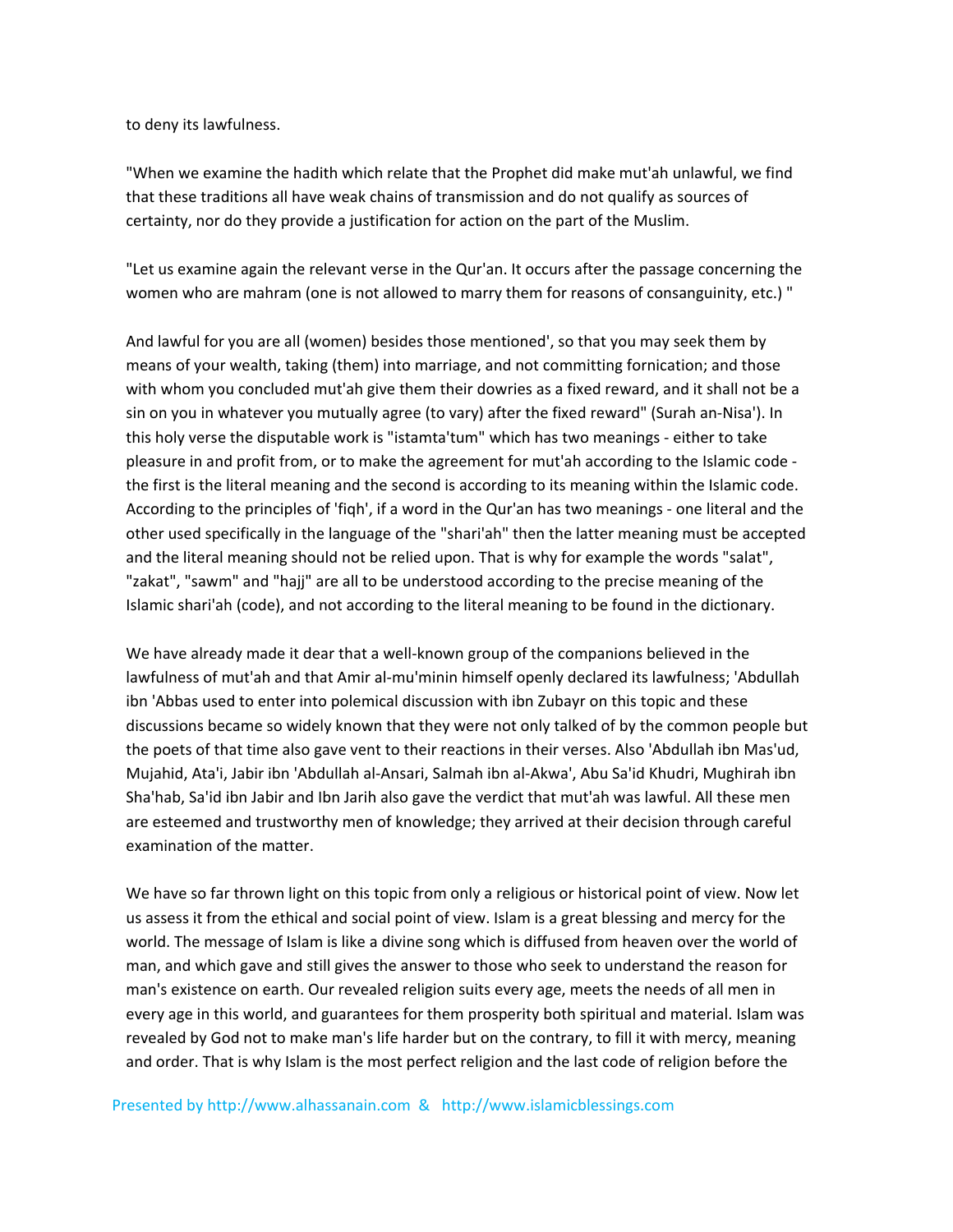to deny its lawfulness.

"When we examine the hadith which relate that the Prophet did make mut'ah unlawful, we find that these traditions all have weak chains of transmission and do not qualify as sources of certainty, nor do they provide a justification for action on the part of the Muslim.

"Let us examine again the relevant verse in the Qur'an. It occurs after the passage concerning the women who are mahram (one is not allowed to marry them for reasons of consanguinity, etc.) "

And lawful for you are all (women) besides those mentioned', so that you may seek them by means of your wealth, taking (them) into marriage, and not committing fornication; and those with whom you concluded mut'ah give them their dowries as a fixed reward, and it shall not be a sin on you in whatever you mutually agree (to vary) after the fixed reward" (Surah an-Nisa'). In this holy verse the disputable work is "istamta'tum" which has two meanings - either to take pleasure in and profit from, or to make the agreement for mut'ah according to the Islamic code - the first is the literal meaning and the second is according to its meaning within the Islamic code. According to the principles of 'fiqh', if a word in the Qur'an has two meanings - one literal and the other used specifically in the language of the "shari'ah" then the latter meaning must be accepted and the literal meaning should not be relied upon. That is why for example the words "salat", "zakat", "sawm" and "hajj" are all to be understood according to the precise meaning of the Islamic shari'ah (code), and not according to the literal meaning to be found in the dictionary.

We have already made it dear that a well-known group of the companions believed in the lawfulness of mut'ah and that Amir al-mu'minin himself openly declared its lawfulness; 'Abdullah ibn 'Abbas used to enter into polemical discussion with ibn Zubayr on this topic and these discussions became so widely known that they were not only talked of by the common people but the poets of that time also gave vent to their reactions in their verses. Also 'Abdullah ibn Mas'ud, Mujahid, Ata'i, Jabir ibn 'Abdullah al-Ansari, Salmah ibn al-Akwa', Abu Sa'id Khudri, Mughirah ibn Sha'hab, Sa'id ibn Jabir and Ibn Jarih also gave the verdict that mut'ah was lawful. All these men are esteemed and trustworthy men of knowledge; they arrived at their decision through careful examination of the matter.

We have so far thrown light on this topic from only a religious or historical point of view. Now let us assess it from the ethical and social point of view. Islam is a great blessing and mercy for the world. The message of Islam is like a divine song which is diffused from heaven over the world of man, and which gave and still gives the answer to those who seek to understand the reason for man's existence on earth. Our revealed religion suits every age, meets the needs of all men in every age in this world, and guarantees for them prosperity both spiritual and material. Islam was revealed by God not to make man's life harder but on the contrary, to fill it with mercy, meaning and order. That is why Islam is the most perfect religion and the last code of religion before the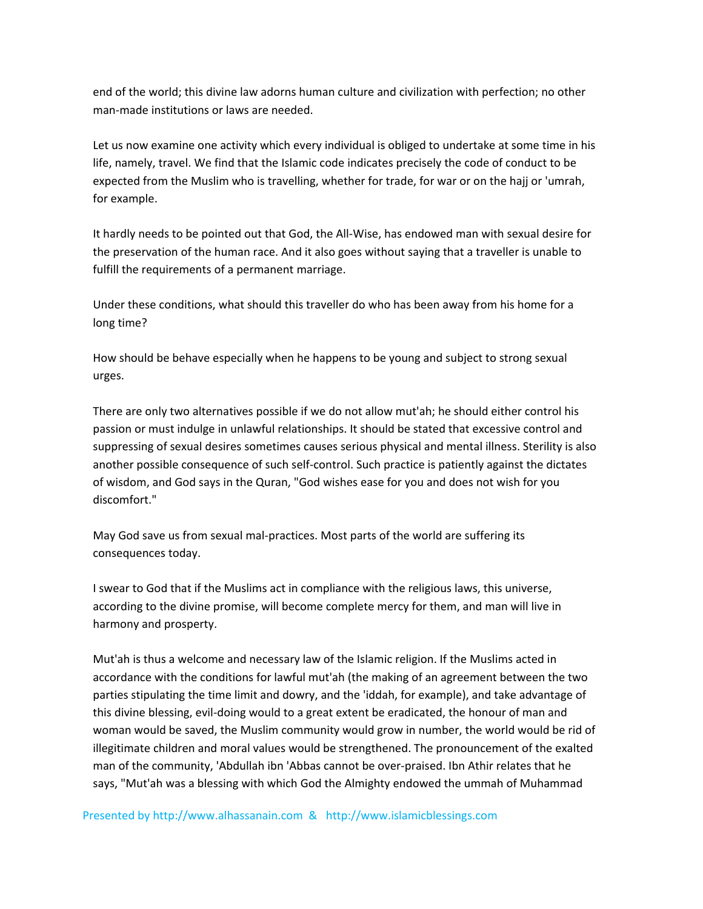end of the world; this divine law adorns human culture and civilization with perfection; no other man-made institutions or laws are needed.

Let us now examine one activity which every individual is obliged to undertake at some time in his life, namely, travel. We find that the Islamic code indicates precisely the code of conduct to be expected from the Muslim who is travelling, whether for trade, for war or on the hajj or 'umrah, for example.

It hardly needs to be pointed out that God, the All-Wise, has endowed man with sexual desire for the preservation of the human race. And it also goes without saying that a traveller is unable to fulfill the requirements of a permanent marriage.

Under these conditions, what should this traveller do who has been away from his home for a long time?

How should be behave especially when he happens to be young and subject to strong sexual urges.

There are only two alternatives possible if we do not allow mut'ah; he should either control his passion or must indulge in unlawful relationships. It should be stated that excessive control and suppressing of sexual desires sometimes causes serious physical and mental illness. Sterility is also another possible consequence of such self-control. Such practice is patiently against the dictates of wisdom, and God says in the Quran, "God wishes ease for you and does not wish for you discomfort."

May God save us from sexual mal-practices. Most parts of the world are suffering its consequences today.

I swear to God that if the Muslims act in compliance with the religious laws, this universe, according to the divine promise, will become complete mercy for them, and man will live in harmony and prosperty.

Mut'ah is thus a welcome and necessary law of the Islamic religion. If the Muslims acted in accordance with the conditions for lawful mut'ah (the making of an agreement between the two parties stipulating the time limit and dowry, and the 'iddah, for example), and take advantage of this divine blessing, evil-doing would to a great extent be eradicated, the honour of man and woman would be saved, the Muslim community would grow in number, the world would be rid of illegitimate children and moral values would be strengthened. The pronouncement of the exalted man of the community, 'Abdullah ibn 'Abbas cannot be over-praised. Ibn Athir relates that he says, "Mut'ah was a blessing with which God the Almighty endowed the ummah of Muhammad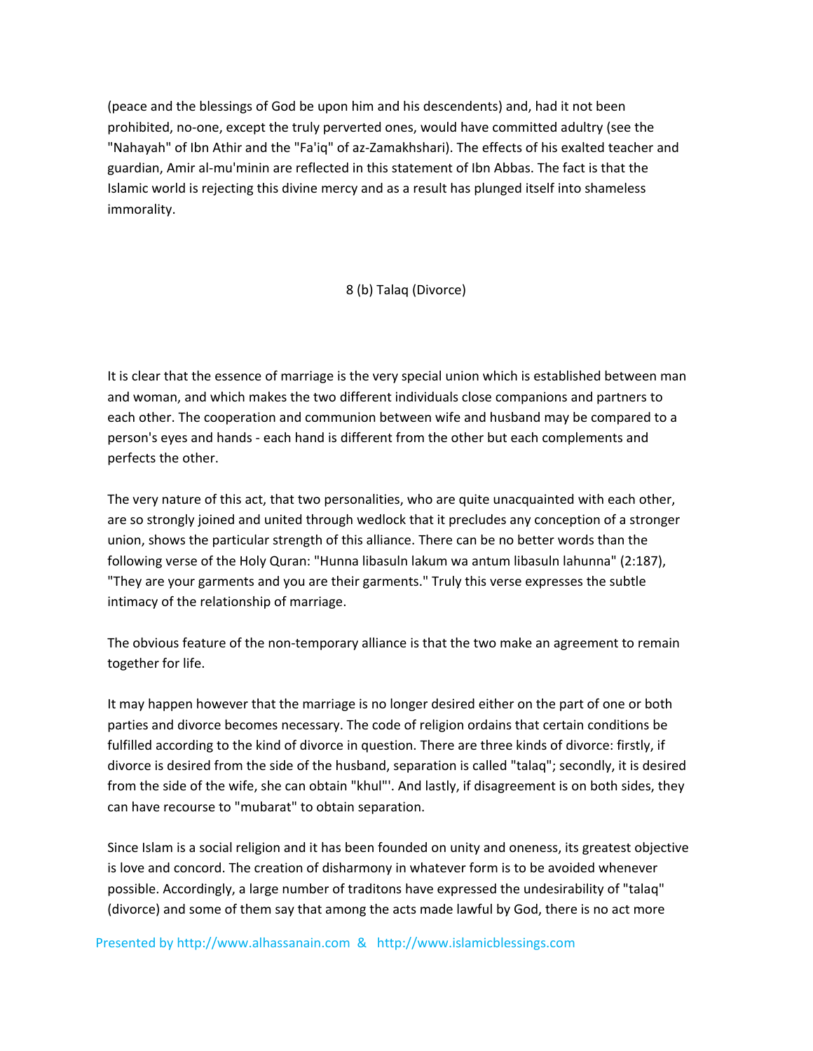(peace and the blessings of God be upon him and his descendents) and, had it not been prohibited, no-one, except the truly perverted ones, would have committed adultry (see the "Nahayah" of Ibn Athir and the "Fa'iq" of az-Zamakhshari). The effects of his exalted teacher and guardian, Amir al-mu'minin are reflected in this statement of Ibn Abbas. The fact is that the Islamic world is rejecting this divine mercy and as a result has plunged itself into shameless immorality.

## 8 (b) Talaq (Divorce)

It is clear that the essence of marriage is the very special union which is established between man and woman, and which makes the two different individuals close companions and partners to each other. The cooperation and communion between wife and husband may be compared to a person's eyes and hands - each hand is different from the other but each complements and perfects the other.

The very nature of this act, that two personalities, who are quite unacquainted with each other, are so strongly joined and united through wedlock that it precludes any conception of a stronger union, shows the particular strength of this alliance. There can be no better words than the following verse of the Holy Quran: "Hunna libasuln lakum wa antum libasuln lahunna" (2:187), "They are your garments and you are their garments." Truly this verse expresses the subtle intimacy of the relationship of marriage.

The obvious feature of the non-temporary alliance is that the two make an agreement to remain together for life.

It may happen however that the marriage is no longer desired either on the part of one or both parties and divorce becomes necessary. The code of religion ordains that certain conditions be fulfilled according to the kind of divorce in question. There are three kinds of divorce: firstly, if divorce is desired from the side of the husband, separation is called "talaq"; secondly, it is desired from the side of the wife, she can obtain "khul"'. And lastly, if disagreement is on both sides, they can have recourse to "mubarat" to obtain separation.

Since Islam is a social religion and it has been founded on unity and oneness, its greatest objective is love and concord. The creation of disharmony in whatever form is to be avoided whenever possible. Accordingly, a large number of traditons have expressed the undesirability of "talaq" (divorce) and some of them say that among the acts made lawful by God, there is no act more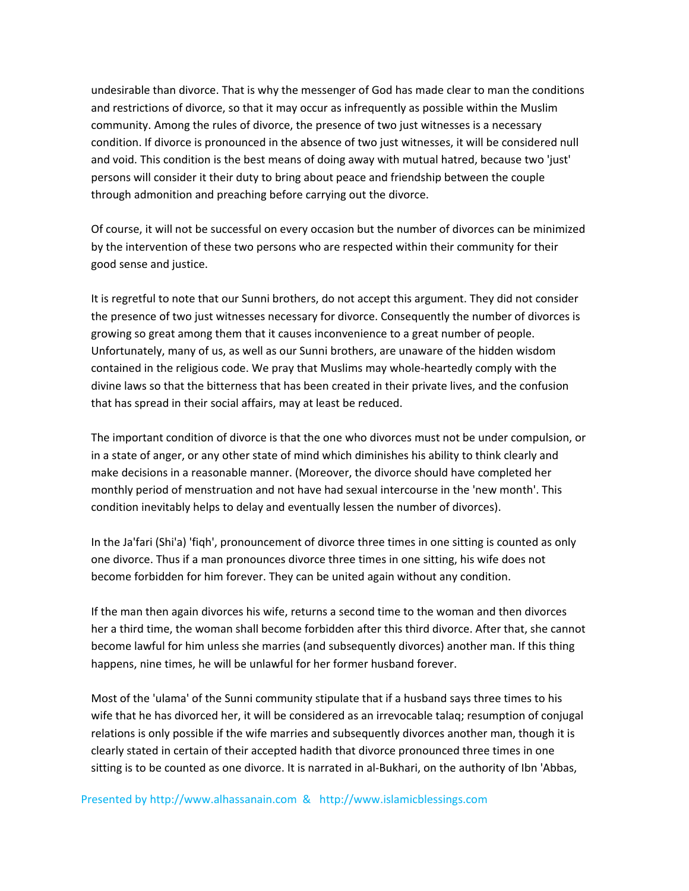undesirable than divorce. That is why the messenger of God has made clear to man the conditions and restrictions of divorce, so that it may occur as infrequently as possible within the Muslim community. Among the rules of divorce, the presence of two just witnesses is a necessary condition. If divorce is pronounced in the absence of two just witnesses, it will be considered null and void. This condition is the best means of doing away with mutual hatred, because two 'just' persons will consider it their duty to bring about peace and friendship between the couple through admonition and preaching before carrying out the divorce.

Of course, it will not be successful on every occasion but the number of divorces can be minimized by the intervention of these two persons who are respected within their community for their good sense and justice.

It is regretful to note that our Sunni brothers, do not accept this argument. They did not consider the presence of two just witnesses necessary for divorce. Consequently the number of divorces is growing so great among them that it causes inconvenience to a great number of people. Unfortunately, many of us, as well as our Sunni brothers, are unaware of the hidden wisdom contained in the religious code. We pray that Muslims may whole-heartedly comply with the divine laws so that the bitterness that has been created in their private lives, and the confusion that has spread in their social affairs, may at least be reduced.

The important condition of divorce is that the one who divorces must not be under compulsion, or in a state of anger, or any other state of mind which diminishes his ability to think clearly and make decisions in a reasonable manner. (Moreover, the divorce should have completed her monthly period of menstruation and not have had sexual intercourse in the 'new month'. This condition inevitably helps to delay and eventually lessen the number of divorces).

In the Ja'fari (Shi'a) 'fiqh', pronouncement of divorce three times in one sitting is counted as only one divorce. Thus if a man pronounces divorce three times in one sitting, his wife does not become forbidden for him forever. They can be united again without any condition.

If the man then again divorces his wife, returns a second time to the woman and then divorces her a third time, the woman shall become forbidden after this third divorce. After that, she cannot become lawful for him unless she marries (and subsequently divorces) another man. If this thing happens, nine times, he will be unlawful for her former husband forever.

Most of the 'ulama' of the Sunni community stipulate that if a husband says three times to his wife that he has divorced her, it will be considered as an irrevocable talaq; resumption of conjugal relations is only possible if the wife marries and subsequently divorces another man, though it is clearly stated in certain of their accepted hadith that divorce pronounced three times in one sitting is to be counted as one divorce. It is narrated in al-Bukhari, on the authority of Ibn 'Abbas,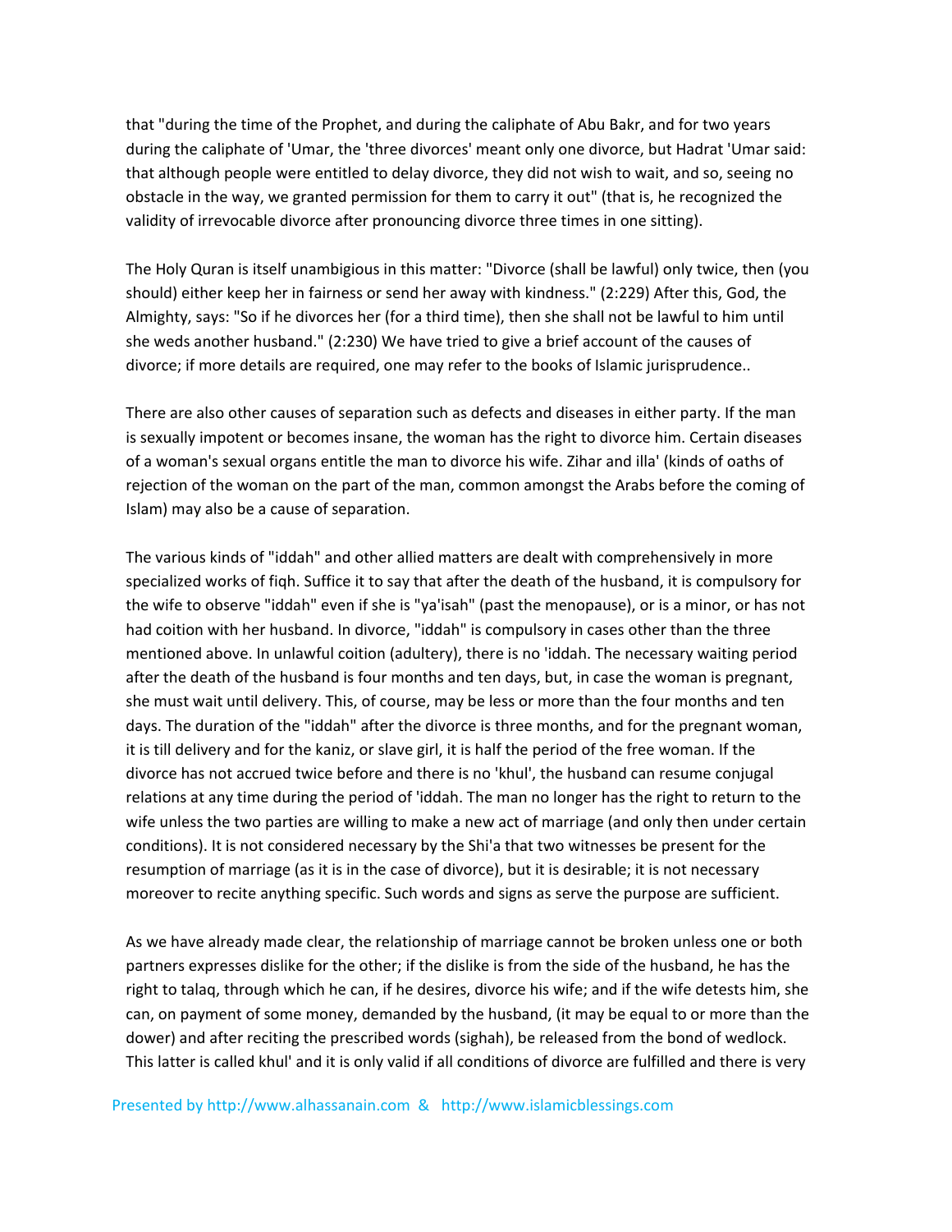that "during the time of the Prophet, and during the caliphate of Abu Bakr, and for two years during the caliphate of 'Umar, the 'three divorces' meant only one divorce, but Hadrat 'Umar said: that although people were entitled to delay divorce, they did not wish to wait, and so, seeing no obstacle in the way, we granted permission for them to carry it out" (that is, he recognized the validity of irrevocable divorce after pronouncing divorce three times in one sitting).

The Holy Quran is itself unambigious in this matter: "Divorce (shall be lawful) only twice, then (you should) either keep her in fairness or send her away with kindness." (2:229) After this, God, the Almighty, says: "So if he divorces her (for a third time), then she shall not be lawful to him until she weds another husband." (2:230) We have tried to give a brief account of the causes of divorce; if more details are required, one may refer to the books of Islamic jurisprudence..

There are also other causes of separation such as defects and diseases in either party. If the man is sexually impotent or becomes insane, the woman has the right to divorce him. Certain diseases of a woman's sexual organs entitle the man to divorce his wife. Zihar and illa' (kinds of oaths of rejection of the woman on the part of the man, common amongst the Arabs before the coming of Islam) may also be a cause of separation.

The various kinds of "iddah" and other allied matters are dealt with comprehensively in more specialized works of fiqh. Suffice it to say that after the death of the husband, it is compulsory for the wife to observe "iddah" even if she is "ya'isah" (past the menopause), or is a minor, or has not had coition with her husband. In divorce, "iddah" is compulsory in cases other than the three mentioned above. In unlawful coition (adultery), there is no 'iddah. The necessary waiting period after the death of the husband is four months and ten days, but, in case the woman is pregnant, she must wait until delivery. This, of course, may be less or more than the four months and ten days. The duration of the "iddah" after the divorce is three months, and for the pregnant woman, it is till delivery and for the kaniz, or slave girl, it is half the period of the free woman. If the divorce has not accrued twice before and there is no 'khul', the husband can resume conjugal relations at any time during the period of 'iddah. The man no longer has the right to return to the wife unless the two parties are willing to make a new act of marriage (and only then under certain conditions). It is not considered necessary by the Shi'a that two witnesses be present for the resumption of marriage (as it is in the case of divorce), but it is desirable; it is not necessary moreover to recite anything specific. Such words and signs as serve the purpose are sufficient.

As we have already made clear, the relationship of marriage cannot be broken unless one or both partners expresses dislike for the other; if the dislike is from the side of the husband, he has the right to talaq, through which he can, if he desires, divorce his wife; and if the wife detests him, she can, on payment of some money, demanded by the husband, (it may be equal to or more than the dower) and after reciting the prescribed words (sighah), be released from the bond of wedlock. This latter is called khul' and it is only valid if all conditions of divorce are fulfilled and there is very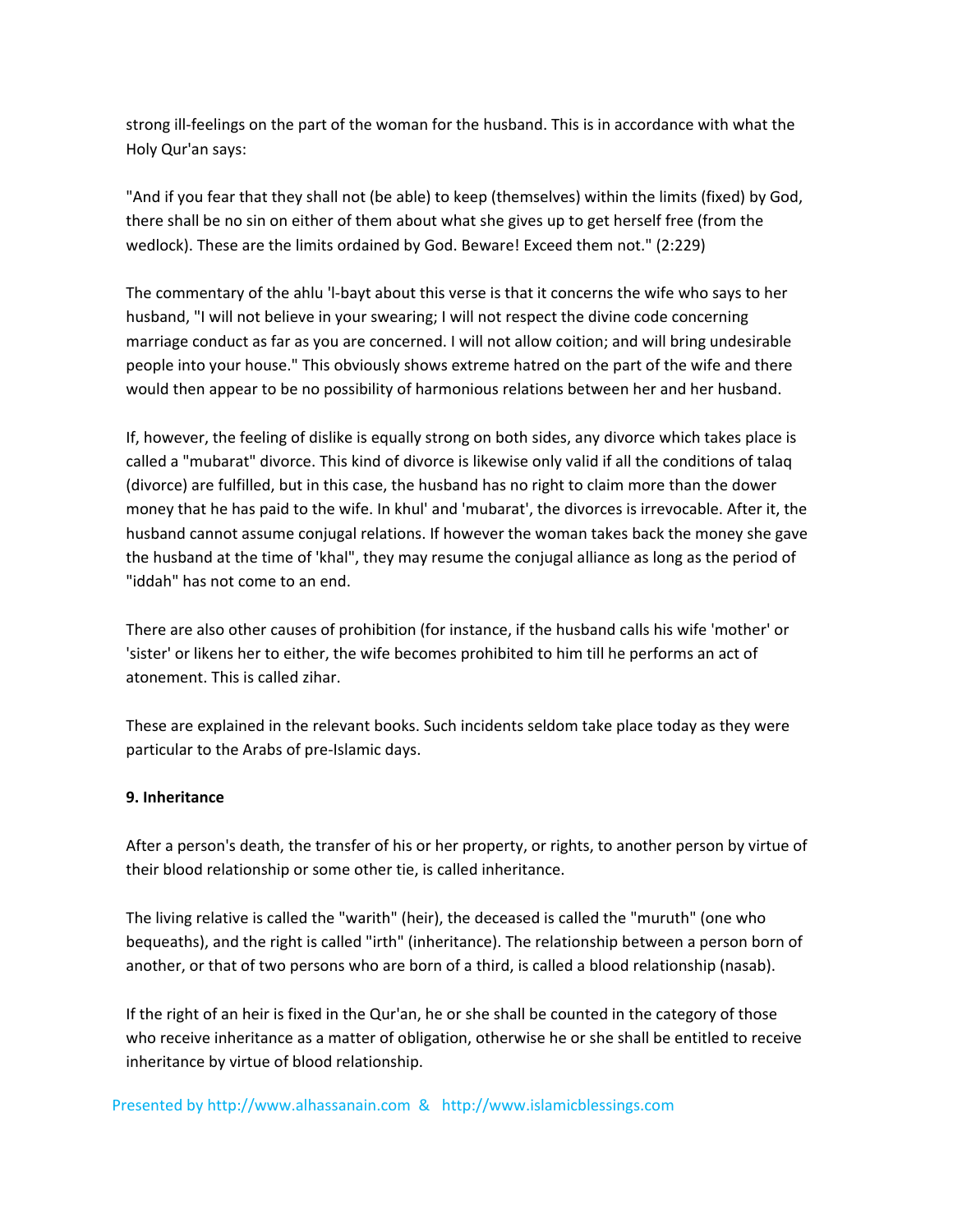strong ill-feelings on the part of the woman for the husband. This is in accordance with what the Holy Qur'an says:

"And if you fear that they shall not (be able) to keep (themselves) within the limits (fixed) by God, there shall be no sin on either of them about what she gives up to get herself free (from the wedlock). These are the limits ordained by God. Beware! Exceed them not." (2:229)

The commentary of the ahlu 'l-bayt about this verse is that it concerns the wife who says to her husband, "I will not believe in your swearing; I will not respect the divine code concerning marriage conduct as far as you are concerned. I will not allow coition; and will bring undesirable people into your house." This obviously shows extreme hatred on the part of the wife and there would then appear to be no possibility of harmonious relations between her and her husband.

If, however, the feeling of dislike is equally strong on both sides, any divorce which takes place is called a "mubarat" divorce. This kind of divorce is likewise only valid if all the conditions of talaq (divorce) are fulfilled, but in this case, the husband has no right to claim more than the dower money that he has paid to the wife. In khul' and 'mubarat', the divorces is irrevocable. After it, the husband cannot assume conjugal relations. If however the woman takes back the money she gave the husband at the time of 'khal", they may resume the conjugal alliance as long as the period of "iddah" has not come to an end.

There are also other causes of prohibition (for instance, if the husband calls his wife 'mother' or 'sister' or likens her to either, the wife becomes prohibited to him till he performs an act of atonement. This is called zihar.

These are explained in the relevant books. Such incidents seldom take place today as they were particular to the Arabs of pre-Islamic days.

**9. Inheritance**

After a person's death, the transfer of his or her property, or rights, to another person by virtue of their blood relationship or some other tie, is called inheritance.

The living relative is called the "warith" (heir), the deceased is called the "muruth" (one who bequeaths), and the right is called "irth" (inheritance). The relationship between a person born of another, or that of two persons who are born of a third, is called a blood relationship (nasab).

If the right of an heir is fixed in the Qur'an, he or she shall be counted in the category of those who receive inheritance as a matter of obligation, otherwise he or she shall be entitled to receive inheritance by virtue of blood relationship.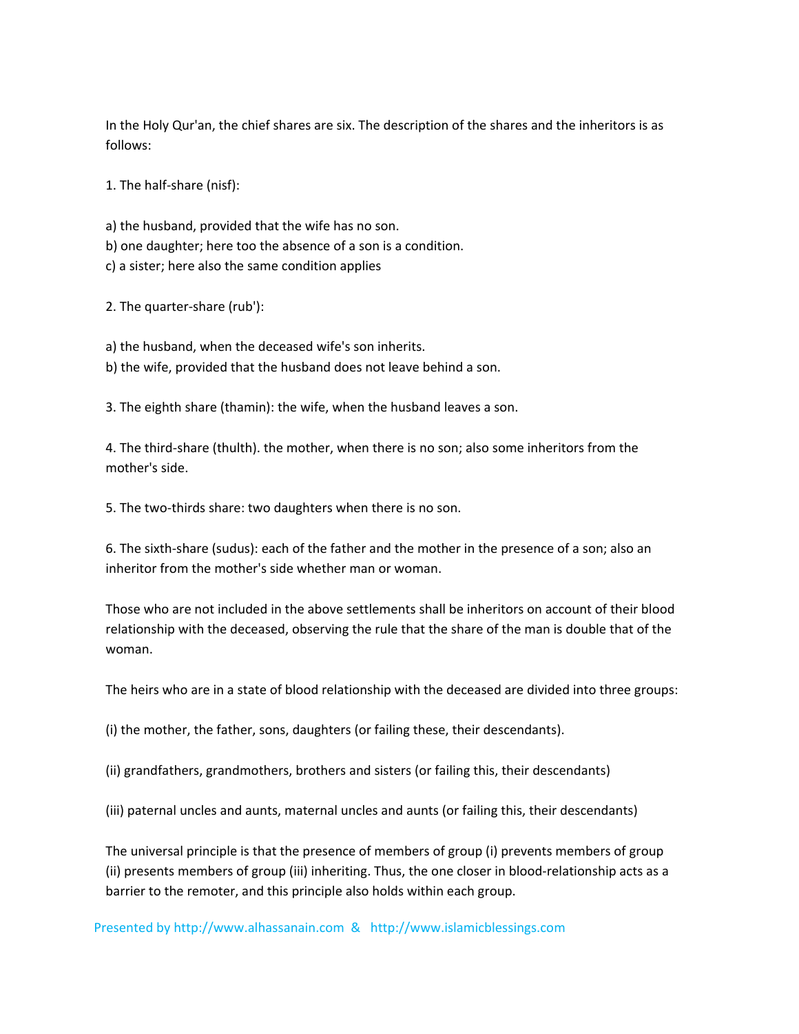In the Holy Qur'an, the chief shares are six. The description of the shares and the inheritors is as follows:

1. The half-share (nisf):

a) the husband, provided that the wife has no son.
b) one daughter; here too the absence of a son is a condition.
c) a sister; here also the same condition applies

2. The quarter-share (rub'):

a) the husband, when the deceased wife's son inherits.
b) the wife, provided that the husband does not leave behind a son.

3. The eighth share (thamin): the wife, when the husband leaves a son.

4. The third-share (thulth). the mother, when there is no son; also some inheritors from the mother's side.

5. The two-thirds share: two daughters when there is no son.

6. The sixth-share (sudus): each of the father and the mother in the presence of a son; also an inheritor from the mother's side whether man or woman.

Those who are not included in the above settlements shall be inheritors on account of their blood relationship with the deceased, observing the rule that the share of the man is double that of the woman.

The heirs who are in a state of blood relationship with the deceased are divided into three groups:

(i) the mother, the father, sons, daughters (or failing these, their descendants).

(ii) grandfathers, grandmothers, brothers and sisters (or failing this, their descendants)

(iii) paternal uncles and aunts, maternal uncles and aunts (or failing this, their descendants)

The universal principle is that the presence of members of group (i) prevents members of group (ii) presents members of group (iii) inheriting. Thus, the one closer in blood-relationship acts as a barrier to the remoter, and this principle also holds within each group.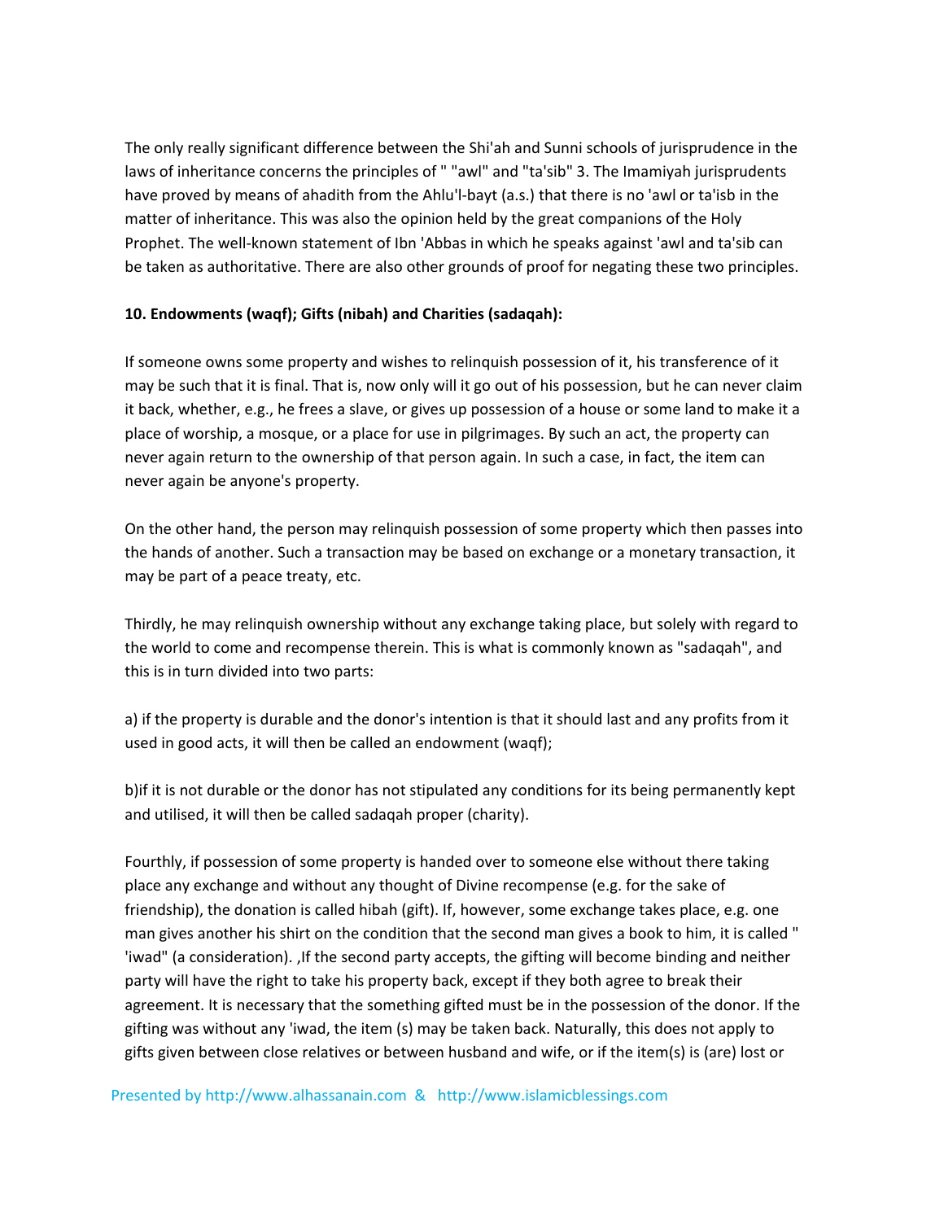The only really significant difference between the Shi'ah and Sunni schools of jurisprudence in the laws of inheritance concerns the principles of " "awl" and "ta'sib" 3. The Imamiyah jurisprudents have proved by means of ahadith from the Ahlu'l-bayt (a.s.) that there is no 'awl or ta'isb in the matter of inheritance. This was also the opinion held by the great companions of the Holy Prophet. The well-known statement of Ibn 'Abbas in which he speaks against 'awl and ta'sib can be taken as authoritative. There are also other grounds of proof for negating these two principles.

**10. Endowments (waqf); Gifts (nibah) and Charities (sadaqah):**

If someone owns some property and wishes to relinquish possession of it, his transference of it may be such that it is final. That is, now only will it go out of his possession, but he can never claim it back, whether, e.g., he frees a slave, or gives up possession of a house or some land to make it a place of worship, a mosque, or a place for use in pilgrimages. By such an act, the property can never again return to the ownership of that person again. In such a case, in fact, the item can never again be anyone's property.

On the other hand, the person may relinquish possession of some property which then passes into the hands of another. Such a transaction may be based on exchange or a monetary transaction, it may be part of a peace treaty, etc.

Thirdly, he may relinquish ownership without any exchange taking place, but solely with regard to the world to come and recompense therein. This is what is commonly known as "sadaqah", and this is in turn divided into two parts:

a) if the property is durable and the donor's intention is that it should last and any profits from it used in good acts, it will then be called an endowment (waqf);

b)if it is not durable or the donor has not stipulated any conditions for its being permanently kept and utilised, it will then be called sadaqah proper (charity).

Fourthly, if possession of some property is handed over to someone else without there taking place any exchange and without any thought of Divine recompense (e.g. for the sake of friendship), the donation is called hibah (gift). If, however, some exchange takes place, e.g. one man gives another his shirt on the condition that the second man gives a book to him, it is called " 'iwad" (a consideration). ,If the second party accepts, the gifting will become binding and neither party will have the right to take his property back, except if they both agree to break their agreement. It is necessary that the something gifted must be in the possession of the donor. If the gifting was without any 'iwad, the item (s) may be taken back. Naturally, this does not apply to gifts given between close relatives or between husband and wife, or if the item(s) is (are) lost or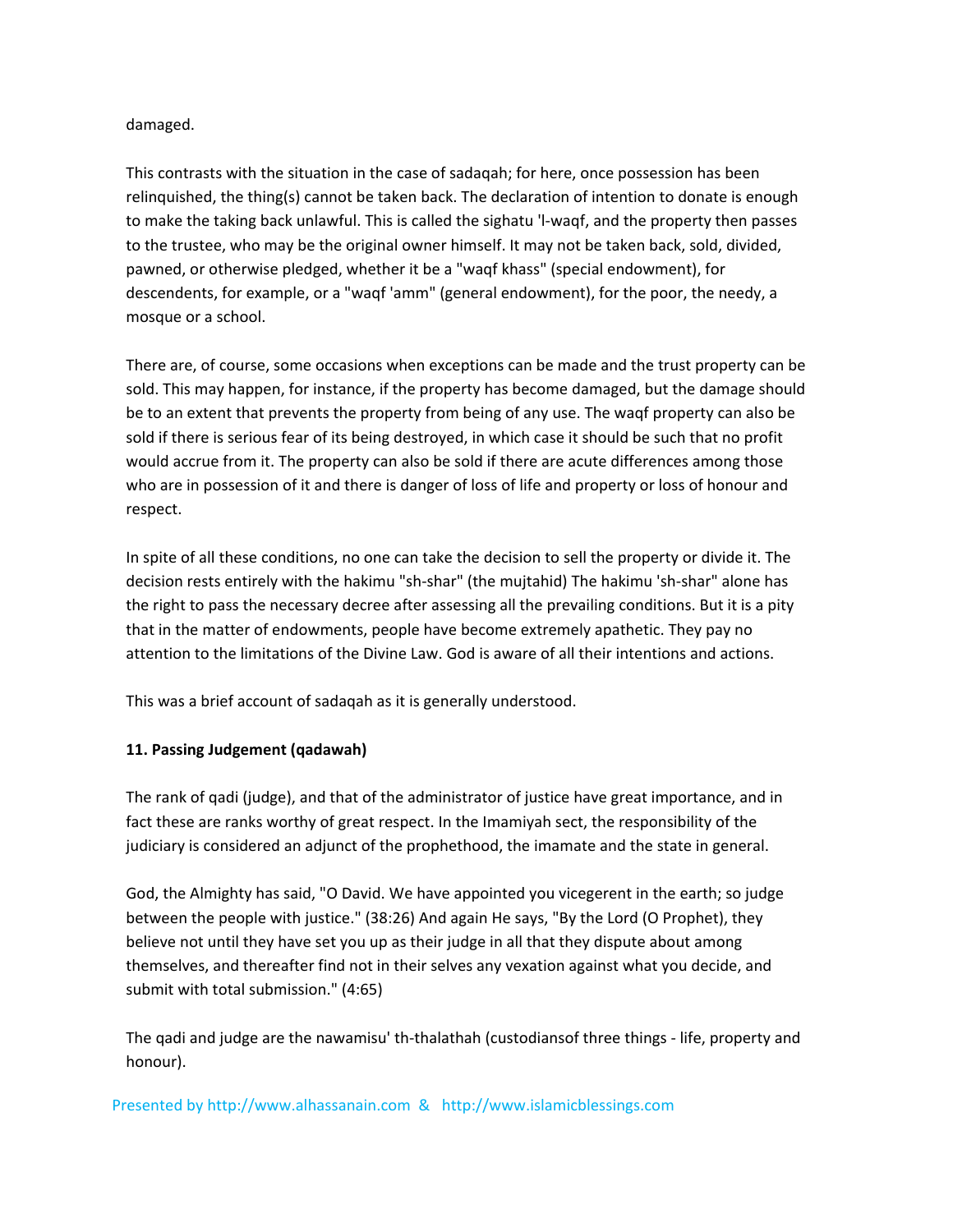damaged.

This contrasts with the situation in the case of sadaqah; for here, once possession has been relinquished, the thing(s) cannot be taken back. The declaration of intention to donate is enough to make the taking back unlawful. This is called the sighatu 'l-waqf, and the property then passes to the trustee, who may be the original owner himself. It may not be taken back, sold, divided, pawned, or otherwise pledged, whether it be a "waqf khass" (special endowment), for descendents, for example, or a "waqf 'amm" (general endowment), for the poor, the needy, a mosque or a school.

There are, of course, some occasions when exceptions can be made and the trust property can be sold. This may happen, for instance, if the property has become damaged, but the damage should be to an extent that prevents the property from being of any use. The waqf property can also be sold if there is serious fear of its being destroyed, in which case it should be such that no profit would accrue from it. The property can also be sold if there are acute differences among those who are in possession of it and there is danger of loss of life and property or loss of honour and respect.

In spite of all these conditions, no one can take the decision to sell the property or divide it. The decision rests entirely with the hakimu "sh-shar" (the mujtahid) The hakimu 'sh-shar" alone has the right to pass the necessary decree after assessing all the prevailing conditions. But it is a pity that in the matter of endowments, people have become extremely apathetic. They pay no attention to the limitations of the Divine Law. God is aware of all their intentions and actions.

This was a brief account of sadaqah as it is generally understood.

**11. Passing Judgement (qadawah)**

The rank of qadi (judge), and that of the administrator of justice have great importance, and in fact these are ranks worthy of great respect. In the Imamiyah sect, the responsibility of the judiciary is considered an adjunct of the prophethood, the imamate and the state in general.

God, the Almighty has said, "O David. We have appointed you vicegerent in the earth; so judge between the people with justice." (38:26) And again He says, "By the Lord (O Prophet), they believe not until they have set you up as their judge in all that they dispute about among themselves, and thereafter find not in their selves any vexation against what you decide, and submit with total submission." (4:65)

The qadi and judge are the nawamisu' th-thalathah (custodiansof three things - life, property and honour).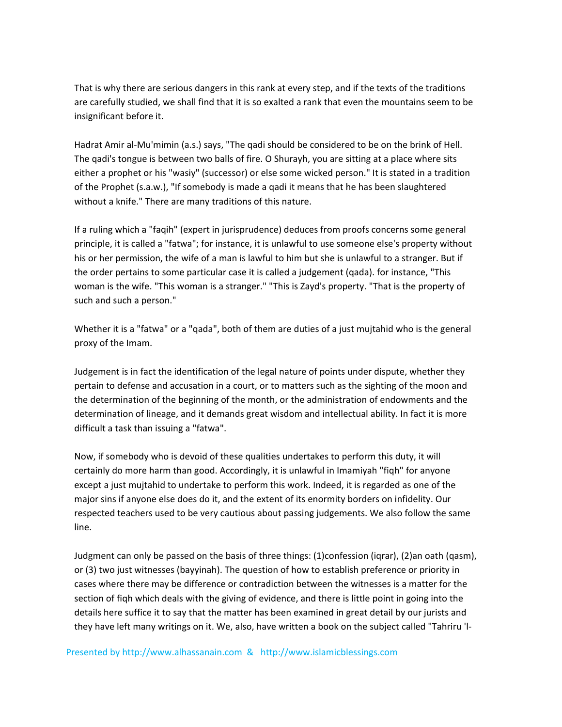That is why there are serious dangers in this rank at every step, and if the texts of the traditions are carefully studied, we shall find that it is so exalted a rank that even the mountains seem to be insignificant before it.

Hadrat Amir al-Mu'mimin (a.s.) says, "The qadi should be considered to be on the brink of Hell. The qadi's tongue is between two balls of fire. O Shurayh, you are sitting at a place where sits either a prophet or his "wasiy" (successor) or else some wicked person." It is stated in a tradition of the Prophet (s.a.w.), "If somebody is made a qadi it means that he has been slaughtered without a knife." There are many traditions of this nature.

If a ruling which a "faqih" (expert in jurisprudence) deduces from proofs concerns some general principle, it is called a "fatwa"; for instance, it is unlawful to use someone else's property without his or her permission, the wife of a man is lawful to him but she is unlawful to a stranger. But if the order pertains to some particular case it is called a judgement (qada). for instance, "This woman is the wife. "This woman is a stranger." "This is Zayd's property. "That is the property of such and such a person."

Whether it is a "fatwa" or a "qada", both of them are duties of a just mujtahid who is the general proxy of the Imam.

Judgement is in fact the identification of the legal nature of points under dispute, whether they pertain to defense and accusation in a court, or to matters such as the sighting of the moon and the determination of the beginning of the month, or the administration of endowments and the determination of lineage, and it demands great wisdom and intellectual ability. In fact it is more difficult a task than issuing a "fatwa".

Now, if somebody who is devoid of these qualities undertakes to perform this duty, it will certainly do more harm than good. Accordingly, it is unlawful in Imamiyah "fiqh" for anyone except a just mujtahid to undertake to perform this work. Indeed, it is regarded as one of the major sins if anyone else does do it, and the extent of its enormity borders on infidelity. Our respected teachers used to be very cautious about passing judgements. We also follow the same line.

Judgment can only be passed on the basis of three things: (1)confession (iqrar), (2)an oath (qasm), or (3) two just witnesses (bayyinah). The question of how to establish preference or priority in cases where there may be difference or contradiction between the witnesses is a matter for the section of fiqh which deals with the giving of evidence, and there is little point in going into the details here suffice it to say that the matter has been examined in great detail by our jurists and they have left many writings on it. We, also, have written a book on the subject called "Tahriru 'l-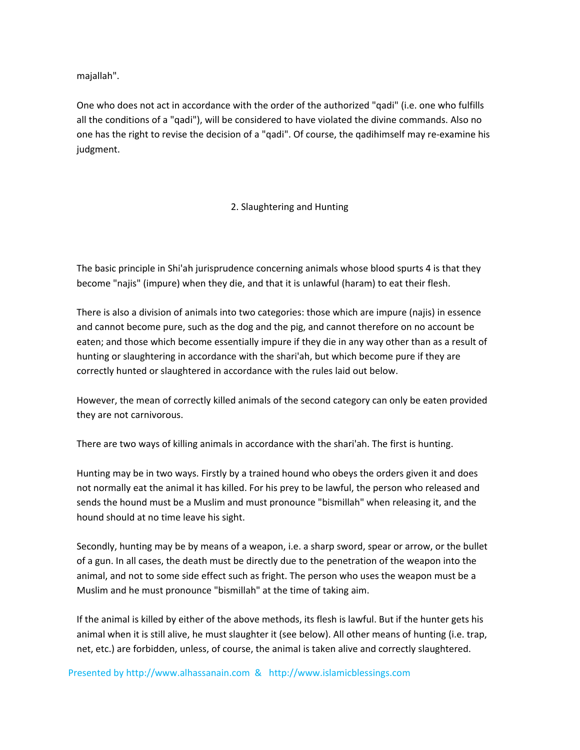majallah".

One who does not act in accordance with the order of the authorized "qadi" (i.e. one who fulfills all the conditions of a "qadi"), will be considered to have violated the divine commands. Also no one has the right to revise the decision of a "qadi". Of course, the qadihimself may re-examine his judgment.

## 2. Slaughtering and Hunting

The basic principle in Shi'ah jurisprudence concerning animals whose blood spurts 4 is that they become "najis" (impure) when they die, and that it is unlawful (haram) to eat their flesh.

There is also a division of animals into two categories: those which are impure (najis) in essence and cannot become pure, such as the dog and the pig, and cannot therefore on no account be eaten; and those which become essentially impure if they die in any way other than as a result of hunting or slaughtering in accordance with the shari'ah, but which become pure if they are correctly hunted or slaughtered in accordance with the rules laid out below.

However, the mean of correctly killed animals of the second category can only be eaten provided they are not carnivorous.

There are two ways of killing animals in accordance with the shari'ah. The first is hunting.

Hunting may be in two ways. Firstly by a trained hound who obeys the orders given it and does not normally eat the animal it has killed. For his prey to be lawful, the person who released and sends the hound must be a Muslim and must pronounce "bismillah" when releasing it, and the hound should at no time leave his sight.

Secondly, hunting may be by means of a weapon, i.e. a sharp sword, spear or arrow, or the bullet of a gun. In all cases, the death must be directly due to the penetration of the weapon into the animal, and not to some side effect such as fright. The person who uses the weapon must be a Muslim and he must pronounce "bismillah" at the time of taking aim.

If the animal is killed by either of the above methods, its flesh is lawful. But if the hunter gets his animal when it is still alive, he must slaughter it (see below). All other means of hunting (i.e. trap, net, etc.) are forbidden, unless, of course, the animal is taken alive and correctly slaughtered.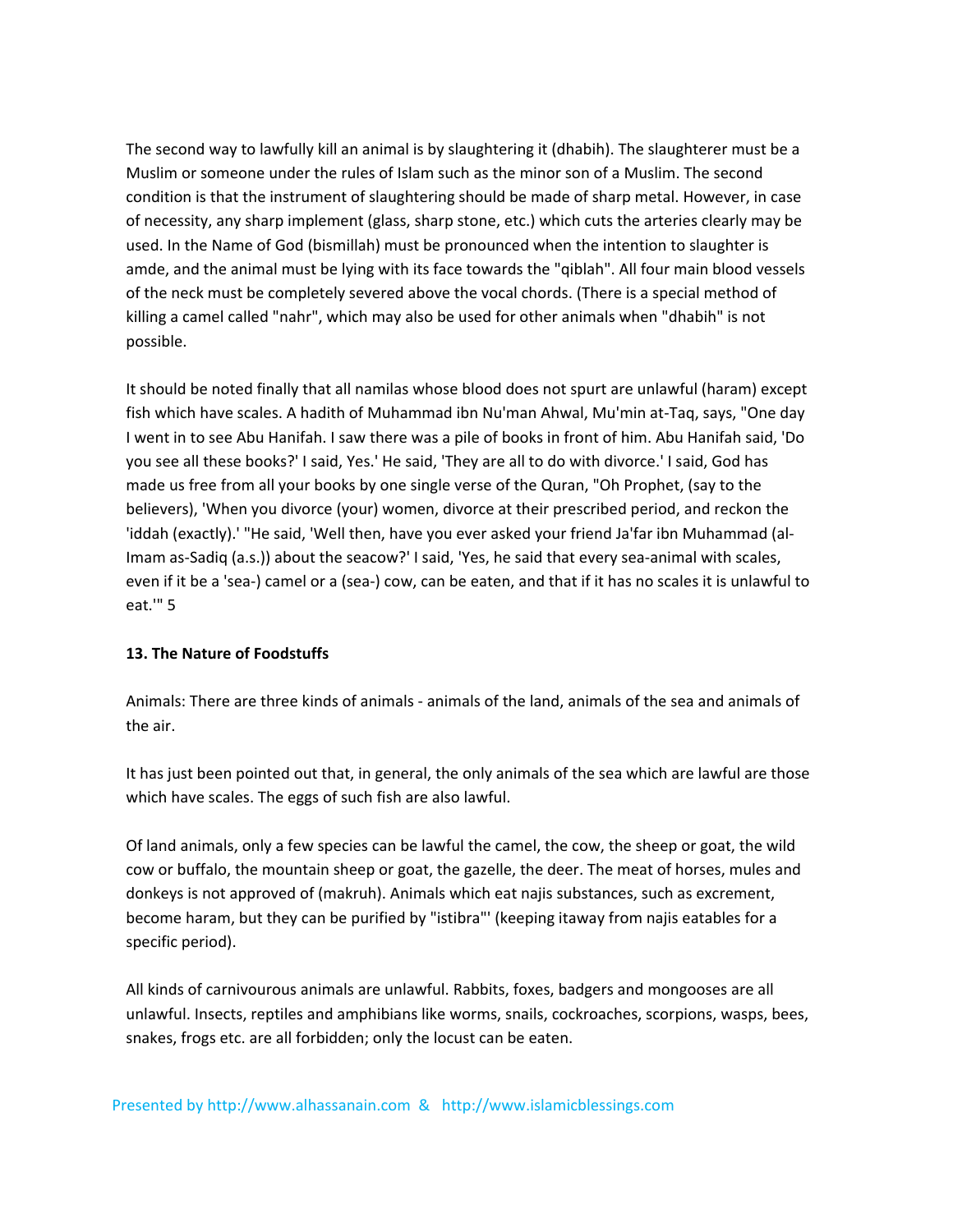The second way to lawfully kill an animal is by slaughtering it (dhabih). The slaughterer must be a Muslim or someone under the rules of Islam such as the minor son of a Muslim. The second condition is that the instrument of slaughtering should be made of sharp metal. However, in case of necessity, any sharp implement (glass, sharp stone, etc.) which cuts the arteries clearly may be used. In the Name of God (bismillah) must be pronounced when the intention to slaughter is amde, and the animal must be lying with its face towards the "qiblah". All four main blood vessels of the neck must be completely severed above the vocal chords. (There is a special method of killing a camel called "nahr", which may also be used for other animals when "dhabih" is not possible.

It should be noted finally that all namilas whose blood does not spurt are unlawful (haram) except fish which have scales. A hadith of Muhammad ibn Nu'man Ahwal, Mu'min at-Taq, says, "One day I went in to see Abu Hanifah. I saw there was a pile of books in front of him. Abu Hanifah said, 'Do you see all these books?' I said, Yes.' He said, 'They are all to do with divorce.' I said, God has made us free from all your books by one single verse of the Quran, "Oh Prophet, (say to the believers), 'When you divorce (your) women, divorce at their prescribed period, and reckon the 'iddah (exactly).' "He said, 'Well then, have you ever asked your friend Ja'far ibn Muhammad (al-Imam as-Sadiq (a.s.)) about the seacow?' I said, 'Yes, he said that every sea-animal with scales, even if it be a 'sea-) camel or a (sea-) cow, can be eaten, and that if it has no scales it is unlawful to eat.'" 5

**13. The Nature of Foodstuffs**

Animals: There are three kinds of animals - animals of the land, animals of the sea and animals of the air.

It has just been pointed out that, in general, the only animals of the sea which are lawful are those which have scales. The eggs of such fish are also lawful.

Of land animals, only a few species can be lawful the camel, the cow, the sheep or goat, the wild cow or buffalo, the mountain sheep or goat, the gazelle, the deer. The meat of horses, mules and donkeys is not approved of (makruh). Animals which eat najis substances, such as excrement, become haram, but they can be purified by "istibra"' (keeping itaway from najis eatables for a specific period).

All kinds of carnivourous animals are unlawful. Rabbits, foxes, badgers and mongooses are all unlawful. Insects, reptiles and amphibians like worms, snails, cockroaches, scorpions, wasps, bees, snakes, frogs etc. are all forbidden; only the locust can be eaten.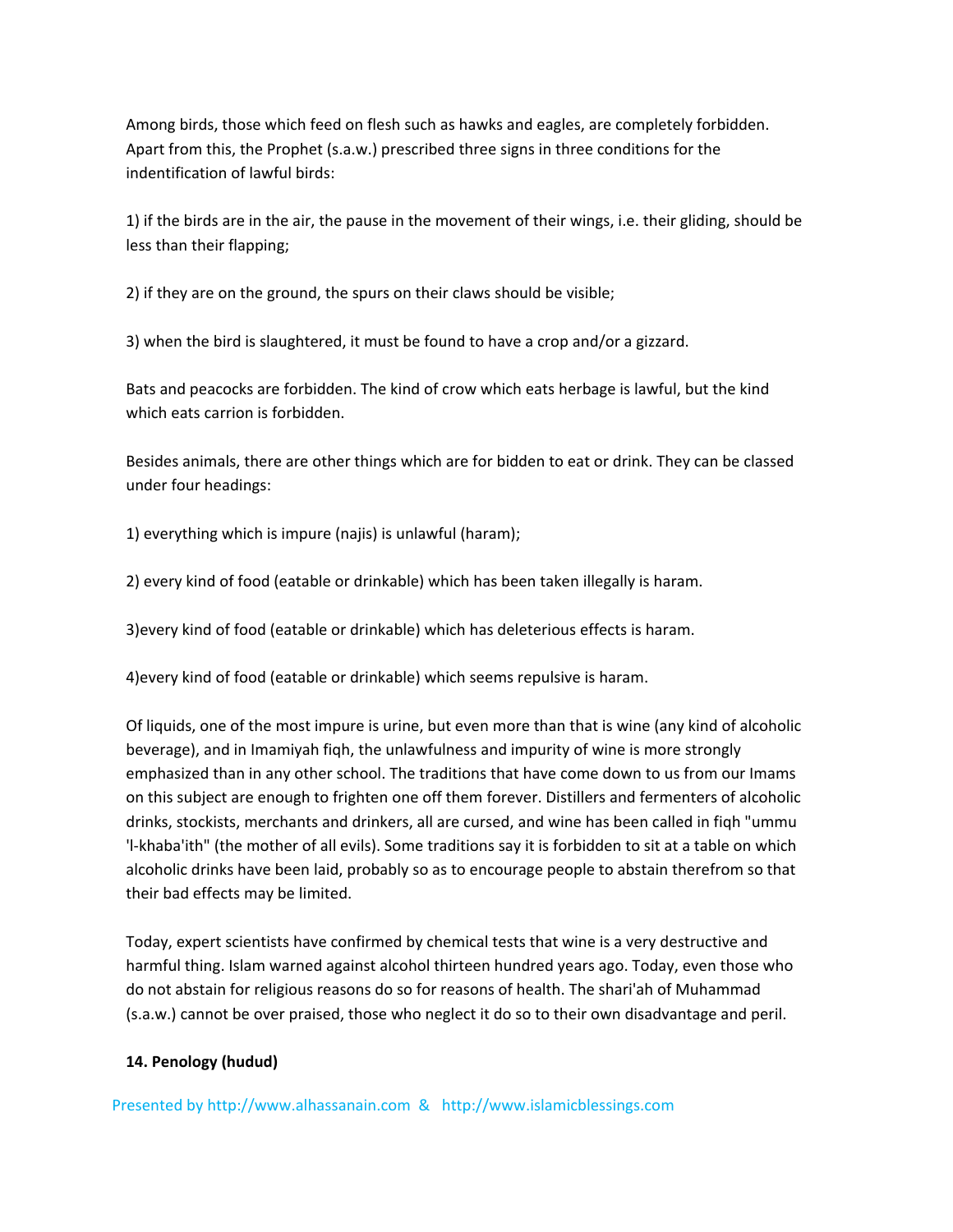Among birds, those which feed on flesh such as hawks and eagles, are completely forbidden. Apart from this, the Prophet (s.a.w.) prescribed three signs in three conditions for the indentification of lawful birds:

1) if the birds are in the air, the pause in the movement of their wings, i.e. their gliding, should be less than their flapping;

2) if they are on the ground, the spurs on their claws should be visible;

3) when the bird is slaughtered, it must be found to have a crop and/or a gizzard.

Bats and peacocks are forbidden. The kind of crow which eats herbage is lawful, but the kind which eats carrion is forbidden.

Besides animals, there are other things which are for bidden to eat or drink. They can be classed under four headings:

1) everything which is impure (najis) is unlawful (haram);

2) every kind of food (eatable or drinkable) which has been taken illegally is haram.

3)every kind of food (eatable or drinkable) which has deleterious effects is haram.

4)every kind of food (eatable or drinkable) which seems repulsive is haram.

Of liquids, one of the most impure is urine, but even more than that is wine (any kind of alcoholic beverage), and in Imamiyah fiqh, the unlawfulness and impurity of wine is more strongly emphasized than in any other school. The traditions that have come down to us from our Imams on this subject are enough to frighten one off them forever. Distillers and fermenters of alcoholic drinks, stockists, merchants and drinkers, all are cursed, and wine has been called in fiqh "ummu 'l-khaba'ith" (the mother of all evils). Some traditions say it is forbidden to sit at a table on which alcoholic drinks have been laid, probably so as to encourage people to abstain therefrom so that their bad effects may be limited.

Today, expert scientists have confirmed by chemical tests that wine is a very destructive and harmful thing. Islam warned against alcohol thirteen hundred years ago. Today, even those who do not abstain for religious reasons do so for reasons of health. The shari'ah of Muhammad (s.a.w.) cannot be over praised, those who neglect it do so to their own disadvantage and peril.

**14. Penology (hudud)**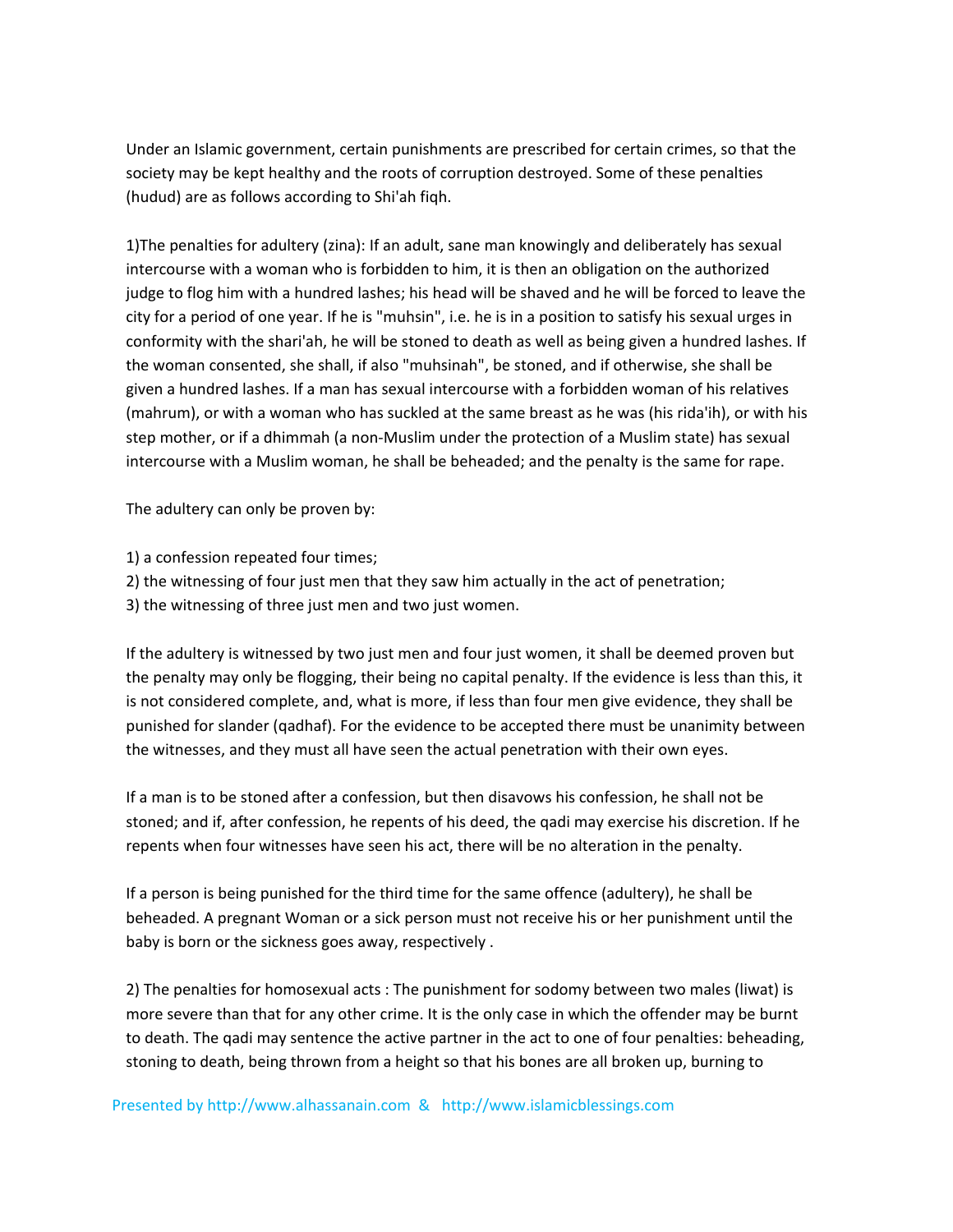Under an Islamic government, certain punishments are prescribed for certain crimes, so that the society may be kept healthy and the roots of corruption destroyed. Some of these penalties (hudud) are as follows according to Shi'ah fiqh.

1)The penalties for adultery (zina): If an adult, sane man knowingly and deliberately has sexual intercourse with a woman who is forbidden to him, it is then an obligation on the authorized judge to flog him with a hundred lashes; his head will be shaved and he will be forced to leave the city for a period of one year. If he is "muhsin", i.e. he is in a position to satisfy his sexual urges in conformity with the shari'ah, he will be stoned to death as well as being given a hundred lashes. If the woman consented, she shall, if also "muhsinah", be stoned, and if otherwise, she shall be given a hundred lashes. If a man has sexual intercourse with a forbidden woman of his relatives (mahrum), or with a woman who has suckled at the same breast as he was (his rida'ih), or with his step mother, or if a dhimmah (a non-Muslim under the protection of a Muslim state) has sexual intercourse with a Muslim woman, he shall be beheaded; and the penalty is the same for rape.

The adultery can only be proven by:

1) a confession repeated four times;
2) the witnessing of four just men that they saw him actually in the act of penetration;
3) the witnessing of three just men and two just women.

If the adultery is witnessed by two just men and four just women, it shall be deemed proven but the penalty may only be flogging, their being no capital penalty. If the evidence is less than this, it is not considered complete, and, what is more, if less than four men give evidence, they shall be punished for slander (qadhaf). For the evidence to be accepted there must be unanimity between the witnesses, and they must all have seen the actual penetration with their own eyes.

If a man is to be stoned after a confession, but then disavows his confession, he shall not be stoned; and if, after confession, he repents of his deed, the qadi may exercise his discretion. If he repents when four witnesses have seen his act, there will be no alteration in the penalty.

If a person is being punished for the third time for the same offence (adultery), he shall be beheaded. A pregnant Woman or a sick person must not receive his or her punishment until the baby is born or the sickness goes away, respectively .

2) The penalties for homosexual acts : The punishment for sodomy between two males (liwat) is more severe than that for any other crime. It is the only case in which the offender may be burnt to death. The qadi may sentence the active partner in the act to one of four penalties: beheading, stoning to death, being thrown from a height so that his bones are all broken up, burning to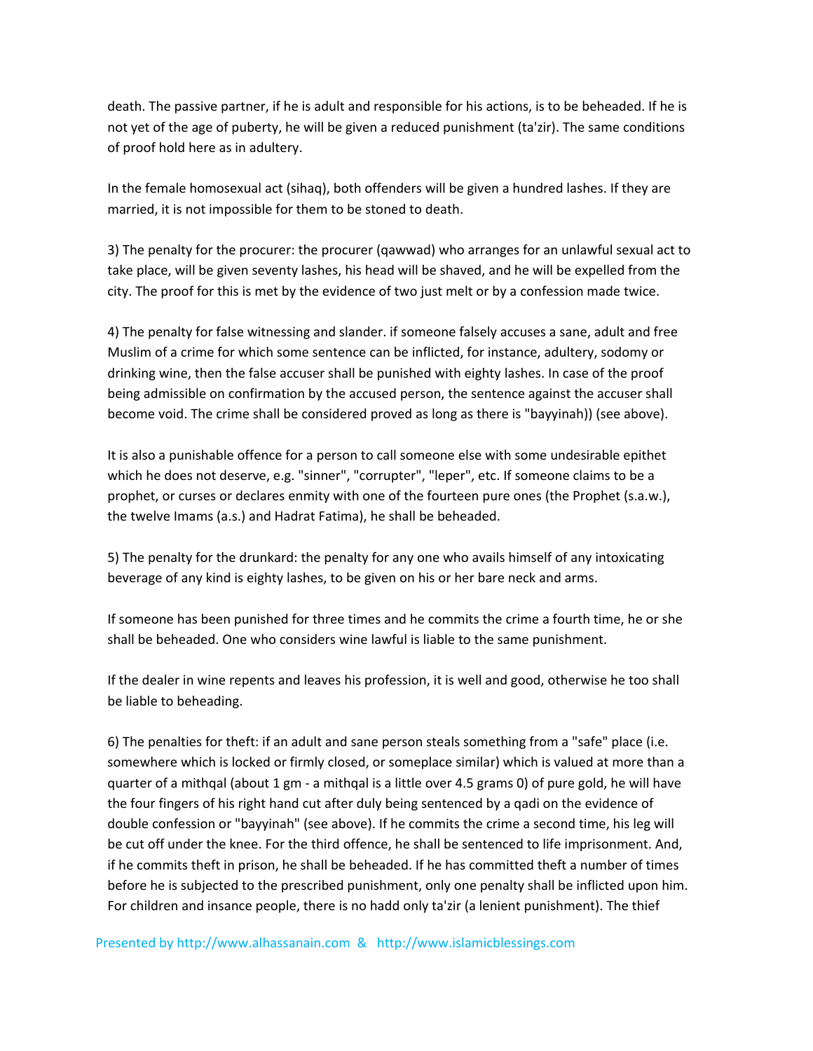death. The passive partner, if he is adult and responsible for his actions, is to be beheaded. If he is not yet of the age of puberty, he will be given a reduced punishment (ta'zir). The same conditions of proof hold here as in adultery.

In the female homosexual act (sihaq), both offenders will be given a hundred lashes. If they are married, it is not impossible for them to be stoned to death.

3) The penalty for the procurer: the procurer (qawwad) who arranges for an unlawful sexual act to take place, will be given seventy lashes, his head will be shaved, and he will be expelled from the city. The proof for this is met by the evidence of two just melt or by a confession made twice.

4) The penalty for false witnessing and slander. if someone falsely accuses a sane, adult and free Muslim of a crime for which some sentence can be inflicted, for instance, adultery, sodomy or drinking wine, then the false accuser shall be punished with eighty lashes. In case of the proof being admissible on confirmation by the accused person, the sentence against the accuser shall become void. The crime shall be considered proved as long as there is "bayyinah)) (see above).

It is also a punishable offence for a person to call someone else with some undesirable epithet which he does not deserve, e.g. "sinner", "corrupter", "leper", etc. If someone claims to be a prophet, or curses or declares enmity with one of the fourteen pure ones (the Prophet (s.a.w.), the twelve Imams (a.s.) and Hadrat Fatima), he shall be beheaded.

5) The penalty for the drunkard: the penalty for any one who avails himself of any intoxicating beverage of any kind is eighty lashes, to be given on his or her bare neck and arms.

If someone has been punished for three times and he commits the crime a fourth time, he or she shall be beheaded. One who considers wine lawful is liable to the same punishment.

If the dealer in wine repents and leaves his profession, it is well and good, otherwise he too shall be liable to beheading.

6) The penalties for theft: if an adult and sane person steals something from a "safe" place (i.e. somewhere which is locked or firmly closed, or someplace similar) which is valued at more than a quarter of a mithqal (about 1 gm - a mithqal is a little over 4.5 grams 0) of pure gold, he will have the four fingers of his right hand cut after duly being sentenced by a qadi on the evidence of double confession or "bayyinah" (see above). If he commits the crime a second time, his leg will be cut off under the knee. For the third offence, he shall be sentenced to life imprisonment. And, if he commits theft in prison, he shall be beheaded. If he has committed theft a number of times before he is subjected to the prescribed punishment, only one penalty shall be inflicted upon him. For children and insance people, there is no hadd only ta'zir (a lenient punishment). The thief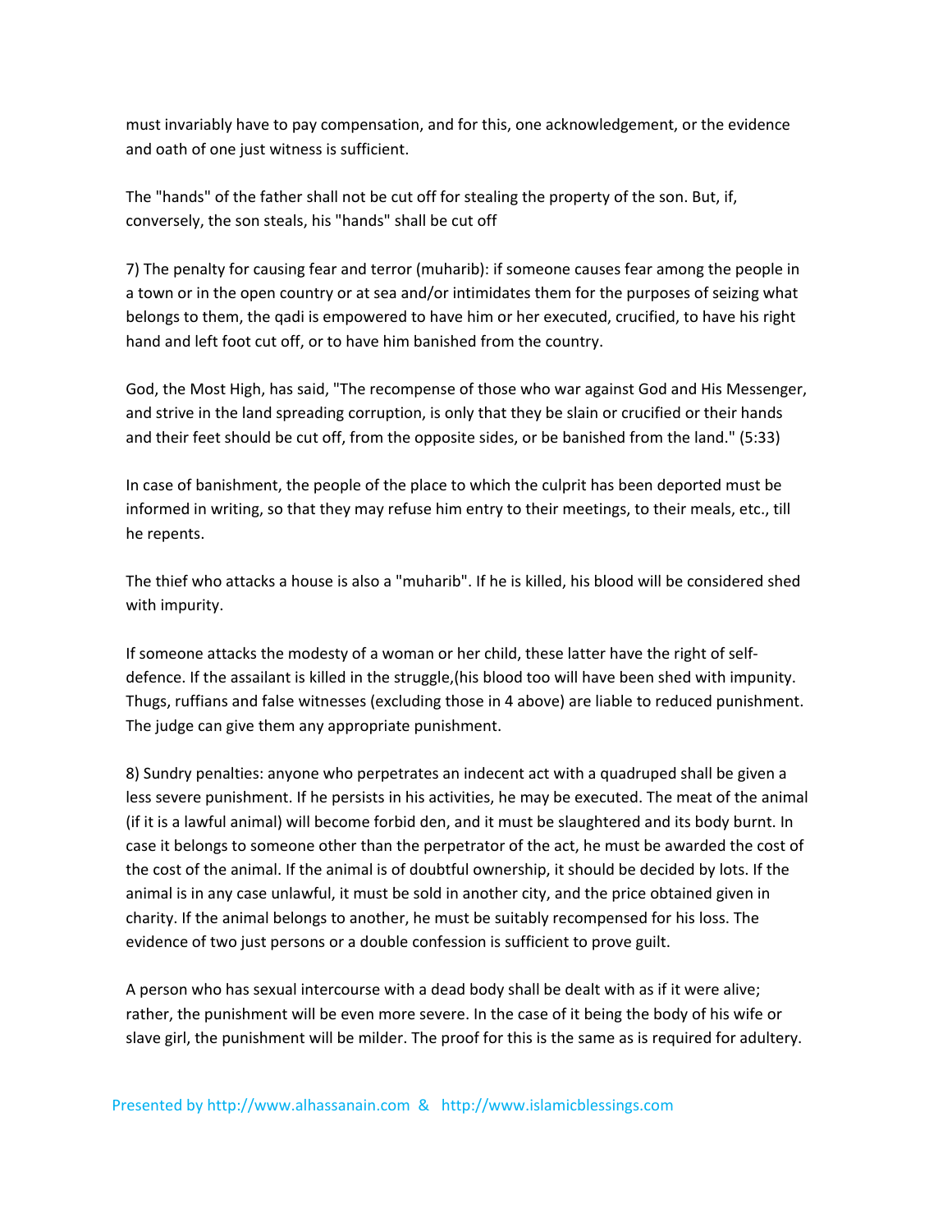must invariably have to pay compensation, and for this, one acknowledgement, or the evidence and oath of one just witness is sufficient.

The "hands" of the father shall not be cut off for stealing the property of the son. But, if, conversely, the son steals, his "hands" shall be cut off

7) The penalty for causing fear and terror (muharib): if someone causes fear among the people in a town or in the open country or at sea and/or intimidates them for the purposes of seizing what belongs to them, the qadi is empowered to have him or her executed, crucified, to have his right hand and left foot cut off, or to have him banished from the country.

God, the Most High, has said, "The recompense of those who war against God and His Messenger, and strive in the land spreading corruption, is only that they be slain or crucified or their hands and their feet should be cut off, from the opposite sides, or be banished from the land." (5:33)

In case of banishment, the people of the place to which the culprit has been deported must be informed in writing, so that they may refuse him entry to their meetings, to their meals, etc., till he repents.

The thief who attacks a house is also a "muharib". If he is killed, his blood will be considered shed with impurity.

If someone attacks the modesty of a woman or her child, these latter have the right of self-defence. If the assailant is killed in the struggle,(his blood too will have been shed with impunity. Thugs, ruffians and false witnesses (excluding those in 4 above) are liable to reduced punishment. The judge can give them any appropriate punishment.

8) Sundry penalties: anyone who perpetrates an indecent act with a quadruped shall be given a less severe punishment. If he persists in his activities, he may be executed. The meat of the animal (if it is a lawful animal) will become forbid den, and it must be slaughtered and its body burnt. In case it belongs to someone other than the perpetrator of the act, he must be awarded the cost of the cost of the animal. If the animal is of doubtful ownership, it should be decided by lots. If the animal is in any case unlawful, it must be sold in another city, and the price obtained given in charity. If the animal belongs to another, he must be suitably recompensed for his loss. The evidence of two just persons or a double confession is sufficient to prove guilt.

A person who has sexual intercourse with a dead body shall be dealt with as if it were alive; rather, the punishment will be even more severe. In the case of it being the body of his wife or slave girl, the punishment will be milder. The proof for this is the same as is required for adultery.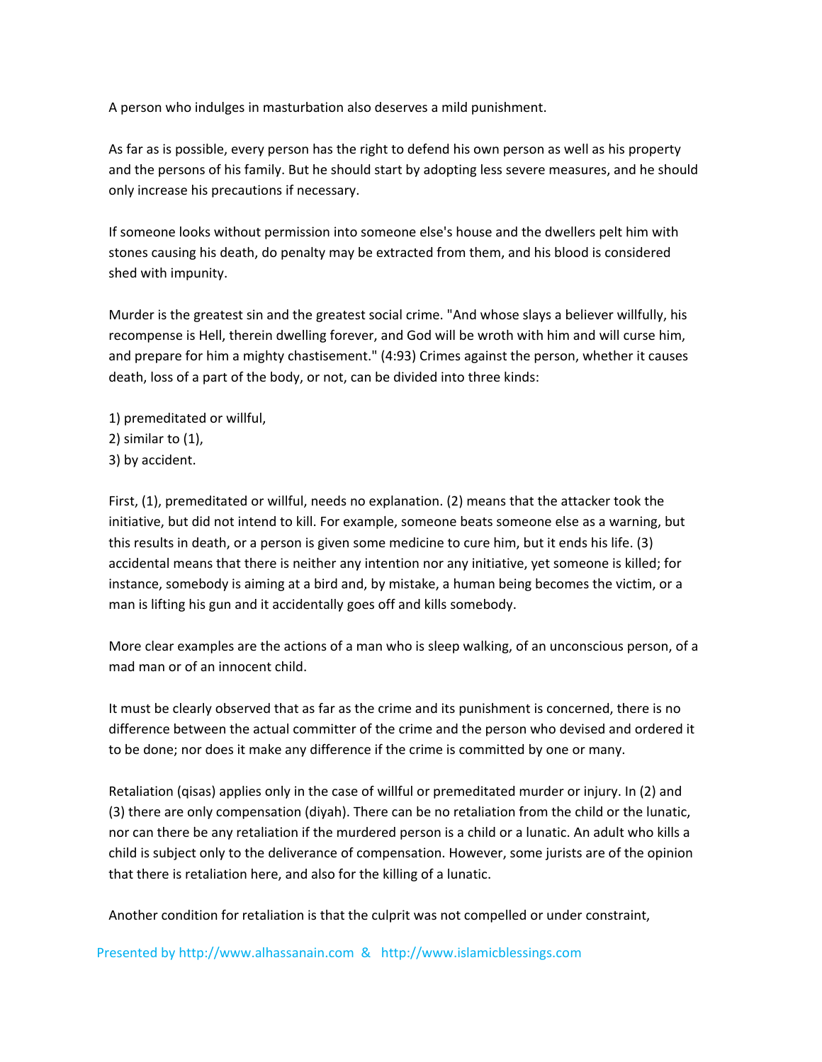A person who indulges in masturbation also deserves a mild punishment.

As far as is possible, every person has the right to defend his own person as well as his property and the persons of his family. But he should start by adopting less severe measures, and he should only increase his precautions if necessary.

If someone looks without permission into someone else's house and the dwellers pelt him with stones causing his death, do penalty may be extracted from them, and his blood is considered shed with impunity.

Murder is the greatest sin and the greatest social crime. "And whose slays a believer willfully, his recompense is Hell, therein dwelling forever, and God will be wroth with him and will curse him, and prepare for him a mighty chastisement." (4:93) Crimes against the person, whether it causes death, loss of a part of the body, or not, can be divided into three kinds:

1) premeditated or willful,
2) similar to (1),
3) by accident.

First, (1), premeditated or willful, needs no explanation. (2) means that the attacker took the initiative, but did not intend to kill. For example, someone beats someone else as a warning, but this results in death, or a person is given some medicine to cure him, but it ends his life. (3) accidental means that there is neither any intention nor any initiative, yet someone is killed; for instance, somebody is aiming at a bird and, by mistake, a human being becomes the victim, or a man is lifting his gun and it accidentally goes off and kills somebody.

More clear examples are the actions of a man who is sleep walking, of an unconscious person, of a mad man or of an innocent child.

It must be clearly observed that as far as the crime and its punishment is concerned, there is no difference between the actual committer of the crime and the person who devised and ordered it to be done; nor does it make any difference if the crime is committed by one or many.

Retaliation (qisas) applies only in the case of willful or premeditated murder or injury. In (2) and (3) there are only compensation (diyah). There can be no retaliation from the child or the lunatic, nor can there be any retaliation if the murdered person is a child or a lunatic. An adult who kills a child is subject only to the deliverance of compensation. However, some jurists are of the opinion that there is retaliation here, and also for the killing of a lunatic.

Another condition for retaliation is that the culprit was not compelled or under constraint,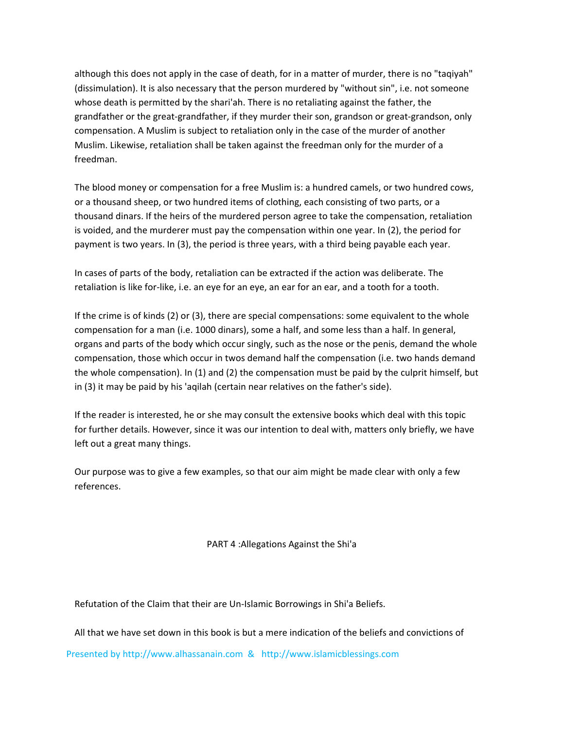although this does not apply in the case of death, for in a matter of murder, there is no "taqiyah" (dissimulation). It is also necessary that the person murdered by "without sin", i.e. not someone whose death is permitted by the shari'ah. There is no retaliating against the father, the grandfather or the great-grandfather, if they murder their son, grandson or great-grandson, only compensation. A Muslim is subject to retaliation only in the case of the murder of another Muslim. Likewise, retaliation shall be taken against the freedman only for the murder of a freedman.

The blood money or compensation for a free Muslim is: a hundred camels, or two hundred cows, or a thousand sheep, or two hundred items of clothing, each consisting of two parts, or a thousand dinars. If the heirs of the murdered person agree to take the compensation, retaliation is voided, and the murderer must pay the compensation within one year. In (2), the period for payment is two years. In (3), the period is three years, with a third being payable each year.

In cases of parts of the body, retaliation can be extracted if the action was deliberate. The retaliation is like for-like, i.e. an eye for an eye, an ear for an ear, and a tooth for a tooth.

If the crime is of kinds (2) or (3), there are special compensations: some equivalent to the whole compensation for a man (i.e. 1000 dinars), some a half, and some less than a half. In general, organs and parts of the body which occur singly, such as the nose or the penis, demand the whole compensation, those which occur in twos demand half the compensation (i.e. two hands demand the whole compensation). In (1) and (2) the compensation must be paid by the culprit himself, but in (3) it may be paid by his 'aqilah (certain near relatives on the father's side).

If the reader is interested, he or she may consult the extensive books which deal with this topic for further details. However, since it was our intention to deal with, matters only briefly, we have left out a great many things.

Our purpose was to give a few examples, so that our aim might be made clear with only a few references.

# PART 4 :Allegations Against the Shi'a

## Refutation of the Claim that their are Un-Islamic Borrowings in Shi'a Beliefs.

All that we have set down in this book is but a mere indication of the beliefs and convictions of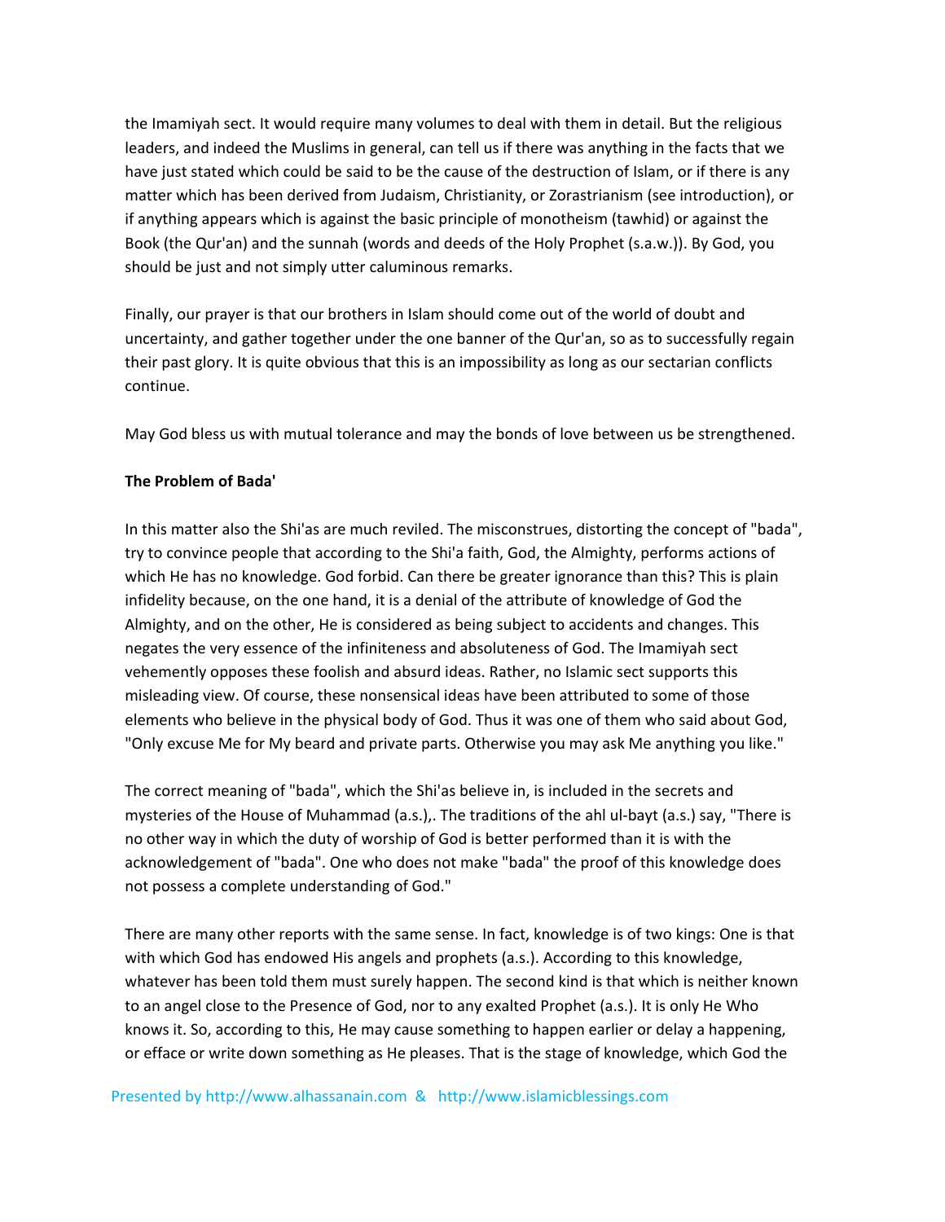the Imamiyah sect. It would require many volumes to deal with them in detail. But the religious leaders, and indeed the Muslims in general, can tell us if there was anything in the facts that we have just stated which could be said to be the cause of the destruction of Islam, or if there is any matter which has been derived from Judaism, Christianity, or Zorastrianism (see introduction), or if anything appears which is against the basic principle of monotheism (tawhid) or against the Book (the Qur'an) and the sunnah (words and deeds of the Holy Prophet (s.a.w.)). By God, you should be just and not simply utter caluminous remarks.

Finally, our prayer is that our brothers in Islam should come out of the world of doubt and uncertainty, and gather together under the one banner of the Qur'an, so as to successfully regain their past glory. It is quite obvious that this is an impossibility as long as our sectarian conflicts continue.

May God bless us with mutual tolerance and may the bonds of love between us be strengthened.

**The Problem of Bada'**

In this matter also the Shi'as are much reviled. The misconstrues, distorting the concept of "bada", try to convince people that according to the Shi'a faith, God, the Almighty, performs actions of which He has no knowledge. God forbid. Can there be greater ignorance than this? This is plain infidelity because, on the one hand, it is a denial of the attribute of knowledge of God the Almighty, and on the other, He is considered as being subject to accidents and changes. This negates the very essence of the infiniteness and absoluteness of God. The Imamiyah sect vehemently opposes these foolish and absurd ideas. Rather, no Islamic sect supports this misleading view. Of course, these nonsensical ideas have been attributed to some of those elements who believe in the physical body of God. Thus it was one of them who said about God, "Only excuse Me for My beard and private parts. Otherwise you may ask Me anything you like."

The correct meaning of "bada", which the Shi'as believe in, is included in the secrets and mysteries of the House of Muhammad (a.s.),. The traditions of the ahl ul-bayt (a.s.) say, "There is no other way in which the duty of worship of God is better performed than it is with the acknowledgement of "bada". One who does not make "bada" the proof of this knowledge does not possess a complete understanding of God."

There are many other reports with the same sense. In fact, knowledge is of two kings: One is that with which God has endowed His angels and prophets (a.s.). According to this knowledge, whatever has been told them must surely happen. The second kind is that which is neither known to an angel close to the Presence of God, nor to any exalted Prophet (a.s.). It is only He Who knows it. So, according to this, He may cause something to happen earlier or delay a happening, or efface or write down something as He pleases. That is the stage of knowledge, which God the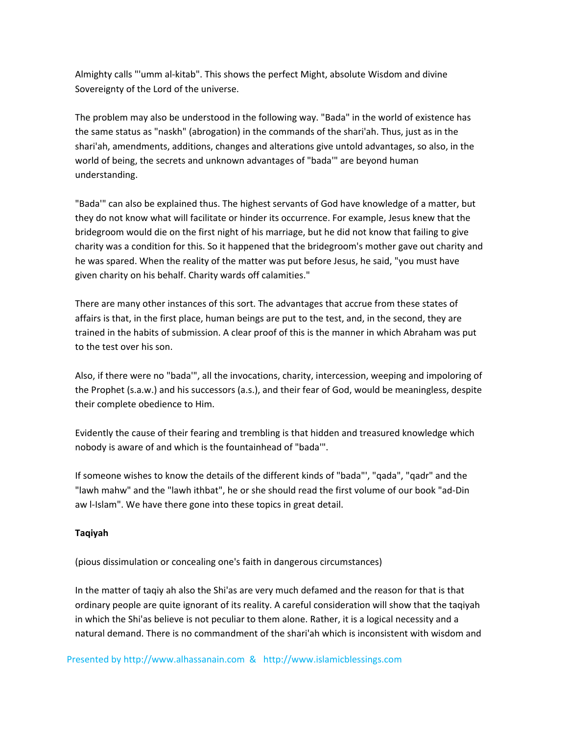Almighty calls "'umm al-kitab". This shows the perfect Might, absolute Wisdom and divine Sovereignty of the Lord of the universe.

The problem may also be understood in the following way. "Bada" in the world of existence has the same status as "naskh" (abrogation) in the commands of the shari'ah. Thus, just as in the shari'ah, amendments, additions, changes and alterations give untold advantages, so also, in the world of being, the secrets and unknown advantages of "bada'" are beyond human understanding.

"Bada'" can also be explained thus. The highest servants of God have knowledge of a matter, but they do not know what will facilitate or hinder its occurrence. For example, Jesus knew that the bridegroom would die on the first night of his marriage, but he did not know that failing to give charity was a condition for this. So it happened that the bridegroom's mother gave out charity and he was spared. When the reality of the matter was put before Jesus, he said, "you must have given charity on his behalf. Charity wards off calamities."

There are many other instances of this sort. The advantages that accrue from these states of affairs is that, in the first place, human beings are put to the test, and, in the second, they are trained in the habits of submission. A clear proof of this is the manner in which Abraham was put to the test over his son.

Also, if there were no "bada'", all the invocations, charity, intercession, weeping and impoloring of the Prophet (s.a.w.) and his successors (a.s.), and their fear of God, would be meaningless, despite their complete obedience to Him.

Evidently the cause of their fearing and trembling is that hidden and treasured knowledge which nobody is aware of and which is the fountainhead of "bada'".

If someone wishes to know the details of the different kinds of "bada'", "qada", "qadr" and the "lawh mahw" and the "lawh ithbat", he or she should read the first volume of our book "ad-Din aw l-Islam". We have there gone into these topics in great detail.

**Taqiyah**

(pious dissimulation or concealing one's faith in dangerous circumstances)

In the matter of taqiy ah also the Shi'as are very much defamed and the reason for that is that ordinary people are quite ignorant of its reality. A careful consideration will show that the taqiyah in which the Shi'as believe is not peculiar to them alone. Rather, it is a logical necessity and a natural demand. There is no commandment of the shari'ah which is inconsistent with wisdom and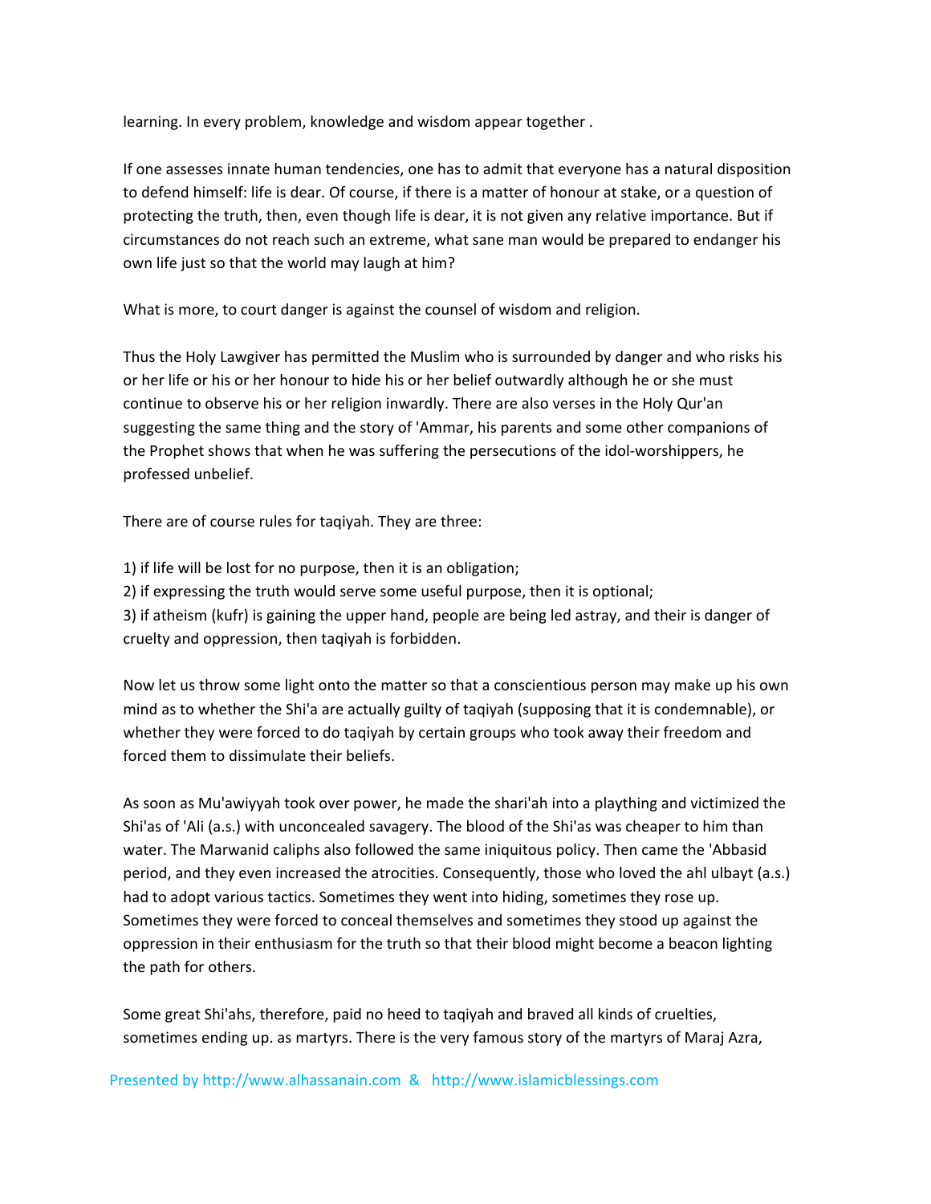learning. In every problem, knowledge and wisdom appear together .

If one assesses innate human tendencies, one has to admit that everyone has a natural disposition to defend himself: life is dear. Of course, if there is a matter of honour at stake, or a question of protecting the truth, then, even though life is dear, it is not given any relative importance. But if circumstances do not reach such an extreme, what sane man would be prepared to endanger his own life just so that the world may laugh at him?

What is more, to court danger is against the counsel of wisdom and religion.

Thus the Holy Lawgiver has permitted the Muslim who is surrounded by danger and who risks his or her life or his or her honour to hide his or her belief outwardly although he or she must continue to observe his or her religion inwardly. There are also verses in the Holy Qur'an suggesting the same thing and the story of 'Ammar, his parents and some other companions of the Prophet shows that when he was suffering the persecutions of the idol-worshippers, he professed unbelief.

There are of course rules for taqiyah. They are three:

1) if life will be lost for no purpose, then it is an obligation;
2) if expressing the truth would serve some useful purpose, then it is optional;
3) if atheism (kufr) is gaining the upper hand, people are being led astray, and their is danger of cruelty and oppression, then taqiyah is forbidden.

Now let us throw some light onto the matter so that a conscientious person may make up his own mind as to whether the Shi'a are actually guilty of taqiyah (supposing that it is condemnable), or whether they were forced to do taqiyah by certain groups who took away their freedom and forced them to dissimulate their beliefs.

As soon as Mu'awiyyah took over power, he made the shari'ah into a plaything and victimized the Shi'as of 'Ali (a.s.) with unconcealed savagery. The blood of the Shi'as was cheaper to him than water. The Marwanid caliphs also followed the same iniquitous policy. Then came the 'Abbasid period, and they even increased the atrocities. Consequently, those who loved the ahl ulbayt (a.s.) had to adopt various tactics. Sometimes they went into hiding, sometimes they rose up. Sometimes they were forced to conceal themselves and sometimes they stood up against the oppression in their enthusiasm for the truth so that their blood might become a beacon lighting the path for others.

Some great Shi'ahs, therefore, paid no heed to taqiyah and braved all kinds of cruelties, sometimes ending up. as martyrs. There is the very famous story of the martyrs of Maraj Azra,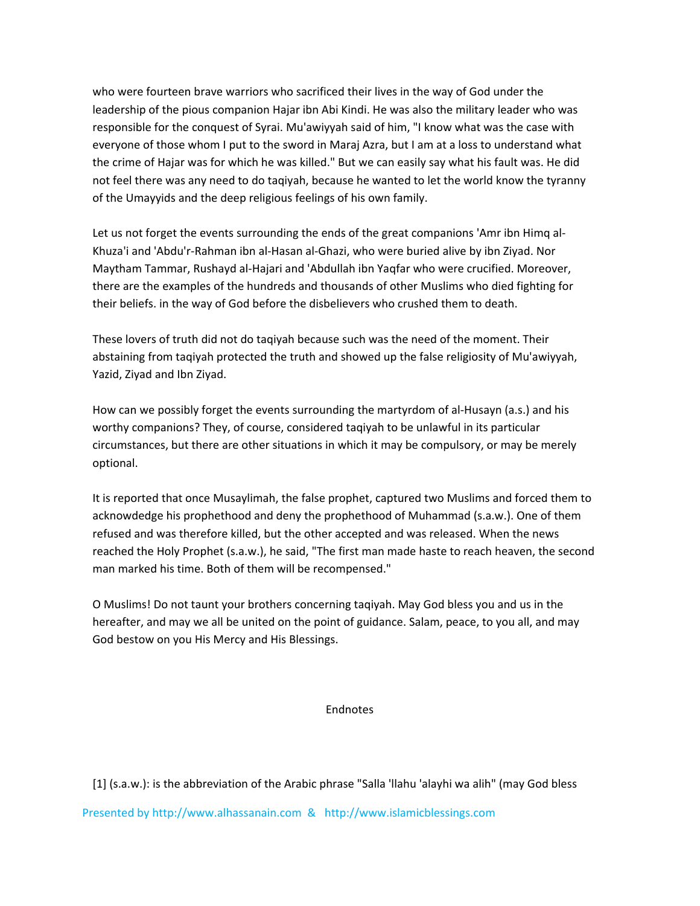who were fourteen brave warriors who sacrificed their lives in the way of God under the leadership of the pious companion Hajar ibn Abi Kindi. He was also the military leader who was responsible for the conquest of Syrai. Mu'awiyyah said of him, "I know what was the case with everyone of those whom I put to the sword in Maraj Azra, but I am at a loss to understand what the crime of Hajar was for which he was killed." But we can easily say what his fault was. He did not feel there was any need to do taqiyah, because he wanted to let the world know the tyranny of the Umayyids and the deep religious feelings of his own family.

Let us not forget the events surrounding the ends of the great companions 'Amr ibn Himq al-Khuza'i and 'Abdu'r-Rahman ibn al-Hasan al-Ghazi, who were buried alive by ibn Ziyad. Nor Maytham Tammar, Rushayd al-Hajari and 'Abdullah ibn Yaqfar who were crucified. Moreover, there are the examples of the hundreds and thousands of other Muslims who died fighting for their beliefs. in the way of God before the disbelievers who crushed them to death.

These lovers of truth did not do taqiyah because such was the need of the moment. Their abstaining from taqiyah protected the truth and showed up the false religiosity of Mu'awiyyah, Yazid, Ziyad and Ibn Ziyad.

How can we possibly forget the events surrounding the martyrdom of al-Husayn (a.s.) and his worthy companions? They, of course, considered taqiyah to be unlawful in its particular circumstances, but there are other situations in which it may be compulsory, or may be merely optional.

It is reported that once Musaylimah, the false prophet, captured two Muslims and forced them to acknowdedge his prophethood and deny the prophethood of Muhammad (s.a.w.). One of them refused and was therefore killed, but the other accepted and was released. When the news reached the Holy Prophet (s.a.w.), he said, "The first man made haste to reach heaven, the second man marked his time. Both of them will be recompensed."

O Muslims! Do not taunt your brothers concerning taqiyah. May God bless you and us in the hereafter, and may we all be united on the point of guidance. Salam, peace, to you all, and may God bestow on you His Mercy and His Blessings.

## Endnotes

[1] (s.a.w.): is the abbreviation of the Arabic phrase "Salla 'llahu 'alayhi wa alih" (may God bless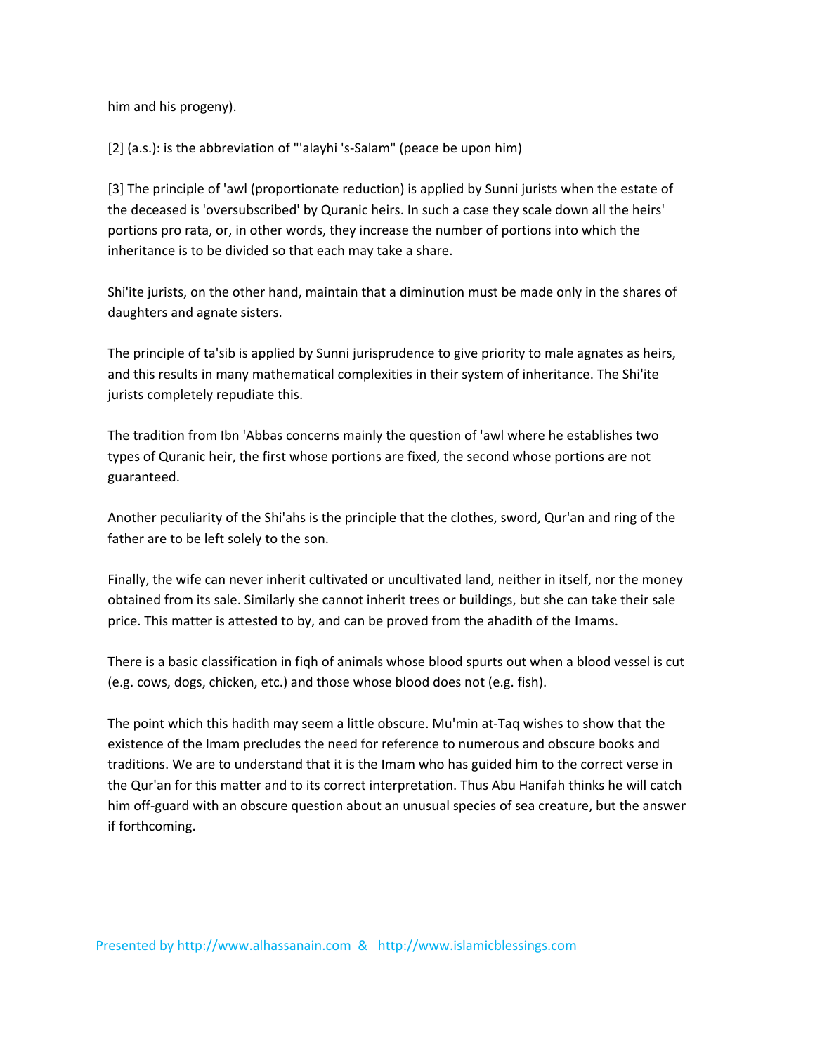him and his progeny).

[2] (a.s.): is the abbreviation of "'alayhi 's-Salam" (peace be upon him)

[3] The principle of 'awl (proportionate reduction) is applied by Sunni jurists when the estate of the deceased is 'oversubscribed' by Quranic heirs. In such a case they scale down all the heirs' portions pro rata, or, in other words, they increase the number of portions into which the inheritance is to be divided so that each may take a share.

Shi'ite jurists, on the other hand, maintain that a diminution must be made only in the shares of daughters and agnate sisters.

The principle of ta'sib is applied by Sunni jurisprudence to give priority to male agnates as heirs, and this results in many mathematical complexities in their system of inheritance. The Shi'ite jurists completely repudiate this.

The tradition from Ibn 'Abbas concerns mainly the question of 'awl where he establishes two types of Quranic heir, the first whose portions are fixed, the second whose portions are not guaranteed.

Another peculiarity of the Shi'ahs is the principle that the clothes, sword, Qur'an and ring of the father are to be left solely to the son.

Finally, the wife can never inherit cultivated or uncultivated land, neither in itself, nor the money obtained from its sale. Similarly she cannot inherit trees or buildings, but she can take their sale price. This matter is attested to by, and can be proved from the ahadith of the Imams.

There is a basic classification in fiqh of animals whose blood spurts out when a blood vessel is cut (e.g. cows, dogs, chicken, etc.) and those whose blood does not (e.g. fish).

The point which this hadith may seem a little obscure. Mu'min at-Taq wishes to show that the existence of the Imam precludes the need for reference to numerous and obscure books and traditions. We are to understand that it is the Imam who has guided him to the correct verse in the Qur'an for this matter and to its correct interpretation. Thus Abu Hanifah thinks he will catch him off-guard with an obscure question about an unusual species of sea creature, but the answer if forthcoming.

Presented by http://www.alhassanain.com & http://www.islamicblessings.com